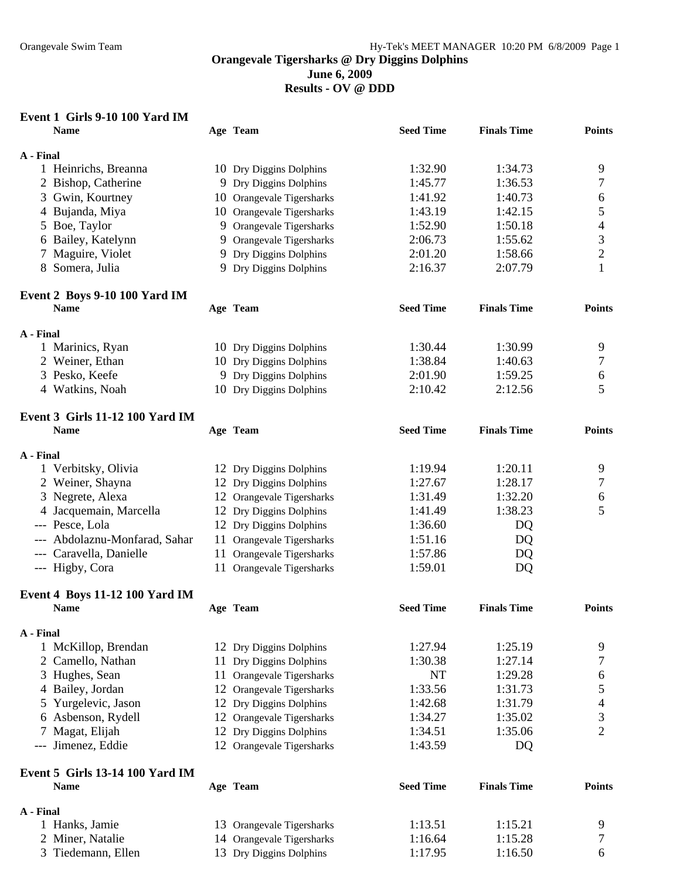**Orangevale Tigersharks @ Dry Diggins Dolphins**
**June 6, 2009**
**Results - OV @ DDD**

### Event 1 Girls 9-10 100 Yard IM

| | Name | Age | Team | Seed Time | Finals Time | Points |
|---|---|---|---|---|---|---|
| **A - Final** | | | | | | |
| 1 | Heinrichs, Breanna | 10 | Dry Diggins Dolphins | 1:32.90 | 1:34.73 | 9 |
| 2 | Bishop, Catherine | 9 | Dry Diggins Dolphins | 1:45.77 | 1:36.53 | 7 |
| 3 | Gwin, Kourtney | 10 | Orangevale Tigersharks | 1:41.92 | 1:40.73 | 6 |
| 4 | Bujanda, Miya | 10 | Orangevale Tigersharks | 1:43.19 | 1:42.15 | 5 |
| 5 | Boe, Taylor | 9 | Orangevale Tigersharks | 1:52.90 | 1:50.18 | 4 |
| 6 | Bailey, Katelynn | 9 | Orangevale Tigersharks | 2:06.73 | 1:55.62 | 3 |
| 7 | Maguire, Violet | 9 | Dry Diggins Dolphins | 2:01.20 | 1:58.66 | 2 |
| 8 | Somera, Julia | 9 | Dry Diggins Dolphins | 2:16.37 | 2:07.79 | 1 |

### Event 2 Boys 9-10 100 Yard IM

| | Name | Age | Team | Seed Time | Finals Time | Points |
|---|---|---|---|---|---|---|
| **A - Final** | | | | | | |
| 1 | Marinics, Ryan | 10 | Dry Diggins Dolphins | 1:30.44 | 1:30.99 | 9 |
| 2 | Weiner, Ethan | 10 | Dry Diggins Dolphins | 1:38.84 | 1:40.63 | 7 |
| 3 | Pesko, Keefe | 9 | Dry Diggins Dolphins | 2:01.90 | 1:59.25 | 6 |
| 4 | Watkins, Noah | 10 | Dry Diggins Dolphins | 2:10.42 | 2:12.56 | 5 |

### Event 3 Girls 11-12 100 Yard IM

| | Name | Age | Team | Seed Time | Finals Time | Points |
|---|---|---|---|---|---|---|
| **A - Final** | | | | | | |
| 1 | Verbitsky, Olivia | 12 | Dry Diggins Dolphins | 1:19.94 | 1:20.11 | 9 |
| 2 | Weiner, Shayna | 12 | Dry Diggins Dolphins | 1:27.67 | 1:28.17 | 7 |
| 3 | Negrete, Alexa | 12 | Orangevale Tigersharks | 1:31.49 | 1:32.20 | 6 |
| 4 | Jacquemain, Marcella | 12 | Dry Diggins Dolphins | 1:41.49 | 1:38.23 | 5 |
| --- | Pesce, Lola | 12 | Dry Diggins Dolphins | 1:36.60 | DQ | |
| --- | Abdolaznu-Monfarad, Sahar | 11 | Orangevale Tigersharks | 1:51.16 | DQ | |
| --- | Caravella, Danielle | 11 | Orangevale Tigersharks | 1:57.86 | DQ | |
| --- | Higby, Cora | 11 | Orangevale Tigersharks | 1:59.01 | DQ | |

### Event 4 Boys 11-12 100 Yard IM

| | Name | Age | Team | Seed Time | Finals Time | Points |
|---|---|---|---|---|---|---|
| **A - Final** | | | | | | |
| 1 | McKillop, Brendan | 12 | Dry Diggins Dolphins | 1:27.94 | 1:25.19 | 9 |
| 2 | Camello, Nathan | 11 | Dry Diggins Dolphins | 1:30.38 | 1:27.14 | 7 |
| 3 | Hughes, Sean | 11 | Orangevale Tigersharks | NT | 1:29.28 | 6 |
| 4 | Bailey, Jordan | 12 | Orangevale Tigersharks | 1:33.56 | 1:31.73 | 5 |
| 5 | Yurgelevic, Jason | 12 | Dry Diggins Dolphins | 1:42.68 | 1:31.79 | 4 |
| 6 | Asbenson, Rydell | 12 | Orangevale Tigersharks | 1:34.27 | 1:35.02 | 3 |
| 7 | Magat, Elijah | 12 | Dry Diggins Dolphins | 1:34.51 | 1:35.06 | 2 |
| --- | Jimenez, Eddie | 12 | Orangevale Tigersharks | 1:43.59 | DQ | |

### Event 5 Girls 13-14 100 Yard IM

| | Name | Age | Team | Seed Time | Finals Time | Points |
|---|---|---|---|---|---|---|
| **A - Final** | | | | | | |
| 1 | Hanks, Jamie | 13 | Orangevale Tigersharks | 1:13.51 | 1:15.21 | 9 |
| 2 | Miner, Natalie | 14 | Orangevale Tigersharks | 1:16.64 | 1:15.28 | 7 |
| 3 | Tiedemann, Ellen | 13 | Dry Diggins Dolphins | 1:17.95 | 1:16.50 | 6 |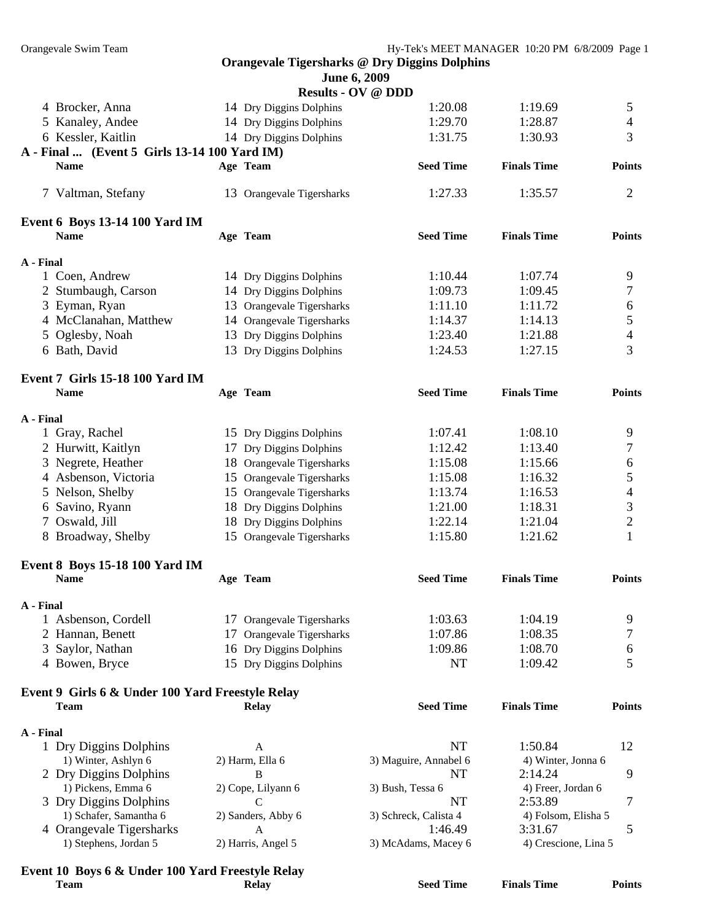## Orangevale Tigersharks @ Dry Diggins Dolphins

**June 6, 2009**

**Results - OV @ DDD**

| | Name | Age | Team | Seed Time | Finals Time | Points |
|---|---|---|---|---|---|---|
| 4 | Brocker, Anna | 14 | Dry Diggins Dolphins | 1:20.08 | 1:19.69 | 5 |
| 5 | Kanaley, Andee | 14 | Dry Diggins Dolphins | 1:29.70 | 1:28.87 | 4 |
| 6 | Kessler, Kaitlin | 14 | Dry Diggins Dolphins | 1:31.75 | 1:30.93 | 3 |

**A - Final ... (Event 5 Girls 13-14 100 Yard IM)**

| | Name | Age | Team | Seed Time | Finals Time | Points |
|---|---|---|---|---|---|---|
| 7 | Valtman, Stefany | 13 | Orangevale Tigersharks | 1:27.33 | 1:35.57 | 2 |

### Event 6 Boys 13-14 100 Yard IM

**A - Final**

| | Name | Age | Team | Seed Time | Finals Time | Points |
|---|---|---|---|---|---|---|
| 1 | Coen, Andrew | 14 | Dry Diggins Dolphins | 1:10.44 | 1:07.74 | 9 |
| 2 | Stumbaugh, Carson | 14 | Dry Diggins Dolphins | 1:09.73 | 1:09.45 | 7 |
| 3 | Eyman, Ryan | 13 | Orangevale Tigersharks | 1:11.10 | 1:11.72 | 6 |
| 4 | McClanahan, Matthew | 14 | Orangevale Tigersharks | 1:14.37 | 1:14.13 | 5 |
| 5 | Oglesby, Noah | 13 | Dry Diggins Dolphins | 1:23.40 | 1:21.88 | 4 |
| 6 | Bath, David | 13 | Dry Diggins Dolphins | 1:24.53 | 1:27.15 | 3 |

### Event 7 Girls 15-18 100 Yard IM

**A - Final**

| | Name | Age | Team | Seed Time | Finals Time | Points |
|---|---|---|---|---|---|---|
| 1 | Gray, Rachel | 15 | Dry Diggins Dolphins | 1:07.41 | 1:08.10 | 9 |
| 2 | Hurwitt, Kaitlyn | 17 | Dry Diggins Dolphins | 1:12.42 | 1:13.40 | 7 |
| 3 | Negrete, Heather | 18 | Orangevale Tigersharks | 1:15.08 | 1:15.66 | 6 |
| 4 | Asbenson, Victoria | 15 | Orangevale Tigersharks | 1:15.08 | 1:16.32 | 5 |
| 5 | Nelson, Shelby | 15 | Orangevale Tigersharks | 1:13.74 | 1:16.53 | 4 |
| 6 | Savino, Ryann | 18 | Dry Diggins Dolphins | 1:21.00 | 1:18.31 | 3 |
| 7 | Oswald, Jill | 18 | Dry Diggins Dolphins | 1:22.14 | 1:21.04 | 2 |
| 8 | Broadway, Shelby | 15 | Orangevale Tigersharks | 1:15.80 | 1:21.62 | 1 |

### Event 8 Boys 15-18 100 Yard IM

**A - Final**

| | Name | Age | Team | Seed Time | Finals Time | Points |
|---|---|---|---|---|---|---|
| 1 | Asbenson, Cordell | 17 | Orangevale Tigersharks | 1:03.63 | 1:04.19 | 9 |
| 2 | Hannan, Benett | 17 | Orangevale Tigersharks | 1:07.86 | 1:08.35 | 7 |
| 3 | Saylor, Nathan | 16 | Dry Diggins Dolphins | 1:09.86 | 1:08.70 | 6 |
| 4 | Bowen, Bryce | 15 | Dry Diggins Dolphins | NT | 1:09.42 | 5 |

### Event 9 Girls 6 & Under 100 Yard Freestyle Relay

**A - Final**

| | Team | Relay | Seed Time | Finals Time | Points |
|---|---|---|---|---|---|
| 1 | Dry Diggins Dolphins | A | NT | 1:50.84 | 12 |
| | 1) Winter, Ashlyn 6 | 2) Harm, Ella 6 | 3) Maguire, Annabel 6 | 4) Winter, Jonna 6 | |
| 2 | Dry Diggins Dolphins | B | NT | 2:14.24 | 9 |
| | 1) Pickens, Emma 6 | 2) Cope, Lilyann 6 | 3) Bush, Tessa 6 | 4) Freer, Jordan 6 | |
| 3 | Dry Diggins Dolphins | C | NT | 2:53.89 | 7 |
| | 1) Schafer, Samantha 6 | 2) Sanders, Abby 6 | 3) Schreck, Calista 4 | 4) Folsom, Elisha 5 | |
| 4 | Orangevale Tigersharks | A | 1:46.49 | 3:31.67 | 5 |
| | 1) Stephens, Jordan 5 | 2) Harris, Angel 5 | 3) McAdams, Macey 6 | 4) Crescione, Lina 5 | |

### Event 10 Boys 6 & Under 100 Yard Freestyle Relay

| Team | Relay | Seed Time | Finals Time | Points |
|---|---|---|---|---|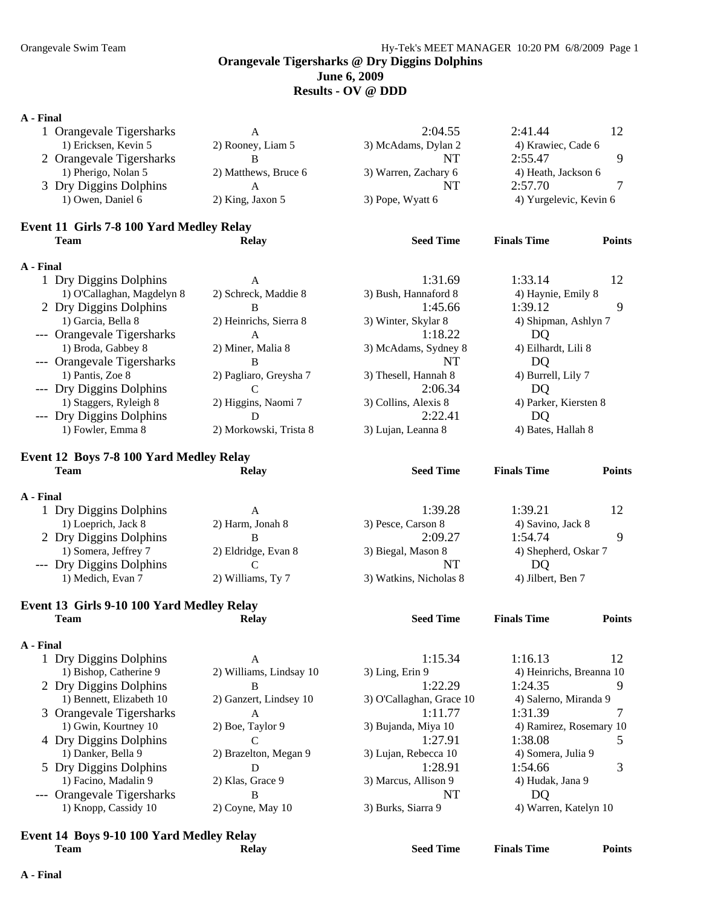Orangevale Swim Team

## Orangevale Tigersharks @ Dry Diggins Dolphins
## June 6, 2009
## Results - OV @ DDD

**A - Final**

| | Team | Relay | Seed Time | Finals Time | Points |
|---|---|---|---|---|---|
| 1 | Orangevale Tigersharks | A | 2:04.55 | 2:41.44 | 12 |
| | 1) Ericksen, Kevin 5 | 2) Rooney, Liam 5 | 3) McAdams, Dylan 2 | 4) Krawiec, Cade 6 | |
| 2 | Orangevale Tigersharks | B | NT | 2:55.47 | 9 |
| | 1) Pherigo, Nolan 5 | 2) Matthews, Bruce 6 | 3) Warren, Zachary 6 | 4) Heath, Jackson 6 | |
| 3 | Dry Diggins Dolphins | A | NT | 2:57.70 | 7 |
| | 1) Owen, Daniel 6 | 2) King, Jaxon 5 | 3) Pope, Wyatt 6 | 4) Yurgelevic, Kevin 6 | |

### Event 11 Girls 7-8 100 Yard Medley Relay

**A - Final**

| | Team | Relay | Seed Time | Finals Time | Points |
|---|---|---|---|---|---|
| 1 | Dry Diggins Dolphins | A | 1:31.69 | 1:33.14 | 12 |
| | 1) O'Callaghan, Magdelyn 8 | 2) Schreck, Maddie 8 | 3) Bush, Hannaford 8 | 4) Haynie, Emily 8 | |
| 2 | Dry Diggins Dolphins | B | 1:45.66 | 1:39.12 | 9 |
| | 1) Garcia, Bella 8 | 2) Heinrichs, Sierra 8 | 3) Winter, Skylar 8 | 4) Shipman, Ashlyn 7 | |
| --- | Orangevale Tigersharks | A | 1:18.22 | DQ | |
| | 1) Broda, Gabbey 8 | 2) Miner, Malia 8 | 3) McAdams, Sydney 8 | 4) Eilhardt, Lili 8 | |
| --- | Orangevale Tigersharks | B | NT | DQ | |
| | 1) Pantis, Zoe 8 | 2) Pagliaro, Greysha 7 | 3) Thesell, Hannah 8 | 4) Burrell, Lily 7 | |
| --- | Dry Diggins Dolphins | C | 2:06.34 | DQ | |
| | 1) Staggers, Ryleigh 8 | 2) Higgins, Naomi 7 | 3) Collins, Alexis 8 | 4) Parker, Kiersten 8 | |
| --- | Dry Diggins Dolphins | D | 2:22.41 | DQ | |
| | 1) Fowler, Emma 8 | 2) Morkowski, Trista 8 | 3) Lujan, Leanna 8 | 4) Bates, Hallah 8 | |

### Event 12 Boys 7-8 100 Yard Medley Relay

**A - Final**

| | Team | Relay | Seed Time | Finals Time | Points |
|---|---|---|---|---|---|
| 1 | Dry Diggins Dolphins | A | 1:39.28 | 1:39.21 | 12 |
| | 1) Loeprich, Jack 8 | 2) Harm, Jonah 8 | 3) Pesce, Carson 8 | 4) Savino, Jack 8 | |
| 2 | Dry Diggins Dolphins | B | 2:09.27 | 1:54.74 | 9 |
| | 1) Somera, Jeffrey 7 | 2) Eldridge, Evan 8 | 3) Biegal, Mason 8 | 4) Shepherd, Oskar 7 | |
| --- | Dry Diggins Dolphins | C | NT | DQ | |
| | 1) Medich, Evan 7 | 2) Williams, Ty 7 | 3) Watkins, Nicholas 8 | 4) Jilbert, Ben 7 | |

### Event 13 Girls 9-10 100 Yard Medley Relay

**A - Final**

| | Team | Relay | Seed Time | Finals Time | Points |
|---|---|---|---|---|---|
| 1 | Dry Diggins Dolphins | A | 1:15.34 | 1:16.13 | 12 |
| | 1) Bishop, Catherine 9 | 2) Williams, Lindsay 10 | 3) Ling, Erin 9 | 4) Heinrichs, Breanna 10 | |
| 2 | Dry Diggins Dolphins | B | 1:22.29 | 1:24.35 | 9 |
| | 1) Bennett, Elizabeth 10 | 2) Ganzert, Lindsey 10 | 3) O'Callaghan, Grace 10 | 4) Salerno, Miranda 9 | |
| 3 | Orangevale Tigersharks | A | 1:11.77 | 1:31.39 | 7 |
| | 1) Gwin, Kourtney 10 | 2) Boe, Taylor 9 | 3) Bujanda, Miya 10 | 4) Ramirez, Rosemary 10 | |
| 4 | Dry Diggins Dolphins | C | 1:27.91 | 1:38.08 | 5 |
| | 1) Danker, Bella 9 | 2) Brazelton, Megan 9 | 3) Lujan, Rebecca 10 | 4) Somera, Julia 9 | |
| 5 | Dry Diggins Dolphins | D | 1:28.91 | 1:54.66 | 3 |
| | 1) Facino, Madalin 9 | 2) Klas, Grace 9 | 3) Marcus, Allison 9 | 4) Hudak, Jana 9 | |
| --- | Orangevale Tigersharks | B | NT | DQ | |
| | 1) Knopp, Cassidy 10 | 2) Coyne, May 10 | 3) Burks, Siarra 9 | 4) Warren, Katelyn 10 | |

### Event 14 Boys 9-10 100 Yard Medley Relay

| | Team | Relay | Seed Time | Finals Time | Points |
|---|---|---|---|---|---|

**A - Final**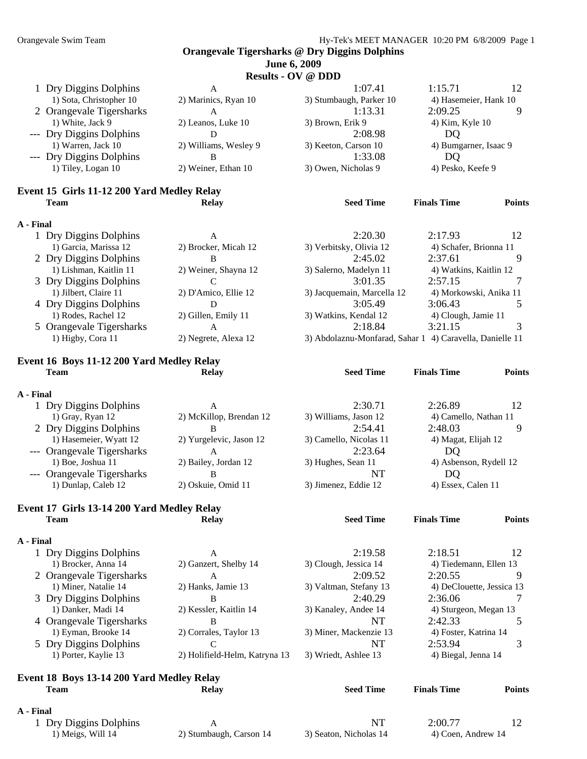## Orangevale Tigersharks @ Dry Diggins Dolphins
### June 6, 2009
### Results - OV @ DDD

| | Team | Relay | Seed Time | Finals Time | Points |
|---|---|---|---|---|---|
| 1 | Dry Diggins Dolphins | A | 1:07.41 | 1:15.71 | 12 |
| | 1) Sota, Christopher 10 | 2) Marinics, Ryan 10 | 3) Stumbaugh, Parker 10 | 4) Hasemeier, Hank 10 | |
| 2 | Orangevale Tigersharks | A | 1:13.31 | 2:09.25 | 9 |
| | 1) White, Jack 9 | 2) Leanos, Luke 10 | 3) Brown, Erik 9 | 4) Kim, Kyle 10 | |
| --- | Dry Diggins Dolphins | D | 2:08.98 | DQ | |
| | 1) Warren, Jack 10 | 2) Williams, Wesley 9 | 3) Keeton, Carson 10 | 4) Bumgarner, Isaac 9 | |
| --- | Dry Diggins Dolphins | B | 1:33.08 | DQ | |
| | 1) Tiley, Logan 10 | 2) Weiner, Ethan 10 | 3) Owen, Nicholas 9 | 4) Pesko, Keefe 9 | |

### Event 15 Girls 11-12 200 Yard Medley Relay

**A - Final**

| | Team | Relay | Seed Time | Finals Time | Points |
|---|---|---|---|---|---|
| 1 | Dry Diggins Dolphins | A | 2:20.30 | 2:17.93 | 12 |
| | 1) Garcia, Marissa 12 | 2) Brocker, Micah 12 | 3) Verbitsky, Olivia 12 | 4) Schafer, Brionna 11 | |
| 2 | Dry Diggins Dolphins | B | 2:45.02 | 2:37.61 | 9 |
| | 1) Lishman, Kaitlin 11 | 2) Weiner, Shayna 12 | 3) Salerno, Madelyn 11 | 4) Watkins, Kaitlin 12 | |
| 3 | Dry Diggins Dolphins | C | 3:01.35 | 2:57.15 | 7 |
| | 1) Jilbert, Claire 11 | 2) D'Amico, Ellie 12 | 3) Jacquemain, Marcella 12 | 4) Morkowski, Anika 11 | |
| 4 | Dry Diggins Dolphins | D | 3:05.49 | 3:06.43 | 5 |
| | 1) Rodes, Rachel 12 | 2) Gillen, Emily 11 | 3) Watkins, Kendal 12 | 4) Clough, Jamie 11 | |
| 5 | Orangevale Tigersharks | A | 2:18.84 | 3:21.15 | 3 |
| | 1) Higby, Cora 11 | 2) Negrete, Alexa 12 | 3) Abdolaznu-Monfarad, Sahar 1 | 4) Caravella, Danielle 11 | |

### Event 16 Boys 11-12 200 Yard Medley Relay

**A - Final**

| | Team | Relay | Seed Time | Finals Time | Points |
|---|---|---|---|---|---|
| 1 | Dry Diggins Dolphins | A | 2:30.71 | 2:26.89 | 12 |
| | 1) Gray, Ryan 12 | 2) McKillop, Brendan 12 | 3) Williams, Jason 12 | 4) Camello, Nathan 11 | |
| 2 | Dry Diggins Dolphins | B | 2:54.41 | 2:48.03 | 9 |
| | 1) Hasemeier, Wyatt 12 | 2) Yurgelevic, Jason 12 | 3) Camello, Nicolas 11 | 4) Magat, Elijah 12 | |
| --- | Orangevale Tigersharks | A | 2:23.64 | DQ | |
| | 1) Boe, Joshua 11 | 2) Bailey, Jordan 12 | 3) Hughes, Sean 11 | 4) Asbenson, Rydell 12 | |
| --- | Orangevale Tigersharks | B | NT | DQ | |
| | 1) Dunlap, Caleb 12 | 2) Oskuie, Omid 11 | 3) Jimenez, Eddie 12 | 4) Essex, Calen 11 | |

### Event 17 Girls 13-14 200 Yard Medley Relay

**A - Final**

| | Team | Relay | Seed Time | Finals Time | Points |
|---|---|---|---|---|---|
| 1 | Dry Diggins Dolphins | A | 2:19.58 | 2:18.51 | 12 |
| | 1) Brocker, Anna 14 | 2) Ganzert, Shelby 14 | 3) Clough, Jessica 14 | 4) Tiedemann, Ellen 13 | |
| 2 | Orangevale Tigersharks | A | 2:09.52 | 2:20.55 | 9 |
| | 1) Miner, Natalie 14 | 2) Hanks, Jamie 13 | 3) Valtman, Stefany 13 | 4) DeClouette, Jessica 13 | |
| 3 | Dry Diggins Dolphins | B | 2:40.29 | 2:36.06 | 7 |
| | 1) Danker, Madi 14 | 2) Kessler, Kaitlin 14 | 3) Kanaley, Andee 14 | 4) Sturgeon, Megan 13 | |
| 4 | Orangevale Tigersharks | B | NT | 2:42.33 | 5 |
| | 1) Eyman, Brooke 14 | 2) Corrales, Taylor 13 | 3) Miner, Mackenzie 13 | 4) Foster, Katrina 14 | |
| 5 | Dry Diggins Dolphins | C | NT | 2:53.94 | 3 |
| | 1) Porter, Kaylie 13 | 2) Holifield-Helm, Katryna 13 | 3) Wriedt, Ashlee 13 | 4) Biegal, Jenna 14 | |

### Event 18 Boys 13-14 200 Yard Medley Relay

**A - Final**

| | Team | Relay | Seed Time | Finals Time | Points |
|---|---|---|---|---|---|
| 1 | Dry Diggins Dolphins | A | NT | 2:00.77 | 12 |
| | 1) Meigs, Will 14 | 2) Stumbaugh, Carson 14 | 3) Seaton, Nicholas 14 | 4) Coen, Andrew 14 | |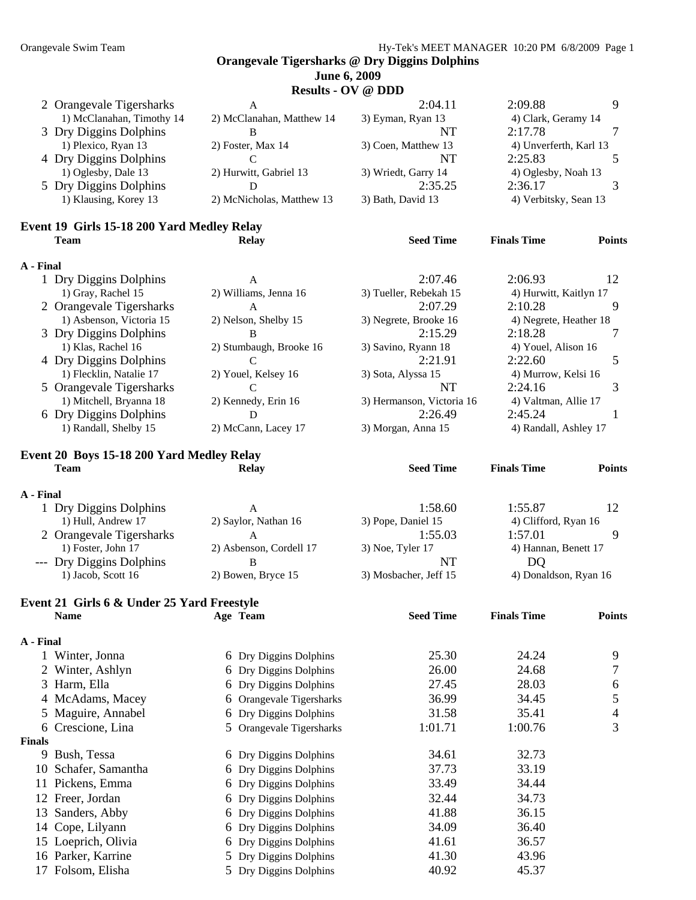**Orangevale Tigersharks @ Dry Diggins Dolphins**
**June 6, 2009**
**Results - OV @ DDD**

| | Team | Relay | Seed Time | Finals Time | Points |
|---|---|---|---|---|---|
| 2 | Orangevale Tigersharks | A | 2:04.11 | 2:09.88 | 9 |
| | 1) McClanahan, Timothy 14 | 2) McClanahan, Matthew 14 | 3) Eyman, Ryan 13 | 4) Clark, Geramy 14 | |
| 3 | Dry Diggins Dolphins | B | NT | 2:17.78 | 7 |
| | 1) Plexico, Ryan 13 | 2) Foster, Max 14 | 3) Coen, Matthew 13 | 4) Unverferth, Karl 13 | |
| 4 | Dry Diggins Dolphins | C | NT | 2:25.83 | 5 |
| | 1) Oglesby, Dale 13 | 2) Hurwitt, Gabriel 13 | 3) Wriedt, Garry 14 | 4) Oglesby, Noah 13 | |
| 5 | Dry Diggins Dolphins | D | 2:35.25 | 2:36.17 | 3 |
| | 1) Klausing, Korey 13 | 2) McNicholas, Matthew 13 | 3) Bath, David 13 | 4) Verbitsky, Sean 13 | |

## Event 19 Girls 15-18 200 Yard Medley Relay

**A - Final**

| | Team | Relay | Seed Time | Finals Time | Points |
|---|---|---|---|---|---|
| 1 | Dry Diggins Dolphins | A | 2:07.46 | 2:06.93 | 12 |
| | 1) Gray, Rachel 15 | 2) Williams, Jenna 16 | 3) Tueller, Rebekah 15 | 4) Hurwitt, Kaitlyn 17 | |
| 2 | Orangevale Tigersharks | A | 2:07.29 | 2:10.28 | 9 |
| | 1) Asbenson, Victoria 15 | 2) Nelson, Shelby 15 | 3) Negrete, Brooke 16 | 4) Negrete, Heather 18 | |
| 3 | Dry Diggins Dolphins | B | 2:15.29 | 2:18.28 | 7 |
| | 1) Klas, Rachel 16 | 2) Stumbaugh, Brooke 16 | 3) Savino, Ryann 18 | 4) Youel, Alison 16 | |
| 4 | Dry Diggins Dolphins | C | 2:21.91 | 2:22.60 | 5 |
| | 1) Flecklin, Natalie 17 | 2) Youel, Kelsey 16 | 3) Sota, Alyssa 15 | 4) Murrow, Kelsi 16 | |
| 5 | Orangevale Tigersharks | C | NT | 2:24.16 | 3 |
| | 1) Mitchell, Bryanna 18 | 2) Kennedy, Erin 16 | 3) Hermanson, Victoria 16 | 4) Valtman, Allie 17 | |
| 6 | Dry Diggins Dolphins | D | 2:26.49 | 2:45.24 | 1 |
| | 1) Randall, Shelby 15 | 2) McCann, Lacey 17 | 3) Morgan, Anna 15 | 4) Randall, Ashley 17 | |

## Event 20 Boys 15-18 200 Yard Medley Relay

**A - Final**

| | Team | Relay | Seed Time | Finals Time | Points |
|---|---|---|---|---|---|
| 1 | Dry Diggins Dolphins | A | 1:58.60 | 1:55.87 | 12 |
| | 1) Hull, Andrew 17 | 2) Saylor, Nathan 16 | 3) Pope, Daniel 15 | 4) Clifford, Ryan 16 | |
| 2 | Orangevale Tigersharks | A | 1:55.03 | 1:57.01 | 9 |
| | 1) Foster, John 17 | 2) Asbenson, Cordell 17 | 3) Noe, Tyler 17 | 4) Hannan, Benett 17 | |
| --- | Dry Diggins Dolphins | B | NT | DQ | |
| | 1) Jacob, Scott 16 | 2) Bowen, Bryce 15 | 3) Mosbacher, Jeff 15 | 4) Donaldson, Ryan 16 | |

## Event 21 Girls 6 & Under 25 Yard Freestyle

| | Name | Age | Team | Seed Time | Finals Time | Points |
|---|---|---|---|---|---|---|
| **A - Final** | | | | | | |
| 1 | Winter, Jonna | 6 | Dry Diggins Dolphins | 25.30 | 24.24 | 9 |
| 2 | Winter, Ashlyn | 6 | Dry Diggins Dolphins | 26.00 | 24.68 | 7 |
| 3 | Harm, Ella | 6 | Dry Diggins Dolphins | 27.45 | 28.03 | 6 |
| 4 | McAdams, Macey | 6 | Orangevale Tigersharks | 36.99 | 34.45 | 5 |
| 5 | Maguire, Annabel | 6 | Dry Diggins Dolphins | 31.58 | 35.41 | 4 |
| 6 | Crescione, Lina | 5 | Orangevale Tigersharks | 1:01.71 | 1:00.76 | 3 |
| **Finals** | | | | | | |
| 9 | Bush, Tessa | 6 | Dry Diggins Dolphins | 34.61 | 32.73 | |
| 10 | Schafer, Samantha | 6 | Dry Diggins Dolphins | 37.73 | 33.19 | |
| 11 | Pickens, Emma | 6 | Dry Diggins Dolphins | 33.49 | 34.44 | |
| 12 | Freer, Jordan | 6 | Dry Diggins Dolphins | 32.44 | 34.73 | |
| 13 | Sanders, Abby | 6 | Dry Diggins Dolphins | 41.88 | 36.15 | |
| 14 | Cope, Lilyann | 6 | Dry Diggins Dolphins | 34.09 | 36.40 | |
| 15 | Loeprich, Olivia | 6 | Dry Diggins Dolphins | 41.61 | 36.57 | |
| 16 | Parker, Karrine | 5 | Dry Diggins Dolphins | 41.30 | 43.96 | |
| 17 | Folsom, Elisha | 5 | Dry Diggins Dolphins | 40.92 | 45.37 | |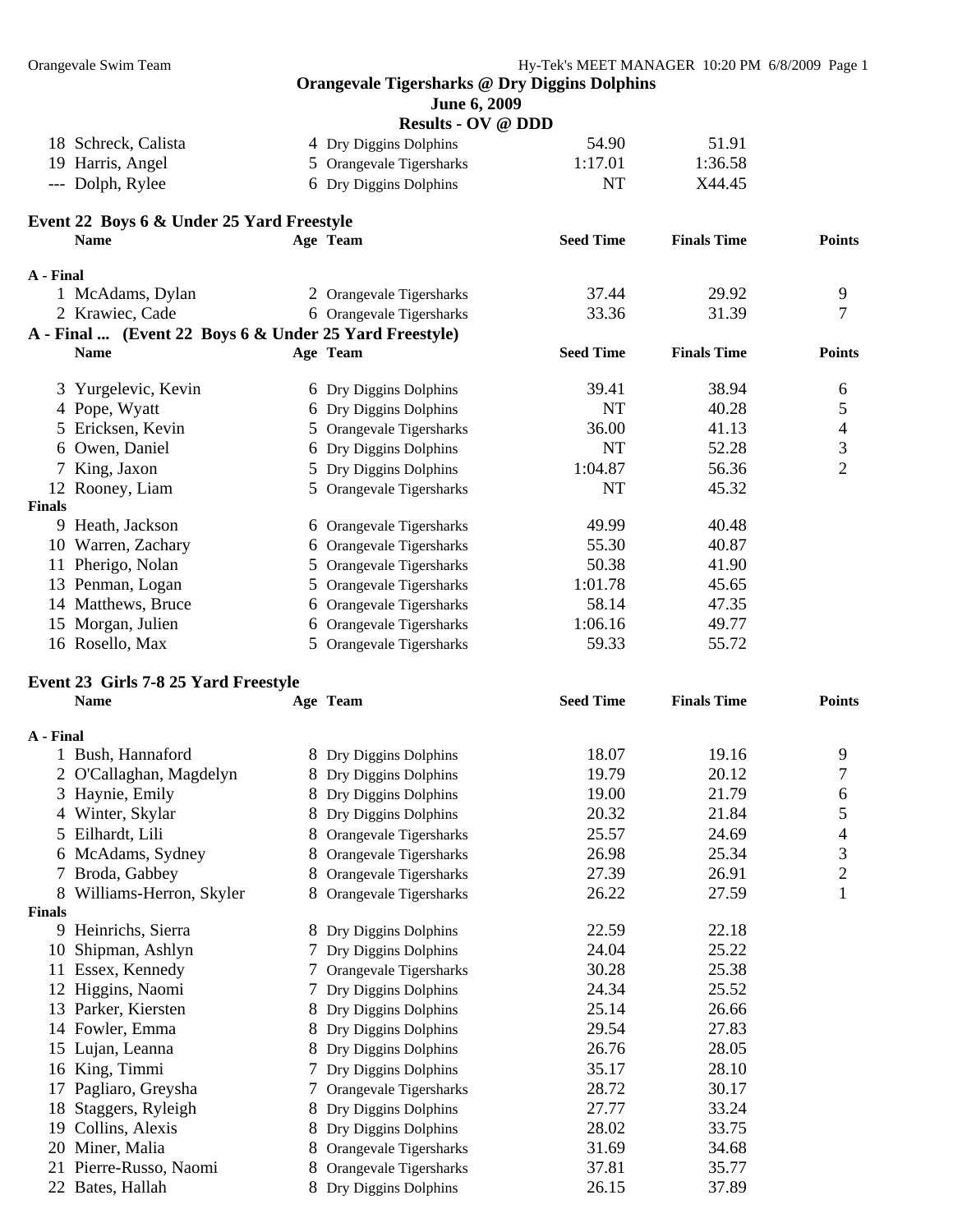## Orangevale Tigersharks @ Dry Diggins Dolphins

**June 6, 2009**

**Results - OV @ DDD**

| | Name | Age | Team | Seed Time | Finals Time | Points |
|---|---|---|---|---|---|---|
| 18 | Schreck, Calista | 4 | Dry Diggins Dolphins | 54.90 | 51.91 | |
| 19 | Harris, Angel | 5 | Orangevale Tigersharks | 1:17.01 | 1:36.58 | |
| --- | Dolph, Rylee | 6 | Dry Diggins Dolphins | NT | X44.45 | |

### Event 22 Boys 6 & Under 25 Yard Freestyle

| | Name | Age | Team | Seed Time | Finals Time | Points |
|---|---|---|---|---|---|---|
| **A - Final** | | | | | | |
| 1 | McAdams, Dylan | 2 | Orangevale Tigersharks | 37.44 | 29.92 | 9 |
| 2 | Krawiec, Cade | 6 | Orangevale Tigersharks | 33.36 | 31.39 | 7 |
| 3 | Yurgelevic, Kevin | 6 | Dry Diggins Dolphins | 39.41 | 38.94 | 6 |
| 4 | Pope, Wyatt | 6 | Dry Diggins Dolphins | NT | 40.28 | 5 |
| 5 | Ericksen, Kevin | 5 | Orangevale Tigersharks | 36.00 | 41.13 | 4 |
| 6 | Owen, Daniel | 6 | Dry Diggins Dolphins | NT | 52.28 | 3 |
| 7 | King, Jaxon | 5 | Dry Diggins Dolphins | 1:04.87 | 56.36 | 2 |
| 12 | Rooney, Liam | 5 | Orangevale Tigersharks | NT | 45.32 | |
| **Finals** | | | | | | |
| 9 | Heath, Jackson | 6 | Orangevale Tigersharks | 49.99 | 40.48 | |
| 10 | Warren, Zachary | 6 | Orangevale Tigersharks | 55.30 | 40.87 | |
| 11 | Pherigo, Nolan | 5 | Orangevale Tigersharks | 50.38 | 41.90 | |
| 13 | Penman, Logan | 5 | Orangevale Tigersharks | 1:01.78 | 45.65 | |
| 14 | Matthews, Bruce | 6 | Orangevale Tigersharks | 58.14 | 47.35 | |
| 15 | Morgan, Julien | 6 | Orangevale Tigersharks | 1:06.16 | 49.77 | |
| 16 | Rosello, Max | 5 | Orangevale Tigersharks | 59.33 | 55.72 | |

### Event 23 Girls 7-8 25 Yard Freestyle

| | Name | Age | Team | Seed Time | Finals Time | Points |
|---|---|---|---|---|---|---|
| **A - Final** | | | | | | |
| 1 | Bush, Hannaford | 8 | Dry Diggins Dolphins | 18.07 | 19.16 | 9 |
| 2 | O'Callaghan, Magdelyn | 8 | Dry Diggins Dolphins | 19.79 | 20.12 | 7 |
| 3 | Haynie, Emily | 8 | Dry Diggins Dolphins | 19.00 | 21.79 | 6 |
| 4 | Winter, Skylar | 8 | Dry Diggins Dolphins | 20.32 | 21.84 | 5 |
| 5 | Eilhardt, Lili | 8 | Orangevale Tigersharks | 25.57 | 24.69 | 4 |
| 6 | McAdams, Sydney | 8 | Orangevale Tigersharks | 26.98 | 25.34 | 3 |
| 7 | Broda, Gabbey | 8 | Orangevale Tigersharks | 27.39 | 26.91 | 2 |
| 8 | Williams-Herron, Skyler | 8 | Orangevale Tigersharks | 26.22 | 27.59 | 1 |
| **Finals** | | | | | | |
| 9 | Heinrichs, Sierra | 8 | Dry Diggins Dolphins | 22.59 | 22.18 | |
| 10 | Shipman, Ashlyn | 7 | Dry Diggins Dolphins | 24.04 | 25.22 | |
| 11 | Essex, Kennedy | 7 | Orangevale Tigersharks | 30.28 | 25.38 | |
| 12 | Higgins, Naomi | 7 | Dry Diggins Dolphins | 24.34 | 25.52 | |
| 13 | Parker, Kiersten | 8 | Dry Diggins Dolphins | 25.14 | 26.66 | |
| 14 | Fowler, Emma | 8 | Dry Diggins Dolphins | 29.54 | 27.83 | |
| 15 | Lujan, Leanna | 8 | Dry Diggins Dolphins | 26.76 | 28.05 | |
| 16 | King, Timmi | 7 | Dry Diggins Dolphins | 35.17 | 28.10 | |
| 17 | Pagliaro, Greysha | 7 | Orangevale Tigersharks | 28.72 | 30.17 | |
| 18 | Staggers, Ryleigh | 8 | Dry Diggins Dolphins | 27.77 | 33.24 | |
| 19 | Collins, Alexis | 8 | Dry Diggins Dolphins | 28.02 | 33.75 | |
| 20 | Miner, Malia | 8 | Orangevale Tigersharks | 31.69 | 34.68 | |
| 21 | Pierre-Russo, Naomi | 8 | Orangevale Tigersharks | 37.81 | 35.77 | |
| 22 | Bates, Hallah | 8 | Dry Diggins Dolphins | 26.15 | 37.89 | |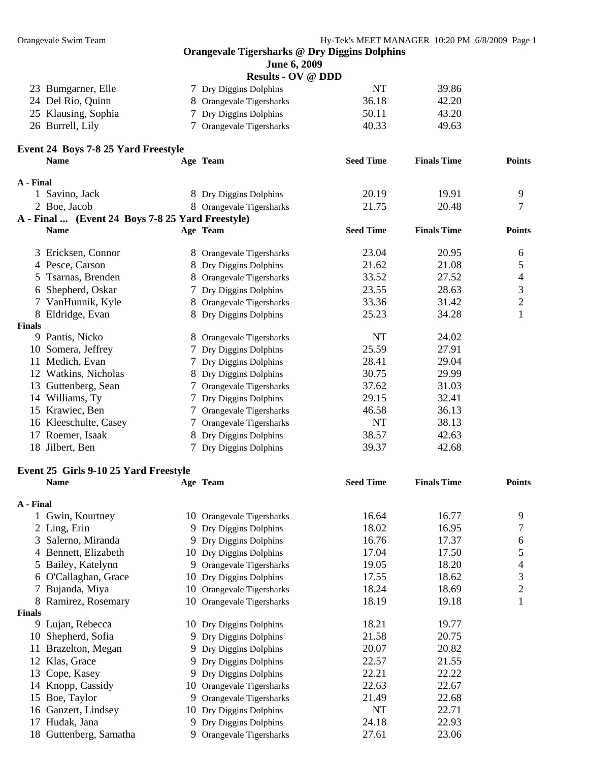**Orangevale Tigersharks @ Dry Diggins Dolphins**
**June 6, 2009**
**Results - OV @ DDD**

| | Name | Age | Team | Seed Time | Finals Time | Points |
|---|---|---|---|---|---|---|
| 23 | Bumgarner, Elle | 7 | Dry Diggins Dolphins | NT | 39.86 | |
| 24 | Del Rio, Quinn | 8 | Orangevale Tigersharks | 36.18 | 42.20 | |
| 25 | Klausing, Sophia | 7 | Dry Diggins Dolphins | 50.11 | 43.20 | |
| 26 | Burrell, Lily | 7 | Orangevale Tigersharks | 40.33 | 49.63 | |

### Event 24 Boys 7-8 25 Yard Freestyle

| | Name | Age | Team | Seed Time | Finals Time | Points |
|---|---|---|---|---|---|---|
| **A - Final** | | | | | | |
| 1 | Savino, Jack | 8 | Dry Diggins Dolphins | 20.19 | 19.91 | 9 |
| 2 | Boe, Jacob | 8 | Orangevale Tigersharks | 21.75 | 20.48 | 7 |
| 3 | Ericksen, Connor | 8 | Orangevale Tigersharks | 23.04 | 20.95 | 6 |
| 4 | Pesce, Carson | 8 | Dry Diggins Dolphins | 21.62 | 21.08 | 5 |
| 5 | Tsarnas, Brenden | 8 | Orangevale Tigersharks | 33.52 | 27.52 | 4 |
| 6 | Shepherd, Oskar | 7 | Dry Diggins Dolphins | 23.55 | 28.63 | 3 |
| 7 | VanHunnik, Kyle | 8 | Orangevale Tigersharks | 33.36 | 31.42 | 2 |
| 8 | Eldridge, Evan | 8 | Dry Diggins Dolphins | 25.23 | 34.28 | 1 |
| **Finals** | | | | | | |
| 9 | Pantis, Nicko | 8 | Orangevale Tigersharks | NT | 24.02 | |
| 10 | Somera, Jeffrey | 7 | Dry Diggins Dolphins | 25.59 | 27.91 | |
| 11 | Medich, Evan | 7 | Dry Diggins Dolphins | 28.41 | 29.04 | |
| 12 | Watkins, Nicholas | 8 | Dry Diggins Dolphins | 30.75 | 29.99 | |
| 13 | Guttenberg, Sean | 7 | Orangevale Tigersharks | 37.62 | 31.03 | |
| 14 | Williams, Ty | 7 | Dry Diggins Dolphins | 29.15 | 32.41 | |
| 15 | Krawiec, Ben | 7 | Orangevale Tigersharks | 46.58 | 36.13 | |
| 16 | Kleeschulte, Casey | 7 | Orangevale Tigersharks | NT | 38.13 | |
| 17 | Roemer, Isaak | 8 | Dry Diggins Dolphins | 38.57 | 42.63 | |
| 18 | Jilbert, Ben | 7 | Dry Diggins Dolphins | 39.37 | 42.68 | |

### Event 25 Girls 9-10 25 Yard Freestyle

| | Name | Age | Team | Seed Time | Finals Time | Points |
|---|---|---|---|---|---|---|
| **A - Final** | | | | | | |
| 1 | Gwin, Kourtney | 10 | Orangevale Tigersharks | 16.64 | 16.77 | 9 |
| 2 | Ling, Erin | 9 | Dry Diggins Dolphins | 18.02 | 16.95 | 7 |
| 3 | Salerno, Miranda | 9 | Dry Diggins Dolphins | 16.76 | 17.37 | 6 |
| 4 | Bennett, Elizabeth | 10 | Dry Diggins Dolphins | 17.04 | 17.50 | 5 |
| 5 | Bailey, Katelynn | 9 | Orangevale Tigersharks | 19.05 | 18.20 | 4 |
| 6 | O'Callaghan, Grace | 10 | Dry Diggins Dolphins | 17.55 | 18.62 | 3 |
| 7 | Bujanda, Miya | 10 | Orangevale Tigersharks | 18.24 | 18.69 | 2 |
| 8 | Ramirez, Rosemary | 10 | Orangevale Tigersharks | 18.19 | 19.18 | 1 |
| **Finals** | | | | | | |
| 9 | Lujan, Rebecca | 10 | Dry Diggins Dolphins | 18.21 | 19.77 | |
| 10 | Shepherd, Sofia | 9 | Dry Diggins Dolphins | 21.58 | 20.75 | |
| 11 | Brazelton, Megan | 9 | Dry Diggins Dolphins | 20.07 | 20.82 | |
| 12 | Klas, Grace | 9 | Dry Diggins Dolphins | 22.57 | 21.55 | |
| 13 | Cope, Kasey | 9 | Dry Diggins Dolphins | 22.21 | 22.22 | |
| 14 | Knopp, Cassidy | 10 | Orangevale Tigersharks | 22.63 | 22.67 | |
| 15 | Boe, Taylor | 9 | Orangevale Tigersharks | 21.49 | 22.68 | |
| 16 | Ganzert, Lindsey | 10 | Dry Diggins Dolphins | NT | 22.71 | |
| 17 | Hudak, Jana | 9 | Dry Diggins Dolphins | 24.18 | 22.93 | |
| 18 | Guttenberg, Samatha | 9 | Orangevale Tigersharks | 27.61 | 23.06 | |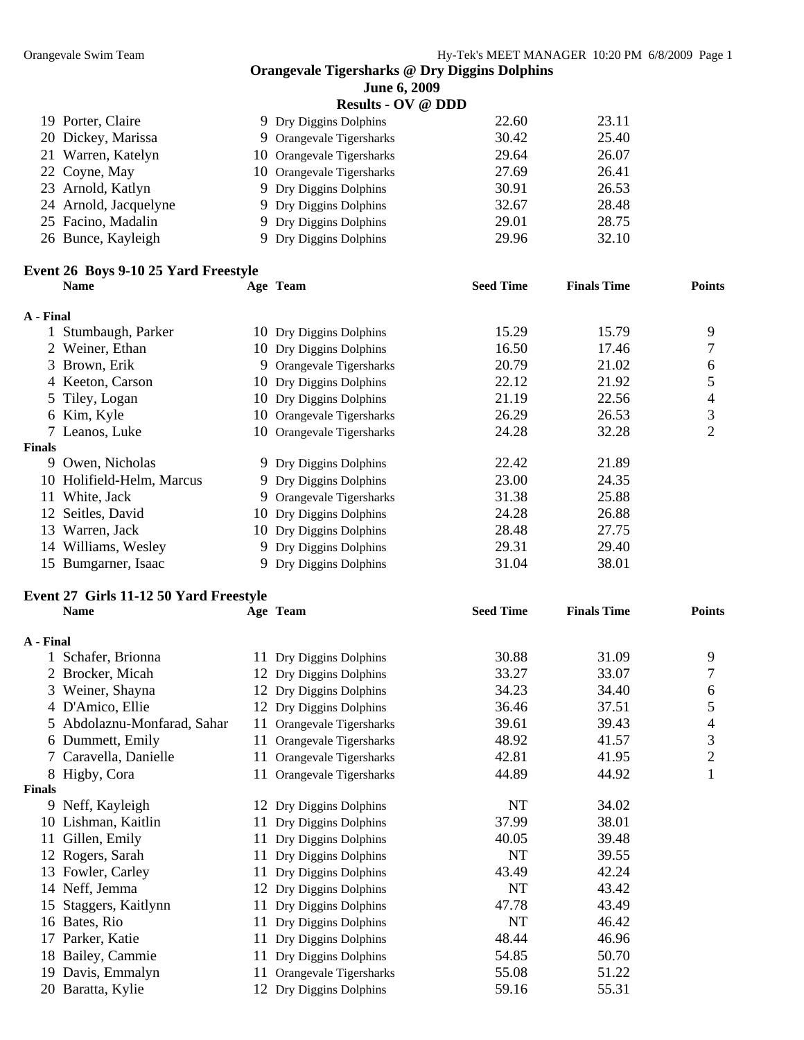**Orangevale Tigersharks @ Dry Diggins Dolphins**

**June 6, 2009**

**Results - OV @ DDD**

| | Name | Age | Team | Seed Time | Finals Time | Points |
|---|---|---|---|---|---|---|
| 19 | Porter, Claire | 9 | Dry Diggins Dolphins | 22.60 | 23.11 | |
| 20 | Dickey, Marissa | 9 | Orangevale Tigersharks | 30.42 | 25.40 | |
| 21 | Warren, Katelyn | 10 | Orangevale Tigersharks | 29.64 | 26.07 | |
| 22 | Coyne, May | 10 | Orangevale Tigersharks | 27.69 | 26.41 | |
| 23 | Arnold, Katlyn | 9 | Dry Diggins Dolphins | 30.91 | 26.53 | |
| 24 | Arnold, Jacquelyne | 9 | Dry Diggins Dolphins | 32.67 | 28.48 | |
| 25 | Facino, Madalin | 9 | Dry Diggins Dolphins | 29.01 | 28.75 | |
| 26 | Bunce, Kayleigh | 9 | Dry Diggins Dolphins | 29.96 | 32.10 | |

**Event 26 Boys 9-10 25 Yard Freestyle**

| | Name | Age | Team | Seed Time | Finals Time | Points |
|---|---|---|---|---|---|---|
| **A - Final** | | | | | | |
| 1 | Stumbaugh, Parker | 10 | Dry Diggins Dolphins | 15.29 | 15.79 | 9 |
| 2 | Weiner, Ethan | 10 | Dry Diggins Dolphins | 16.50 | 17.46 | 7 |
| 3 | Brown, Erik | 9 | Orangevale Tigersharks | 20.79 | 21.02 | 6 |
| 4 | Keeton, Carson | 10 | Dry Diggins Dolphins | 22.12 | 21.92 | 5 |
| 5 | Tiley, Logan | 10 | Dry Diggins Dolphins | 21.19 | 22.56 | 4 |
| 6 | Kim, Kyle | 10 | Orangevale Tigersharks | 26.29 | 26.53 | 3 |
| 7 | Leanos, Luke | 10 | Orangevale Tigersharks | 24.28 | 32.28 | 2 |
| **Finals** | | | | | | |
| 9 | Owen, Nicholas | 9 | Dry Diggins Dolphins | 22.42 | 21.89 | |
| 10 | Holifield-Helm, Marcus | 9 | Dry Diggins Dolphins | 23.00 | 24.35 | |
| 11 | White, Jack | 9 | Orangevale Tigersharks | 31.38 | 25.88 | |
| 12 | Seitles, David | 10 | Dry Diggins Dolphins | 24.28 | 26.88 | |
| 13 | Warren, Jack | 10 | Dry Diggins Dolphins | 28.48 | 27.75 | |
| 14 | Williams, Wesley | 9 | Dry Diggins Dolphins | 29.31 | 29.40 | |
| 15 | Bumgarner, Isaac | 9 | Dry Diggins Dolphins | 31.04 | 38.01 | |

**Event 27 Girls 11-12 50 Yard Freestyle**

| | Name | Age | Team | Seed Time | Finals Time | Points |
|---|---|---|---|---|---|---|
| **A - Final** | | | | | | |
| 1 | Schafer, Brionna | 11 | Dry Diggins Dolphins | 30.88 | 31.09 | 9 |
| 2 | Brocker, Micah | 12 | Dry Diggins Dolphins | 33.27 | 33.07 | 7 |
| 3 | Weiner, Shayna | 12 | Dry Diggins Dolphins | 34.23 | 34.40 | 6 |
| 4 | D'Amico, Ellie | 12 | Dry Diggins Dolphins | 36.46 | 37.51 | 5 |
| 5 | Abdolaznu-Monfarad, Sahar | 11 | Orangevale Tigersharks | 39.61 | 39.43 | 4 |
| 6 | Dummett, Emily | 11 | Orangevale Tigersharks | 48.92 | 41.57 | 3 |
| 7 | Caravella, Danielle | 11 | Orangevale Tigersharks | 42.81 | 41.95 | 2 |
| 8 | Higby, Cora | 11 | Orangevale Tigersharks | 44.89 | 44.92 | 1 |
| **Finals** | | | | | | |
| 9 | Neff, Kayleigh | 12 | Dry Diggins Dolphins | NT | 34.02 | |
| 10 | Lishman, Kaitlin | 11 | Dry Diggins Dolphins | 37.99 | 38.01 | |
| 11 | Gillen, Emily | 11 | Dry Diggins Dolphins | 40.05 | 39.48 | |
| 12 | Rogers, Sarah | 11 | Dry Diggins Dolphins | NT | 39.55 | |
| 13 | Fowler, Carley | 11 | Dry Diggins Dolphins | 43.49 | 42.24 | |
| 14 | Neff, Jemma | 12 | Dry Diggins Dolphins | NT | 43.42 | |
| 15 | Staggers, Kaitlynn | 11 | Dry Diggins Dolphins | 47.78 | 43.49 | |
| 16 | Bates, Rio | 11 | Dry Diggins Dolphins | NT | 46.42 | |
| 17 | Parker, Katie | 11 | Dry Diggins Dolphins | 48.44 | 46.96 | |
| 18 | Bailey, Cammie | 11 | Dry Diggins Dolphins | 54.85 | 50.70 | |
| 19 | Davis, Emmalyn | 11 | Orangevale Tigersharks | 55.08 | 51.22 | |
| 20 | Baratta, Kylie | 12 | Dry Diggins Dolphins | 59.16 | 55.31 | |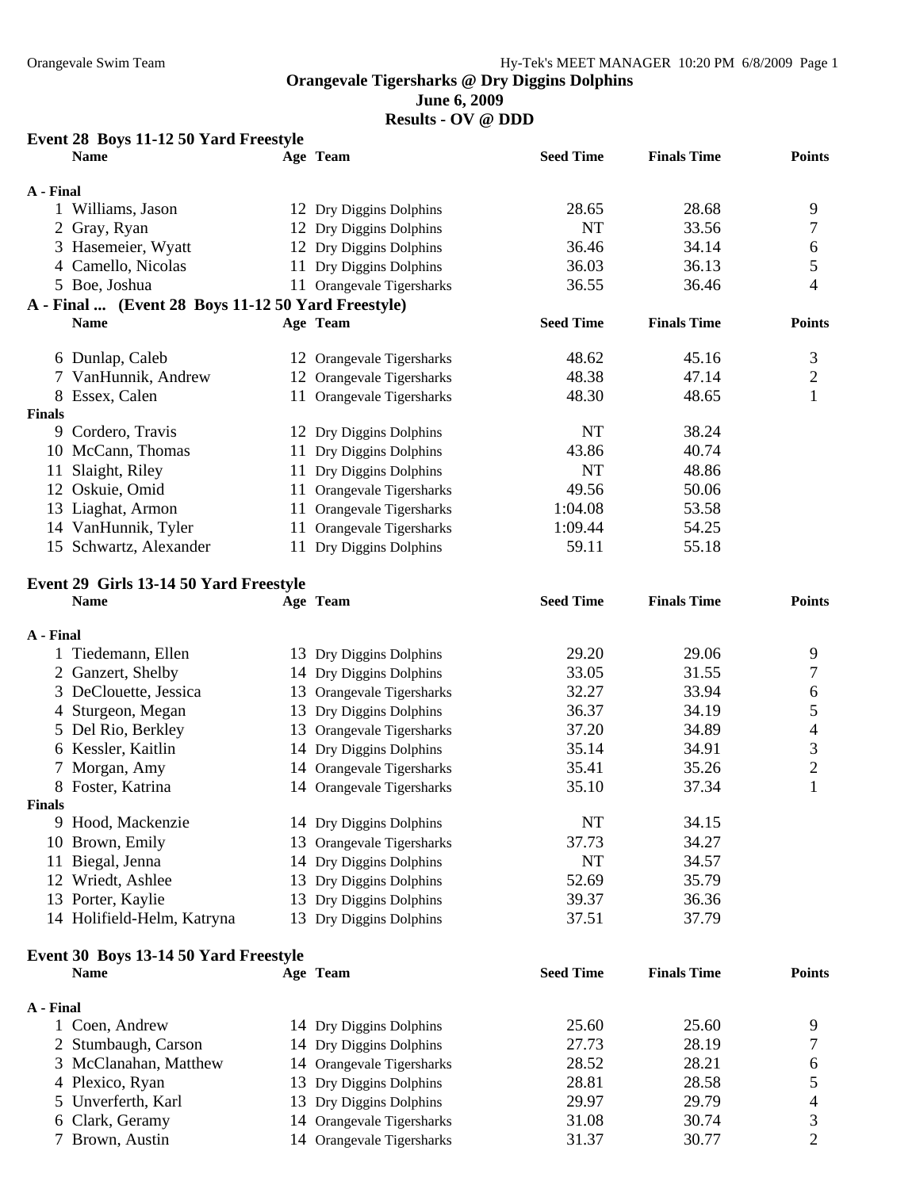**Orangevale Tigersharks @ Dry Diggins Dolphins**
**June 6, 2009**
**Results - OV @ DDD**

### Event 28 Boys 11-12 50 Yard Freestyle

| | Name | Age | Team | Seed Time | Finals Time | Points |
|---|---|---|---|---|---|---|
| **A - Final** | | | | | | |
| 1 | Williams, Jason | 12 | Dry Diggins Dolphins | 28.65 | 28.68 | 9 |
| 2 | Gray, Ryan | 12 | Dry Diggins Dolphins | NT | 33.56 | 7 |
| 3 | Hasemeier, Wyatt | 12 | Dry Diggins Dolphins | 36.46 | 34.14 | 6 |
| 4 | Camello, Nicolas | 11 | Dry Diggins Dolphins | 36.03 | 36.13 | 5 |
| 5 | Boe, Joshua | 11 | Orangevale Tigersharks | 36.55 | 36.46 | 4 |
| 6 | Dunlap, Caleb | 12 | Orangevale Tigersharks | 48.62 | 45.16 | 3 |
| 7 | VanHunnik, Andrew | 12 | Orangevale Tigersharks | 48.38 | 47.14 | 2 |
| 8 | Essex, Calen | 11 | Orangevale Tigersharks | 48.30 | 48.65 | 1 |
| **Finals** | | | | | | |
| 9 | Cordero, Travis | 12 | Dry Diggins Dolphins | NT | 38.24 | |
| 10 | McCann, Thomas | 11 | Dry Diggins Dolphins | 43.86 | 40.74 | |
| 11 | Slaight, Riley | 11 | Dry Diggins Dolphins | NT | 48.86 | |
| 12 | Oskuie, Omid | 11 | Orangevale Tigersharks | 49.56 | 50.06 | |
| 13 | Liaghat, Armon | 11 | Orangevale Tigersharks | 1:04.08 | 53.58 | |
| 14 | VanHunnik, Tyler | 11 | Orangevale Tigersharks | 1:09.44 | 54.25 | |
| 15 | Schwartz, Alexander | 11 | Dry Diggins Dolphins | 59.11 | 55.18 | |

### Event 29 Girls 13-14 50 Yard Freestyle

| | Name | Age | Team | Seed Time | Finals Time | Points |
|---|---|---|---|---|---|---|
| **A - Final** | | | | | | |
| 1 | Tiedemann, Ellen | 13 | Dry Diggins Dolphins | 29.20 | 29.06 | 9 |
| 2 | Ganzert, Shelby | 14 | Dry Diggins Dolphins | 33.05 | 31.55 | 7 |
| 3 | DeClouette, Jessica | 13 | Orangevale Tigersharks | 32.27 | 33.94 | 6 |
| 4 | Sturgeon, Megan | 13 | Dry Diggins Dolphins | 36.37 | 34.19 | 5 |
| 5 | Del Rio, Berkley | 13 | Orangevale Tigersharks | 37.20 | 34.89 | 4 |
| 6 | Kessler, Kaitlin | 14 | Dry Diggins Dolphins | 35.14 | 34.91 | 3 |
| 7 | Morgan, Amy | 14 | Orangevale Tigersharks | 35.41 | 35.26 | 2 |
| 8 | Foster, Katrina | 14 | Orangevale Tigersharks | 35.10 | 37.34 | 1 |
| **Finals** | | | | | | |
| 9 | Hood, Mackenzie | 14 | Dry Diggins Dolphins | NT | 34.15 | |
| 10 | Brown, Emily | 13 | Orangevale Tigersharks | 37.73 | 34.27 | |
| 11 | Biegal, Jenna | 14 | Dry Diggins Dolphins | NT | 34.57 | |
| 12 | Wriedt, Ashlee | 13 | Dry Diggins Dolphins | 52.69 | 35.79 | |
| 13 | Porter, Kaylie | 13 | Dry Diggins Dolphins | 39.37 | 36.36 | |
| 14 | Holifield-Helm, Katryna | 13 | Dry Diggins Dolphins | 37.51 | 37.79 | |

### Event 30 Boys 13-14 50 Yard Freestyle

| | Name | Age | Team | Seed Time | Finals Time | Points |
|---|---|---|---|---|---|---|
| **A - Final** | | | | | | |
| 1 | Coen, Andrew | 14 | Dry Diggins Dolphins | 25.60 | 25.60 | 9 |
| 2 | Stumbaugh, Carson | 14 | Dry Diggins Dolphins | 27.73 | 28.19 | 7 |
| 3 | McClanahan, Matthew | 14 | Orangevale Tigersharks | 28.52 | 28.21 | 6 |
| 4 | Plexico, Ryan | 13 | Dry Diggins Dolphins | 28.81 | 28.58 | 5 |
| 5 | Unverferth, Karl | 13 | Dry Diggins Dolphins | 29.97 | 29.79 | 4 |
| 6 | Clark, Geramy | 14 | Orangevale Tigersharks | 31.08 | 30.74 | 3 |
| 7 | Brown, Austin | 14 | Orangevale Tigersharks | 31.37 | 30.77 | 2 |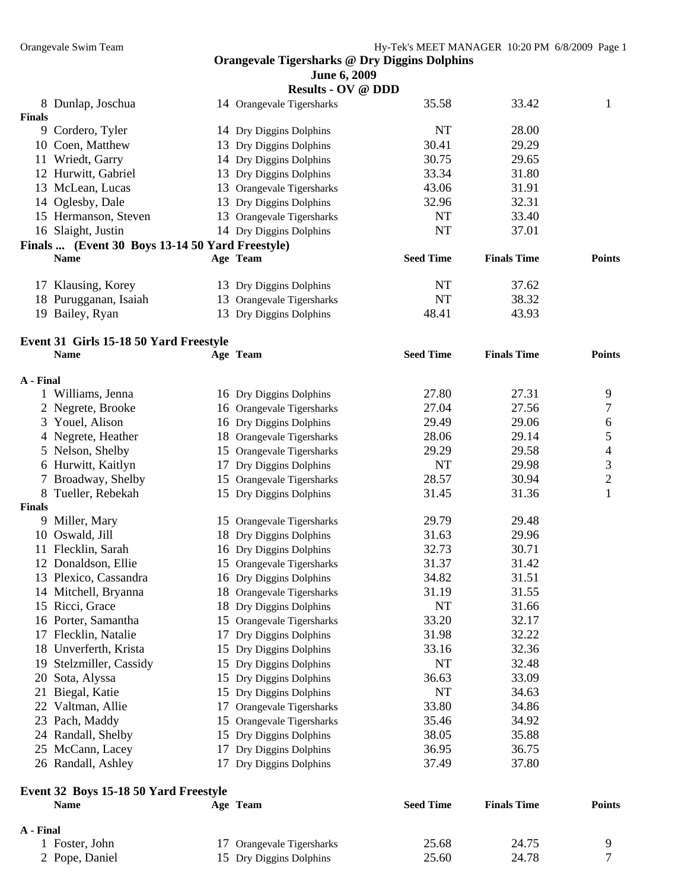## Orangevale Tigersharks @ Dry Diggins Dolphins

**June 6, 2009**

**Results - OV @ DDD**

| | Name | Age | Team | Seed Time | Finals Time | Points |
|---|---|---|---|---|---|---|
| 8 | Dunlap, Joschua | 14 | Orangevale Tigersharks | 35.58 | 33.42 | 1 |
| **Finals** | | | | | | |
| 9 | Cordero, Tyler | 14 | Dry Diggins Dolphins | NT | 28.00 | |
| 10 | Coen, Matthew | 13 | Dry Diggins Dolphins | 30.41 | 29.29 | |
| 11 | Wriedt, Garry | 14 | Dry Diggins Dolphins | 30.75 | 29.65 | |
| 12 | Hurwitt, Gabriel | 13 | Dry Diggins Dolphins | 33.34 | 31.80 | |
| 13 | McLean, Lucas | 13 | Orangevale Tigersharks | 43.06 | 31.91 | |
| 14 | Oglesby, Dale | 13 | Dry Diggins Dolphins | 32.96 | 32.31 | |
| 15 | Hermanson, Steven | 13 | Orangevale Tigersharks | NT | 33.40 | |
| 16 | Slaight, Justin | 14 | Dry Diggins Dolphins | NT | 37.01 | |

**Finals ... (Event 30 Boys 13-14 50 Yard Freestyle)**

| | Name | Age | Team | Seed Time | Finals Time | Points |
|---|---|---|---|---|---|---|
| 17 | Klausing, Korey | 13 | Dry Diggins Dolphins | NT | 37.62 | |
| 18 | Purugganan, Isaiah | 13 | Orangevale Tigersharks | NT | 38.32 | |
| 19 | Bailey, Ryan | 13 | Dry Diggins Dolphins | 48.41 | 43.93 | |

### Event 31 Girls 15-18 50 Yard Freestyle

| | Name | Age | Team | Seed Time | Finals Time | Points |
|---|---|---|---|---|---|---|
| **A - Final** | | | | | | |
| 1 | Williams, Jenna | 16 | Dry Diggins Dolphins | 27.80 | 27.31 | 9 |
| 2 | Negrete, Brooke | 16 | Orangevale Tigersharks | 27.04 | 27.56 | 7 |
| 3 | Youel, Alison | 16 | Dry Diggins Dolphins | 29.49 | 29.06 | 6 |
| 4 | Negrete, Heather | 18 | Orangevale Tigersharks | 28.06 | 29.14 | 5 |
| 5 | Nelson, Shelby | 15 | Orangevale Tigersharks | 29.29 | 29.58 | 4 |
| 6 | Hurwitt, Kaitlyn | 17 | Dry Diggins Dolphins | NT | 29.98 | 3 |
| 7 | Broadway, Shelby | 15 | Orangevale Tigersharks | 28.57 | 30.94 | 2 |
| 8 | Tueller, Rebekah | 15 | Dry Diggins Dolphins | 31.45 | 31.36 | 1 |
| **Finals** | | | | | | |
| 9 | Miller, Mary | 15 | Orangevale Tigersharks | 29.79 | 29.48 | |
| 10 | Oswald, Jill | 18 | Dry Diggins Dolphins | 31.63 | 29.96 | |
| 11 | Flecklin, Sarah | 16 | Dry Diggins Dolphins | 32.73 | 30.71 | |
| 12 | Donaldson, Ellie | 15 | Orangevale Tigersharks | 31.37 | 31.42 | |
| 13 | Plexico, Cassandra | 16 | Dry Diggins Dolphins | 34.82 | 31.51 | |
| 14 | Mitchell, Bryanna | 18 | Orangevale Tigersharks | 31.19 | 31.55 | |
| 15 | Ricci, Grace | 18 | Dry Diggins Dolphins | NT | 31.66 | |
| 16 | Porter, Samantha | 15 | Orangevale Tigersharks | 33.20 | 32.17 | |
| 17 | Flecklin, Natalie | 17 | Dry Diggins Dolphins | 31.98 | 32.22 | |
| 18 | Unverferth, Krista | 15 | Dry Diggins Dolphins | 33.16 | 32.36 | |
| 19 | Stelzmiller, Cassidy | 15 | Dry Diggins Dolphins | NT | 32.48 | |
| 20 | Sota, Alyssa | 15 | Dry Diggins Dolphins | 36.63 | 33.09 | |
| 21 | Biegal, Katie | 15 | Dry Diggins Dolphins | NT | 34.63 | |
| 22 | Valtman, Allie | 17 | Orangevale Tigersharks | 33.80 | 34.86 | |
| 23 | Pach, Maddy | 15 | Orangevale Tigersharks | 35.46 | 34.92 | |
| 24 | Randall, Shelby | 15 | Dry Diggins Dolphins | 38.05 | 35.88 | |
| 25 | McCann, Lacey | 17 | Dry Diggins Dolphins | 36.95 | 36.75 | |
| 26 | Randall, Ashley | 17 | Dry Diggins Dolphins | 37.49 | 37.80 | |

### Event 32 Boys 15-18 50 Yard Freestyle

| | Name | Age | Team | Seed Time | Finals Time | Points |
|---|---|---|---|---|---|---|
| **A - Final** | | | | | | |
| 1 | Foster, John | 17 | Orangevale Tigersharks | 25.68 | 24.75 | 9 |
| 2 | Pope, Daniel | 15 | Dry Diggins Dolphins | 25.60 | 24.78 | 7 |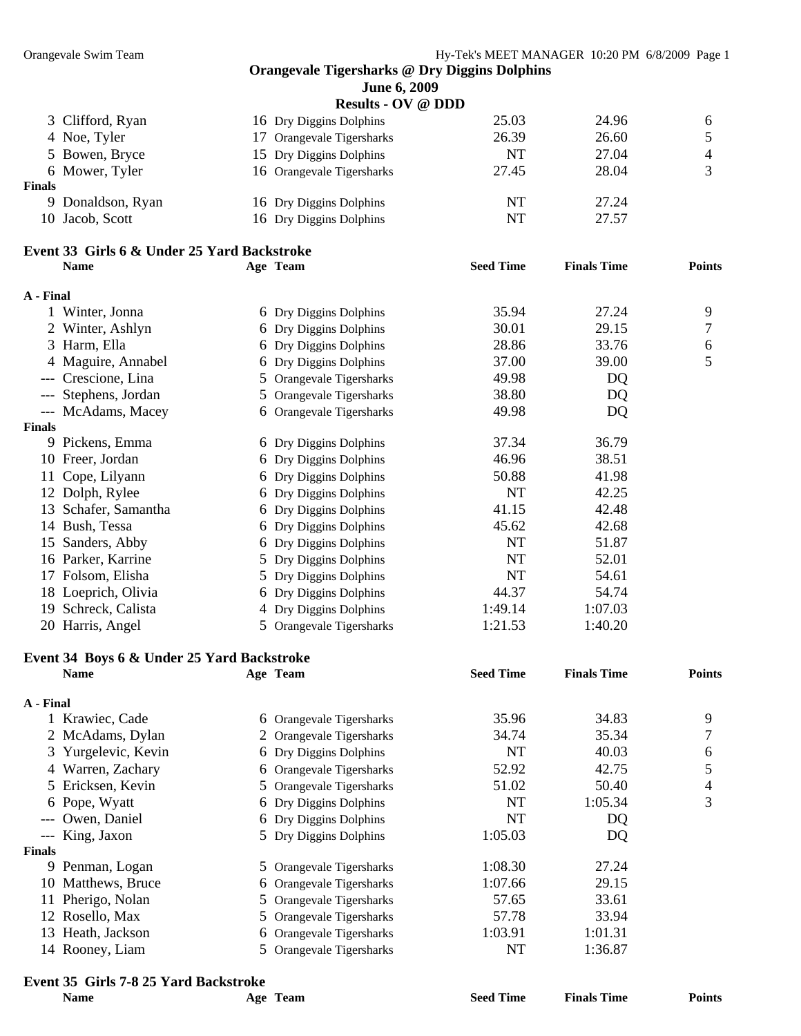**Orangevale Tigersharks @ Dry Diggins Dolphins**
**June 6, 2009**
**Results - OV @ DDD**

| | Name | Age | Team | Seed Time | Finals Time | Points |
|---|---|---|---|---|---|---|
| 3 | Clifford, Ryan | 16 | Dry Diggins Dolphins | 25.03 | 24.96 | 6 |
| 4 | Noe, Tyler | 17 | Orangevale Tigersharks | 26.39 | 26.60 | 5 |
| 5 | Bowen, Bryce | 15 | Dry Diggins Dolphins | NT | 27.04 | 4 |
| 6 | Mower, Tyler | 16 | Orangevale Tigersharks | 27.45 | 28.04 | 3 |
| **Finals** | | | | | | |
| 9 | Donaldson, Ryan | 16 | Dry Diggins Dolphins | NT | 27.24 | |
| 10 | Jacob, Scott | 16 | Dry Diggins Dolphins | NT | 27.57 | |

## Event 33 Girls 6 & Under 25 Yard Backstroke

| | Name | Age | Team | Seed Time | Finals Time | Points |
|---|---|---|---|---|---|---|
| **A - Final** | | | | | | |
| 1 | Winter, Jonna | 6 | Dry Diggins Dolphins | 35.94 | 27.24 | 9 |
| 2 | Winter, Ashlyn | 6 | Dry Diggins Dolphins | 30.01 | 29.15 | 7 |
| 3 | Harm, Ella | 6 | Dry Diggins Dolphins | 28.86 | 33.76 | 6 |
| 4 | Maguire, Annabel | 6 | Dry Diggins Dolphins | 37.00 | 39.00 | 5 |
| --- | Crescione, Lina | 5 | Orangevale Tigersharks | 49.98 | DQ | |
| --- | Stephens, Jordan | 5 | Orangevale Tigersharks | 38.80 | DQ | |
| --- | McAdams, Macey | 6 | Orangevale Tigersharks | 49.98 | DQ | |
| **Finals** | | | | | | |
| 9 | Pickens, Emma | 6 | Dry Diggins Dolphins | 37.34 | 36.79 | |
| 10 | Freer, Jordan | 6 | Dry Diggins Dolphins | 46.96 | 38.51 | |
| 11 | Cope, Lilyann | 6 | Dry Diggins Dolphins | 50.88 | 41.98 | |
| 12 | Dolph, Rylee | 6 | Dry Diggins Dolphins | NT | 42.25 | |
| 13 | Schafer, Samantha | 6 | Dry Diggins Dolphins | 41.15 | 42.48 | |
| 14 | Bush, Tessa | 6 | Dry Diggins Dolphins | 45.62 | 42.68 | |
| 15 | Sanders, Abby | 6 | Dry Diggins Dolphins | NT | 51.87 | |
| 16 | Parker, Karrine | 5 | Dry Diggins Dolphins | NT | 52.01 | |
| 17 | Folsom, Elisha | 5 | Dry Diggins Dolphins | NT | 54.61 | |
| 18 | Loeprich, Olivia | 6 | Dry Diggins Dolphins | 44.37 | 54.74 | |
| 19 | Schreck, Calista | 4 | Dry Diggins Dolphins | 1:49.14 | 1:07.03 | |
| 20 | Harris, Angel | 5 | Orangevale Tigersharks | 1:21.53 | 1:40.20 | |

## Event 34 Boys 6 & Under 25 Yard Backstroke

| | Name | Age | Team | Seed Time | Finals Time | Points |
|---|---|---|---|---|---|---|
| **A - Final** | | | | | | |
| 1 | Krawiec, Cade | 6 | Orangevale Tigersharks | 35.96 | 34.83 | 9 |
| 2 | McAdams, Dylan | 2 | Orangevale Tigersharks | 34.74 | 35.34 | 7 |
| 3 | Yurgelevic, Kevin | 6 | Dry Diggins Dolphins | NT | 40.03 | 6 |
| 4 | Warren, Zachary | 6 | Orangevale Tigersharks | 52.92 | 42.75 | 5 |
| 5 | Ericksen, Kevin | 5 | Orangevale Tigersharks | 51.02 | 50.40 | 4 |
| 6 | Pope, Wyatt | 6 | Dry Diggins Dolphins | NT | 1:05.34 | 3 |
| --- | Owen, Daniel | 6 | Dry Diggins Dolphins | NT | DQ | |
| --- | King, Jaxon | 5 | Dry Diggins Dolphins | 1:05.03 | DQ | |
| **Finals** | | | | | | |
| 9 | Penman, Logan | 5 | Orangevale Tigersharks | 1:08.30 | 27.24 | |
| 10 | Matthews, Bruce | 6 | Orangevale Tigersharks | 1:07.66 | 29.15 | |
| 11 | Pherigo, Nolan | 5 | Orangevale Tigersharks | 57.65 | 33.61 | |
| 12 | Rosello, Max | 5 | Orangevale Tigersharks | 57.78 | 33.94 | |
| 13 | Heath, Jackson | 6 | Orangevale Tigersharks | 1:03.91 | 1:01.31 | |
| 14 | Rooney, Liam | 5 | Orangevale Tigersharks | NT | 1:36.87 | |

## Event 35 Girls 7-8 25 Yard Backstroke

| Name | Age | Team | Seed Time | Finals Time | Points |
|---|---|---|---|---|---|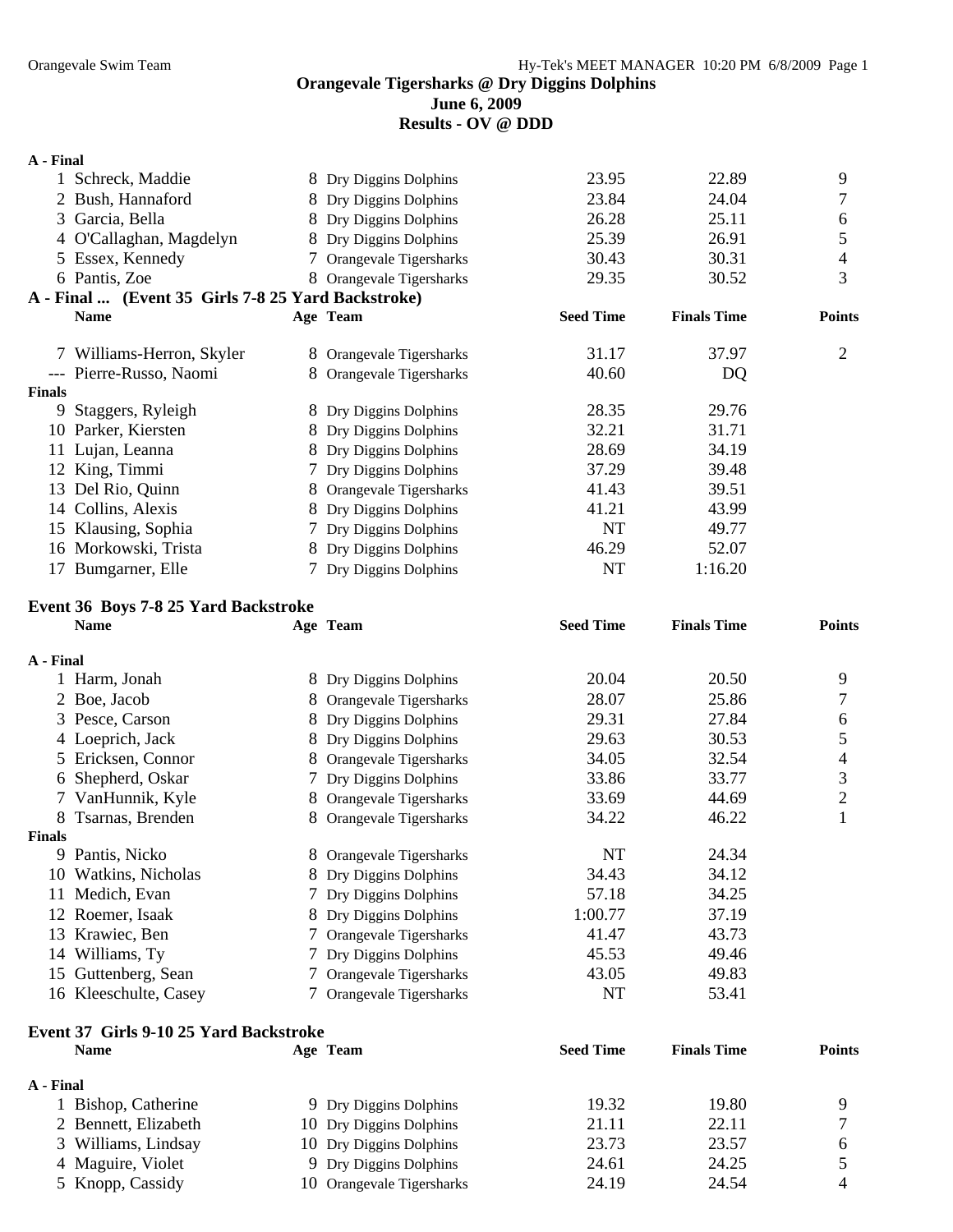**Orangevale Tigersharks @ Dry Diggins Dolphins**
**June 6, 2009**
**Results - OV @ DDD**

**A - Final**

| | Name | Age | Team | Seed Time | Finals Time | Points |
|---|---|---|---|---|---|---|
| 1 | Schreck, Maddie | 8 | Dry Diggins Dolphins | 23.95 | 22.89 | 9 |
| 2 | Bush, Hannaford | 8 | Dry Diggins Dolphins | 23.84 | 24.04 | 7 |
| 3 | Garcia, Bella | 8 | Dry Diggins Dolphins | 26.28 | 25.11 | 6 |
| 4 | O'Callaghan, Magdelyn | 8 | Dry Diggins Dolphins | 25.39 | 26.91 | 5 |
| 5 | Essex, Kennedy | 7 | Orangevale Tigersharks | 30.43 | 30.31 | 4 |
| 6 | Pantis, Zoe | 8 | Orangevale Tigersharks | 29.35 | 30.52 | 3 |

**A - Final ... (Event 35 Girls 7-8 25 Yard Backstroke)**

| | Name | Age | Team | Seed Time | Finals Time | Points |
|---|---|---|---|---|---|---|
| 7 | Williams-Herron, Skyler | 8 | Orangevale Tigersharks | 31.17 | 37.97 | 2 |
| --- | Pierre-Russo, Naomi | 8 | Orangevale Tigersharks | 40.60 | DQ | |
| **Finals** | | | | | | |
| 9 | Staggers, Ryleigh | 8 | Dry Diggins Dolphins | 28.35 | 29.76 | |
| 10 | Parker, Kiersten | 8 | Dry Diggins Dolphins | 32.21 | 31.71 | |
| 11 | Lujan, Leanna | 8 | Dry Diggins Dolphins | 28.69 | 34.19 | |
| 12 | King, Timmi | 7 | Dry Diggins Dolphins | 37.29 | 39.48 | |
| 13 | Del Rio, Quinn | 8 | Orangevale Tigersharks | 41.43 | 39.51 | |
| 14 | Collins, Alexis | 8 | Dry Diggins Dolphins | 41.21 | 43.99 | |
| 15 | Klausing, Sophia | 7 | Dry Diggins Dolphins | NT | 49.77 | |
| 16 | Morkowski, Trista | 8 | Dry Diggins Dolphins | 46.29 | 52.07 | |
| 17 | Bumgarner, Elle | 7 | Dry Diggins Dolphins | NT | 1:16.20 | |

**Event 36 Boys 7-8 25 Yard Backstroke**

| | Name | Age | Team | Seed Time | Finals Time | Points |
|---|---|---|---|---|---|---|
| **A - Final** | | | | | | |
| 1 | Harm, Jonah | 8 | Dry Diggins Dolphins | 20.04 | 20.50 | 9 |
| 2 | Boe, Jacob | 8 | Orangevale Tigersharks | 28.07 | 25.86 | 7 |
| 3 | Pesce, Carson | 8 | Dry Diggins Dolphins | 29.31 | 27.84 | 6 |
| 4 | Loeprich, Jack | 8 | Dry Diggins Dolphins | 29.63 | 30.53 | 5 |
| 5 | Ericksen, Connor | 8 | Orangevale Tigersharks | 34.05 | 32.54 | 4 |
| 6 | Shepherd, Oskar | 7 | Dry Diggins Dolphins | 33.86 | 33.77 | 3 |
| 7 | VanHunnik, Kyle | 8 | Orangevale Tigersharks | 33.69 | 44.69 | 2 |
| 8 | Tsarnas, Brenden | 8 | Orangevale Tigersharks | 34.22 | 46.22 | 1 |
| **Finals** | | | | | | |
| 9 | Pantis, Nicko | 8 | Orangevale Tigersharks | NT | 24.34 | |
| 10 | Watkins, Nicholas | 8 | Dry Diggins Dolphins | 34.43 | 34.12 | |
| 11 | Medich, Evan | 7 | Dry Diggins Dolphins | 57.18 | 34.25 | |
| 12 | Roemer, Isaak | 8 | Dry Diggins Dolphins | 1:00.77 | 37.19 | |
| 13 | Krawiec, Ben | 7 | Orangevale Tigersharks | 41.47 | 43.73 | |
| 14 | Williams, Ty | 7 | Dry Diggins Dolphins | 45.53 | 49.46 | |
| 15 | Guttenberg, Sean | 7 | Orangevale Tigersharks | 43.05 | 49.83 | |
| 16 | Kleeschulte, Casey | 7 | Orangevale Tigersharks | NT | 53.41 | |

**Event 37 Girls 9-10 25 Yard Backstroke**

| | Name | Age | Team | Seed Time | Finals Time | Points |
|---|---|---|---|---|---|---|
| **A - Final** | | | | | | |
| 1 | Bishop, Catherine | 9 | Dry Diggins Dolphins | 19.32 | 19.80 | 9 |
| 2 | Bennett, Elizabeth | 10 | Dry Diggins Dolphins | 21.11 | 22.11 | 7 |
| 3 | Williams, Lindsay | 10 | Dry Diggins Dolphins | 23.73 | 23.57 | 6 |
| 4 | Maguire, Violet | 9 | Dry Diggins Dolphins | 24.61 | 24.25 | 5 |
| 5 | Knopp, Cassidy | 10 | Orangevale Tigersharks | 24.19 | 24.54 | 4 |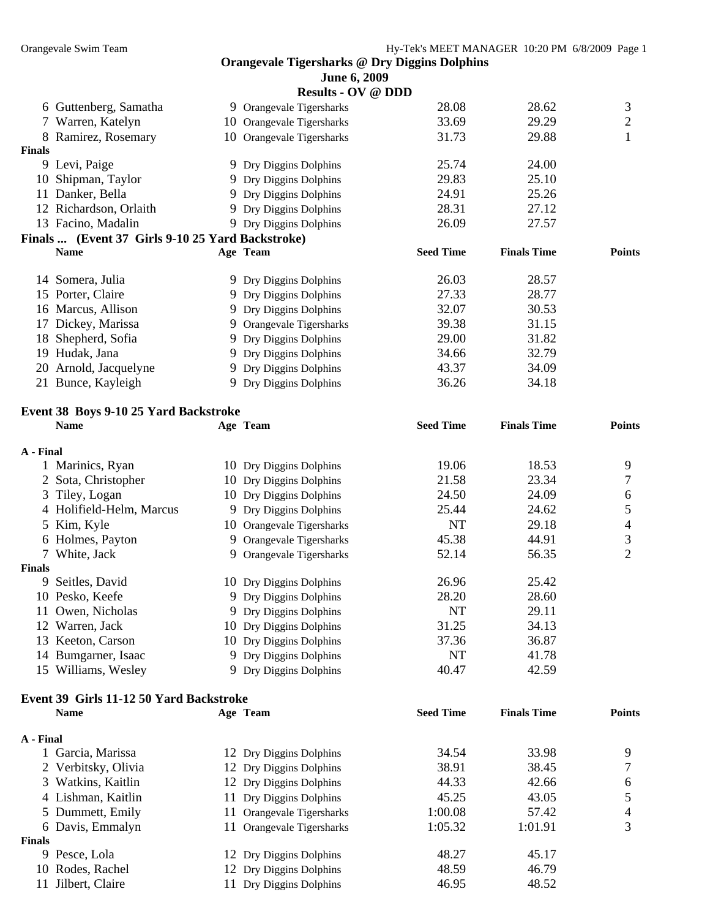## Orangevale Tigersharks @ Dry Diggins Dolphins

**June 6, 2009**

**Results - OV @ DDD**

| | Name | Age | Team | Seed Time | Finals Time | Points |
|---|---|---|---|---|---|---|
| 6 | Guttenberg, Samatha | 9 | Orangevale Tigersharks | 28.08 | 28.62 | 3 |
| 7 | Warren, Katelyn | 10 | Orangevale Tigersharks | 33.69 | 29.29 | 2 |
| 8 | Ramirez, Rosemary | 10 | Orangevale Tigersharks | 31.73 | 29.88 | 1 |
| **Finals** | | | | | | |
| 9 | Levi, Paige | 9 | Dry Diggins Dolphins | 25.74 | 24.00 | |
| 10 | Shipman, Taylor | 9 | Dry Diggins Dolphins | 29.83 | 25.10 | |
| 11 | Danker, Bella | 9 | Dry Diggins Dolphins | 24.91 | 25.26 | |
| 12 | Richardson, Orlaith | 9 | Dry Diggins Dolphins | 28.31 | 27.12 | |
| 13 | Facino, Madalin | 9 | Dry Diggins Dolphins | 26.09 | 27.57 | |

**Finals ... (Event 37 Girls 9-10 25 Yard Backstroke)**

| | Name | Age | Team | Seed Time | Finals Time | Points |
|---|---|---|---|---|---|---|
| 14 | Somera, Julia | 9 | Dry Diggins Dolphins | 26.03 | 28.57 | |
| 15 | Porter, Claire | 9 | Dry Diggins Dolphins | 27.33 | 28.77 | |
| 16 | Marcus, Allison | 9 | Dry Diggins Dolphins | 32.07 | 30.53 | |
| 17 | Dickey, Marissa | 9 | Orangevale Tigersharks | 39.38 | 31.15 | |
| 18 | Shepherd, Sofia | 9 | Dry Diggins Dolphins | 29.00 | 31.82 | |
| 19 | Hudak, Jana | 9 | Dry Diggins Dolphins | 34.66 | 32.79 | |
| 20 | Arnold, Jacquelyne | 9 | Dry Diggins Dolphins | 43.37 | 34.09 | |
| 21 | Bunce, Kayleigh | 9 | Dry Diggins Dolphins | 36.26 | 34.18 | |

### Event 38 Boys 9-10 25 Yard Backstroke

| | Name | Age | Team | Seed Time | Finals Time | Points |
|---|---|---|---|---|---|---|
| **A - Final** | | | | | | |
| 1 | Marinics, Ryan | 10 | Dry Diggins Dolphins | 19.06 | 18.53 | 9 |
| 2 | Sota, Christopher | 10 | Dry Diggins Dolphins | 21.58 | 23.34 | 7 |
| 3 | Tiley, Logan | 10 | Dry Diggins Dolphins | 24.50 | 24.09 | 6 |
| 4 | Holifield-Helm, Marcus | 9 | Dry Diggins Dolphins | 25.44 | 24.62 | 5 |
| 5 | Kim, Kyle | 10 | Orangevale Tigersharks | NT | 29.18 | 4 |
| 6 | Holmes, Payton | 9 | Orangevale Tigersharks | 45.38 | 44.91 | 3 |
| 7 | White, Jack | 9 | Orangevale Tigersharks | 52.14 | 56.35 | 2 |
| **Finals** | | | | | | |
| 9 | Seitles, David | 10 | Dry Diggins Dolphins | 26.96 | 25.42 | |
| 10 | Pesko, Keefe | 9 | Dry Diggins Dolphins | 28.20 | 28.60 | |
| 11 | Owen, Nicholas | 9 | Dry Diggins Dolphins | NT | 29.11 | |
| 12 | Warren, Jack | 10 | Dry Diggins Dolphins | 31.25 | 34.13 | |
| 13 | Keeton, Carson | 10 | Dry Diggins Dolphins | 37.36 | 36.87 | |
| 14 | Bumgarner, Isaac | 9 | Dry Diggins Dolphins | NT | 41.78 | |
| 15 | Williams, Wesley | 9 | Dry Diggins Dolphins | 40.47 | 42.59 | |

### Event 39 Girls 11-12 50 Yard Backstroke

| | Name | Age | Team | Seed Time | Finals Time | Points |
|---|---|---|---|---|---|---|
| **A - Final** | | | | | | |
| 1 | Garcia, Marissa | 12 | Dry Diggins Dolphins | 34.54 | 33.98 | 9 |
| 2 | Verbitsky, Olivia | 12 | Dry Diggins Dolphins | 38.91 | 38.45 | 7 |
| 3 | Watkins, Kaitlin | 12 | Dry Diggins Dolphins | 44.33 | 42.66 | 6 |
| 4 | Lishman, Kaitlin | 11 | Dry Diggins Dolphins | 45.25 | 43.05 | 5 |
| 5 | Dummett, Emily | 11 | Orangevale Tigersharks | 1:00.08 | 57.42 | 4 |
| 6 | Davis, Emmalyn | 11 | Orangevale Tigersharks | 1:05.32 | 1:01.91 | 3 |
| **Finals** | | | | | | |
| 9 | Pesce, Lola | 12 | Dry Diggins Dolphins | 48.27 | 45.17 | |
| 10 | Rodes, Rachel | 12 | Dry Diggins Dolphins | 48.59 | 46.79 | |
| 11 | Jilbert, Claire | 11 | Dry Diggins Dolphins | 46.95 | 48.52 | |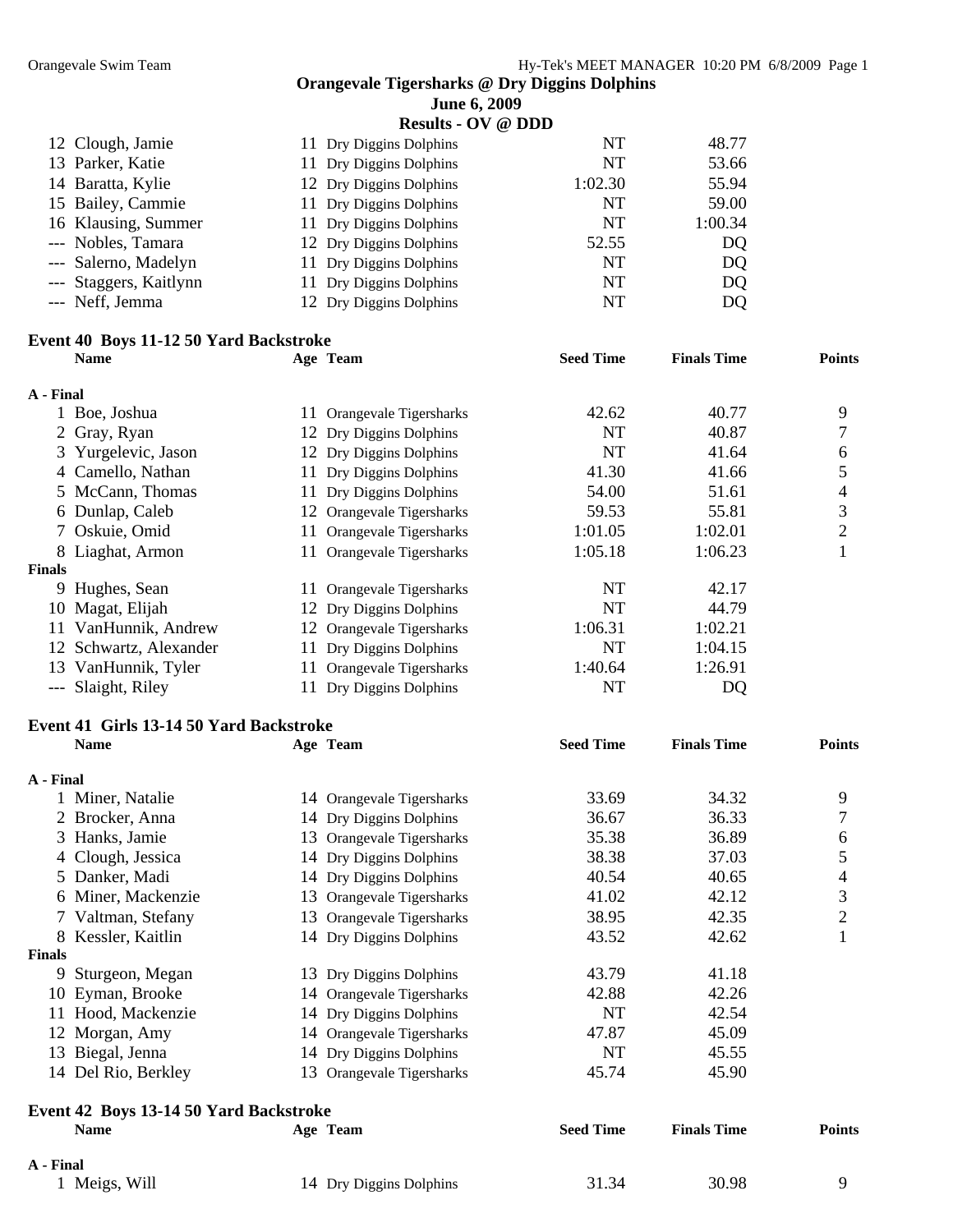| | Name | Age | Team | Seed Time | Finals Time | Points |
|---|---|---|---|---|---|---|
| 12 | Clough, Jamie | 11 | Dry Diggins Dolphins | NT | 48.77 | |
| 13 | Parker, Katie | 11 | Dry Diggins Dolphins | NT | 53.66 | |
| 14 | Baratta, Kylie | 12 | Dry Diggins Dolphins | 1:02.30 | 55.94 | |
| 15 | Bailey, Cammie | 11 | Dry Diggins Dolphins | NT | 59.00 | |
| 16 | Klausing, Summer | 11 | Dry Diggins Dolphins | NT | 1:00.34 | |
| --- | Nobles, Tamara | 12 | Dry Diggins Dolphins | 52.55 | DQ | |
| --- | Salerno, Madelyn | 11 | Dry Diggins Dolphins | NT | DQ | |
| --- | Staggers, Kaitlynn | 11 | Dry Diggins Dolphins | NT | DQ | |
| --- | Neff, Jemma | 12 | Dry Diggins Dolphins | NT | DQ | |

**Event 40 Boys 11-12 50 Yard Backstroke**

| | Name | Age | Team | Seed Time | Finals Time | Points |
|---|---|---|---|---|---|---|
| **A - Final** | | | | | | |
| 1 | Boe, Joshua | 11 | Orangevale Tigersharks | 42.62 | 40.77 | 9 |
| 2 | Gray, Ryan | 12 | Dry Diggins Dolphins | NT | 40.87 | 7 |
| 3 | Yurgelevic, Jason | 12 | Dry Diggins Dolphins | NT | 41.64 | 6 |
| 4 | Camello, Nathan | 11 | Dry Diggins Dolphins | 41.30 | 41.66 | 5 |
| 5 | McCann, Thomas | 11 | Dry Diggins Dolphins | 54.00 | 51.61 | 4 |
| 6 | Dunlap, Caleb | 12 | Orangevale Tigersharks | 59.53 | 55.81 | 3 |
| 7 | Oskuie, Omid | 11 | Orangevale Tigersharks | 1:01.05 | 1:02.01 | 2 |
| 8 | Liaghat, Armon | 11 | Orangevale Tigersharks | 1:05.18 | 1:06.23 | 1 |
| **Finals** | | | | | | |
| 9 | Hughes, Sean | 11 | Orangevale Tigersharks | NT | 42.17 | |
| 10 | Magat, Elijah | 12 | Dry Diggins Dolphins | NT | 44.79 | |
| 11 | VanHunnik, Andrew | 12 | Orangevale Tigersharks | 1:06.31 | 1:02.21 | |
| 12 | Schwartz, Alexander | 11 | Dry Diggins Dolphins | NT | 1:04.15 | |
| 13 | VanHunnik, Tyler | 11 | Orangevale Tigersharks | 1:40.64 | 1:26.91 | |
| --- | Slaight, Riley | 11 | Dry Diggins Dolphins | NT | DQ | |

**Event 41 Girls 13-14 50 Yard Backstroke**

| | Name | Age | Team | Seed Time | Finals Time | Points |
|---|---|---|---|---|---|---|
| **A - Final** | | | | | | |
| 1 | Miner, Natalie | 14 | Orangevale Tigersharks | 33.69 | 34.32 | 9 |
| 2 | Brocker, Anna | 14 | Dry Diggins Dolphins | 36.67 | 36.33 | 7 |
| 3 | Hanks, Jamie | 13 | Orangevale Tigersharks | 35.38 | 36.89 | 6 |
| 4 | Clough, Jessica | 14 | Dry Diggins Dolphins | 38.38 | 37.03 | 5 |
| 5 | Danker, Madi | 14 | Dry Diggins Dolphins | 40.54 | 40.65 | 4 |
| 6 | Miner, Mackenzie | 13 | Orangevale Tigersharks | 41.02 | 42.12 | 3 |
| 7 | Valtman, Stefany | 13 | Orangevale Tigersharks | 38.95 | 42.35 | 2 |
| 8 | Kessler, Kaitlin | 14 | Dry Diggins Dolphins | 43.52 | 42.62 | 1 |
| **Finals** | | | | | | |
| 9 | Sturgeon, Megan | 13 | Dry Diggins Dolphins | 43.79 | 41.18 | |
| 10 | Eyman, Brooke | 14 | Orangevale Tigersharks | 42.88 | 42.26 | |
| 11 | Hood, Mackenzie | 14 | Dry Diggins Dolphins | NT | 42.54 | |
| 12 | Morgan, Amy | 14 | Orangevale Tigersharks | 47.87 | 45.09 | |
| 13 | Biegal, Jenna | 14 | Dry Diggins Dolphins | NT | 45.55 | |
| 14 | Del Rio, Berkley | 13 | Orangevale Tigersharks | 45.74 | 45.90 | |

**Event 42 Boys 13-14 50 Yard Backstroke**

| | Name | Age | Team | Seed Time | Finals Time | Points |
|---|---|---|---|---|---|---|
| **A - Final** | | | | | | |
| 1 | Meigs, Will | 14 | Dry Diggins Dolphins | 31.34 | 30.98 | 9 |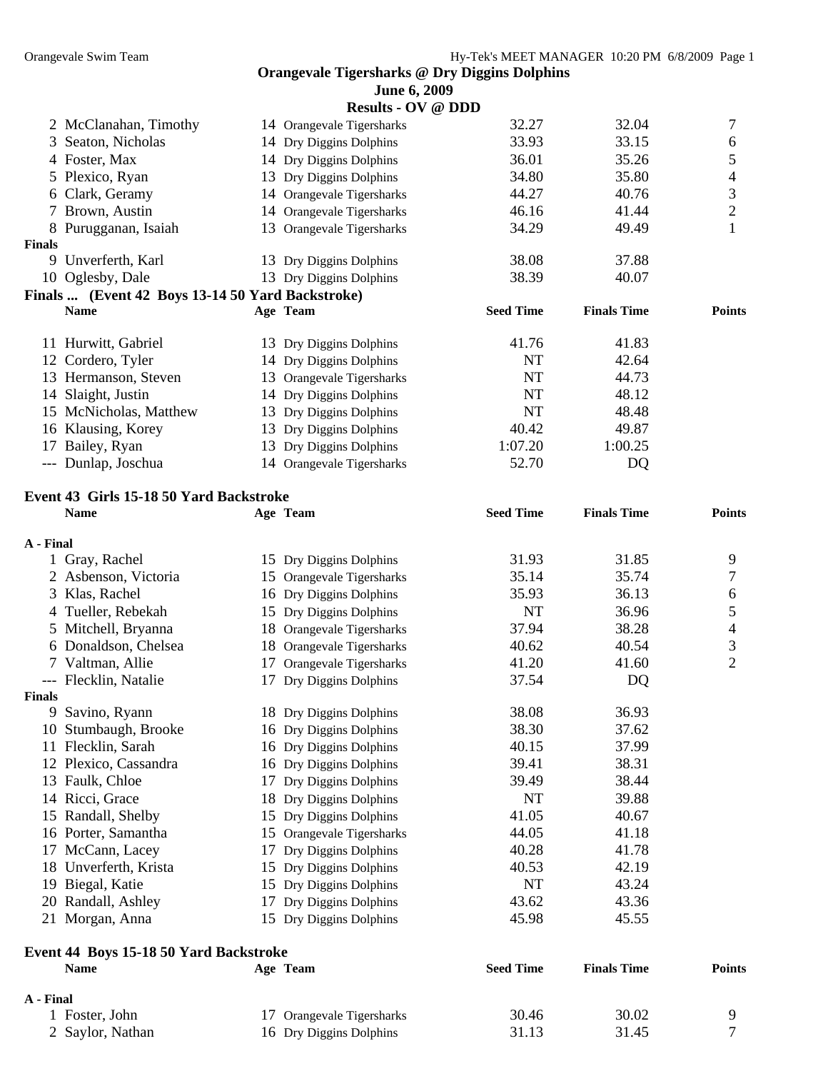## Orangevale Tigersharks @ Dry Diggins Dolphins

**June 6, 2009**

**Results - OV @ DDD**

| | Name | Age | Team | Seed Time | Finals Time | Points |
|---|---|---|---|---|---|---|
| 2 | McClanahan, Timothy | 14 | Orangevale Tigersharks | 32.27 | 32.04 | 7 |
| 3 | Seaton, Nicholas | 14 | Dry Diggins Dolphins | 33.93 | 33.15 | 6 |
| 4 | Foster, Max | 14 | Dry Diggins Dolphins | 36.01 | 35.26 | 5 |
| 5 | Plexico, Ryan | 13 | Dry Diggins Dolphins | 34.80 | 35.80 | 4 |
| 6 | Clark, Geramy | 14 | Orangevale Tigersharks | 44.27 | 40.76 | 3 |
| 7 | Brown, Austin | 14 | Orangevale Tigersharks | 46.16 | 41.44 | 2 |
| 8 | Purugganan, Isaiah | 13 | Orangevale Tigersharks | 34.29 | 49.49 | 1 |
| **Finals** | | | | | | |
| 9 | Unverferth, Karl | 13 | Dry Diggins Dolphins | 38.08 | 37.88 | |
| 10 | Oglesby, Dale | 13 | Dry Diggins Dolphins | 38.39 | 40.07 | |

**Finals ... (Event 42 Boys 13-14 50 Yard Backstroke)**

| | Name | Age | Team | Seed Time | Finals Time | Points |
|---|---|---|---|---|---|---|
| 11 | Hurwitt, Gabriel | 13 | Dry Diggins Dolphins | 41.76 | 41.83 | |
| 12 | Cordero, Tyler | 14 | Dry Diggins Dolphins | NT | 42.64 | |
| 13 | Hermanson, Steven | 13 | Orangevale Tigersharks | NT | 44.73 | |
| 14 | Slaight, Justin | 14 | Dry Diggins Dolphins | NT | 48.12 | |
| 15 | McNicholas, Matthew | 13 | Dry Diggins Dolphins | NT | 48.48 | |
| 16 | Klausing, Korey | 13 | Dry Diggins Dolphins | 40.42 | 49.87 | |
| 17 | Bailey, Ryan | 13 | Dry Diggins Dolphins | 1:07.20 | 1:00.25 | |
| --- | Dunlap, Joschua | 14 | Orangevale Tigersharks | 52.70 | DQ | |

### Event 43 Girls 15-18 50 Yard Backstroke

| | Name | Age | Team | Seed Time | Finals Time | Points |
|---|---|---|---|---|---|---|
| **A - Final** | | | | | | |
| 1 | Gray, Rachel | 15 | Dry Diggins Dolphins | 31.93 | 31.85 | 9 |
| 2 | Asbenson, Victoria | 15 | Orangevale Tigersharks | 35.14 | 35.74 | 7 |
| 3 | Klas, Rachel | 16 | Dry Diggins Dolphins | 35.93 | 36.13 | 6 |
| 4 | Tueller, Rebekah | 15 | Dry Diggins Dolphins | NT | 36.96 | 5 |
| 5 | Mitchell, Bryanna | 18 | Orangevale Tigersharks | 37.94 | 38.28 | 4 |
| 6 | Donaldson, Chelsea | 18 | Orangevale Tigersharks | 40.62 | 40.54 | 3 |
| 7 | Valtman, Allie | 17 | Orangevale Tigersharks | 41.20 | 41.60 | 2 |
| --- | Flecklin, Natalie | 17 | Dry Diggins Dolphins | 37.54 | DQ | |
| **Finals** | | | | | | |
| 9 | Savino, Ryann | 18 | Dry Diggins Dolphins | 38.08 | 36.93 | |
| 10 | Stumbaugh, Brooke | 16 | Dry Diggins Dolphins | 38.30 | 37.62 | |
| 11 | Flecklin, Sarah | 16 | Dry Diggins Dolphins | 40.15 | 37.99 | |
| 12 | Plexico, Cassandra | 16 | Dry Diggins Dolphins | 39.41 | 38.31 | |
| 13 | Faulk, Chloe | 17 | Dry Diggins Dolphins | 39.49 | 38.44 | |
| 14 | Ricci, Grace | 18 | Dry Diggins Dolphins | NT | 39.88 | |
| 15 | Randall, Shelby | 15 | Dry Diggins Dolphins | 41.05 | 40.67 | |
| 16 | Porter, Samantha | 15 | Orangevale Tigersharks | 44.05 | 41.18 | |
| 17 | McCann, Lacey | 17 | Dry Diggins Dolphins | 40.28 | 41.78 | |
| 18 | Unverferth, Krista | 15 | Dry Diggins Dolphins | 40.53 | 42.19 | |
| 19 | Biegal, Katie | 15 | Dry Diggins Dolphins | NT | 43.24 | |
| 20 | Randall, Ashley | 17 | Dry Diggins Dolphins | 43.62 | 43.36 | |
| 21 | Morgan, Anna | 15 | Dry Diggins Dolphins | 45.98 | 45.55 | |

### Event 44 Boys 15-18 50 Yard Backstroke

| | Name | Age | Team | Seed Time | Finals Time | Points |
|---|---|---|---|---|---|---|
| **A - Final** | | | | | | |
| 1 | Foster, John | 17 | Orangevale Tigersharks | 30.46 | 30.02 | 9 |
| 2 | Saylor, Nathan | 16 | Dry Diggins Dolphins | 31.13 | 31.45 | 7 |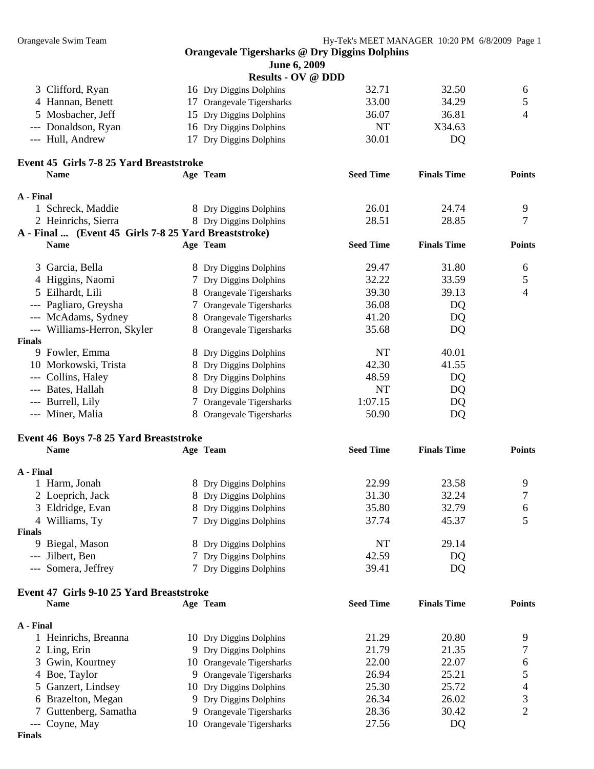## Orangevale Tigersharks @ Dry Diggins Dolphins

**June 6, 2009**

**Results - OV @ DDD**

| | Name | Age | Team | Seed Time | Finals Time | Points |
|---|---|---|---|---|---|---|
| 3 | Clifford, Ryan | 16 | Dry Diggins Dolphins | 32.71 | 32.50 | 6 |
| 4 | Hannan, Benett | 17 | Orangevale Tigersharks | 33.00 | 34.29 | 5 |
| 5 | Mosbacher, Jeff | 15 | Dry Diggins Dolphins | 36.07 | 36.81 | 4 |
| --- | Donaldson, Ryan | 16 | Dry Diggins Dolphins | NT | X34.63 | |
| --- | Hull, Andrew | 17 | Dry Diggins Dolphins | 30.01 | DQ | |

### Event 45 Girls 7-8 25 Yard Breaststroke

| | Name | Age | Team | Seed Time | Finals Time | Points |
|---|---|---|---|---|---|---|
| **A - Final** | | | | | | |
| 1 | Schreck, Maddie | 8 | Dry Diggins Dolphins | 26.01 | 24.74 | 9 |
| 2 | Heinrichs, Sierra | 8 | Dry Diggins Dolphins | 28.51 | 28.85 | 7 |
| 3 | Garcia, Bella | 8 | Dry Diggins Dolphins | 29.47 | 31.80 | 6 |
| 4 | Higgins, Naomi | 7 | Dry Diggins Dolphins | 32.22 | 33.59 | 5 |
| 5 | Eilhardt, Lili | 8 | Orangevale Tigersharks | 39.30 | 39.13 | 4 |
| --- | Pagliaro, Greysha | 7 | Orangevale Tigersharks | 36.08 | DQ | |
| --- | McAdams, Sydney | 8 | Orangevale Tigersharks | 41.20 | DQ | |
| --- | Williams-Herron, Skyler | 8 | Orangevale Tigersharks | 35.68 | DQ | |
| **Finals** | | | | | | |
| 9 | Fowler, Emma | 8 | Dry Diggins Dolphins | NT | 40.01 | |
| 10 | Morkowski, Trista | 8 | Dry Diggins Dolphins | 42.30 | 41.55 | |
| --- | Collins, Haley | 8 | Dry Diggins Dolphins | 48.59 | DQ | |
| --- | Bates, Hallah | 8 | Dry Diggins Dolphins | NT | DQ | |
| --- | Burrell, Lily | 7 | Orangevale Tigersharks | 1:07.15 | DQ | |
| --- | Miner, Malia | 8 | Orangevale Tigersharks | 50.90 | DQ | |

### Event 46 Boys 7-8 25 Yard Breaststroke

| | Name | Age | Team | Seed Time | Finals Time | Points |
|---|---|---|---|---|---|---|
| **A - Final** | | | | | | |
| 1 | Harm, Jonah | 8 | Dry Diggins Dolphins | 22.99 | 23.58 | 9 |
| 2 | Loeprich, Jack | 8 | Dry Diggins Dolphins | 31.30 | 32.24 | 7 |
| 3 | Eldridge, Evan | 8 | Dry Diggins Dolphins | 35.80 | 32.79 | 6 |
| 4 | Williams, Ty | 7 | Dry Diggins Dolphins | 37.74 | 45.37 | 5 |
| **Finals** | | | | | | |
| 9 | Biegal, Mason | 8 | Dry Diggins Dolphins | NT | 29.14 | |
| --- | Jilbert, Ben | 7 | Dry Diggins Dolphins | 42.59 | DQ | |
| --- | Somera, Jeffrey | 7 | Dry Diggins Dolphins | 39.41 | DQ | |

### Event 47 Girls 9-10 25 Yard Breaststroke

| | Name | Age | Team | Seed Time | Finals Time | Points |
|---|---|---|---|---|---|---|
| **A - Final** | | | | | | |
| 1 | Heinrichs, Breanna | 10 | Dry Diggins Dolphins | 21.29 | 20.80 | 9 |
| 2 | Ling, Erin | 9 | Dry Diggins Dolphins | 21.79 | 21.35 | 7 |
| 3 | Gwin, Kourtney | 10 | Orangevale Tigersharks | 22.00 | 22.07 | 6 |
| 4 | Boe, Taylor | 9 | Orangevale Tigersharks | 26.94 | 25.21 | 5 |
| 5 | Ganzert, Lindsey | 10 | Dry Diggins Dolphins | 25.30 | 25.72 | 4 |
| 6 | Brazelton, Megan | 9 | Dry Diggins Dolphins | 26.34 | 26.02 | 3 |
| 7 | Guttenberg, Samatha | 9 | Orangevale Tigersharks | 28.36 | 30.42 | 2 |
| --- | Coyne, May | 10 | Orangevale Tigersharks | 27.56 | DQ | |
| **Finals** | | | | | | |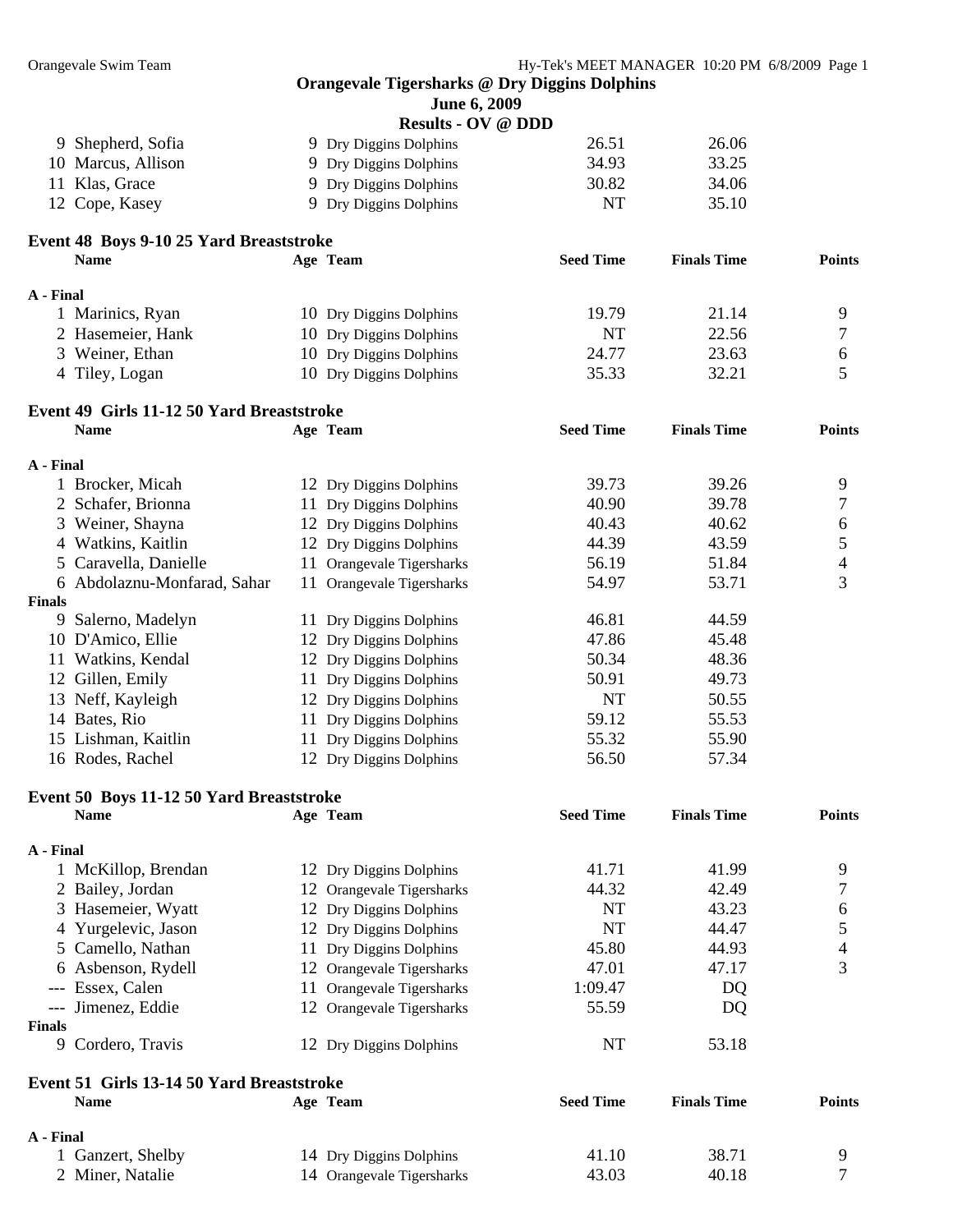**Orangevale Tigersharks @ Dry Diggins Dolphins**
**June 6, 2009**
**Results - OV @ DDD**

| | Name | Age | Team | Seed Time | Finals Time | Points |
|---|---|---|---|---|---|---|
| 9 | Shepherd, Sofia | 9 | Dry Diggins Dolphins | 26.51 | 26.06 | |
| 10 | Marcus, Allison | 9 | Dry Diggins Dolphins | 34.93 | 33.25 | |
| 11 | Klas, Grace | 9 | Dry Diggins Dolphins | 30.82 | 34.06 | |
| 12 | Cope, Kasey | 9 | Dry Diggins Dolphins | NT | 35.10 | |

### Event 48 Boys 9-10 25 Yard Breaststroke

| | Name | Age | Team | Seed Time | Finals Time | Points |
|---|---|---|---|---|---|---|
| **A - Final** | | | | | | |
| 1 | Marinics, Ryan | 10 | Dry Diggins Dolphins | 19.79 | 21.14 | 9 |
| 2 | Hasemeier, Hank | 10 | Dry Diggins Dolphins | NT | 22.56 | 7 |
| 3 | Weiner, Ethan | 10 | Dry Diggins Dolphins | 24.77 | 23.63 | 6 |
| 4 | Tiley, Logan | 10 | Dry Diggins Dolphins | 35.33 | 32.21 | 5 |

### Event 49 Girls 11-12 50 Yard Breaststroke

| | Name | Age | Team | Seed Time | Finals Time | Points |
|---|---|---|---|---|---|---|
| **A - Final** | | | | | | |
| 1 | Brocker, Micah | 12 | Dry Diggins Dolphins | 39.73 | 39.26 | 9 |
| 2 | Schafer, Brionna | 11 | Dry Diggins Dolphins | 40.90 | 39.78 | 7 |
| 3 | Weiner, Shayna | 12 | Dry Diggins Dolphins | 40.43 | 40.62 | 6 |
| 4 | Watkins, Kaitlin | 12 | Dry Diggins Dolphins | 44.39 | 43.59 | 5 |
| 5 | Caravella, Danielle | 11 | Orangevale Tigersharks | 56.19 | 51.84 | 4 |
| 6 | Abdolaznu-Monfarad, Sahar | 11 | Orangevale Tigersharks | 54.97 | 53.71 | 3 |
| **Finals** | | | | | | |
| 9 | Salerno, Madelyn | 11 | Dry Diggins Dolphins | 46.81 | 44.59 | |
| 10 | D'Amico, Ellie | 12 | Dry Diggins Dolphins | 47.86 | 45.48 | |
| 11 | Watkins, Kendal | 12 | Dry Diggins Dolphins | 50.34 | 48.36 | |
| 12 | Gillen, Emily | 11 | Dry Diggins Dolphins | 50.91 | 49.73 | |
| 13 | Neff, Kayleigh | 12 | Dry Diggins Dolphins | NT | 50.55 | |
| 14 | Bates, Rio | 11 | Dry Diggins Dolphins | 59.12 | 55.53 | |
| 15 | Lishman, Kaitlin | 11 | Dry Diggins Dolphins | 55.32 | 55.90 | |
| 16 | Rodes, Rachel | 12 | Dry Diggins Dolphins | 56.50 | 57.34 | |

### Event 50 Boys 11-12 50 Yard Breaststroke

| | Name | Age | Team | Seed Time | Finals Time | Points |
|---|---|---|---|---|---|---|
| **A - Final** | | | | | | |
| 1 | McKillop, Brendan | 12 | Dry Diggins Dolphins | 41.71 | 41.99 | 9 |
| 2 | Bailey, Jordan | 12 | Orangevale Tigersharks | 44.32 | 42.49 | 7 |
| 3 | Hasemeier, Wyatt | 12 | Dry Diggins Dolphins | NT | 43.23 | 6 |
| 4 | Yurgelevic, Jason | 12 | Dry Diggins Dolphins | NT | 44.47 | 5 |
| 5 | Camello, Nathan | 11 | Dry Diggins Dolphins | 45.80 | 44.93 | 4 |
| 6 | Asbenson, Rydell | 12 | Orangevale Tigersharks | 47.01 | 47.17 | 3 |
| --- | Essex, Calen | 11 | Orangevale Tigersharks | 1:09.47 | DQ | |
| --- | Jimenez, Eddie | 12 | Orangevale Tigersharks | 55.59 | DQ | |
| **Finals** | | | | | | |
| 9 | Cordero, Travis | 12 | Dry Diggins Dolphins | NT | 53.18 | |

### Event 51 Girls 13-14 50 Yard Breaststroke

| | Name | Age | Team | Seed Time | Finals Time | Points |
|---|---|---|---|---|---|---|
| **A - Final** | | | | | | |
| 1 | Ganzert, Shelby | 14 | Dry Diggins Dolphins | 41.10 | 38.71 | 9 |
| 2 | Miner, Natalie | 14 | Orangevale Tigersharks | 43.03 | 40.18 | 7 |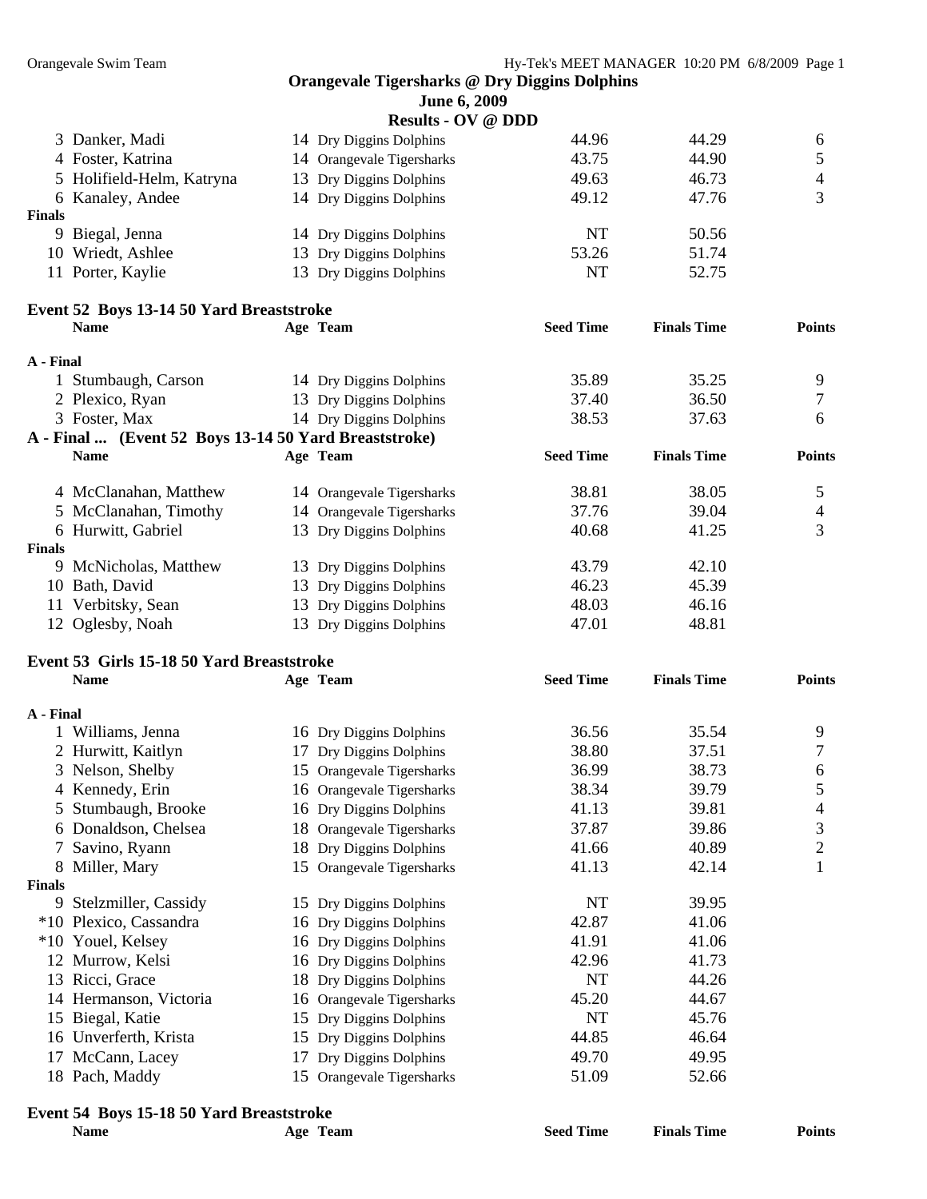## Orangevale Tigersharks @ Dry Diggins Dolphins

**June 6, 2009**

**Results - OV @ DDD**

| Name | Age | Team | Seed Time | Finals Time | Points |
|---|---|---|---|---|---|
| 3 Danker, Madi | 14 | Dry Diggins Dolphins | 44.96 | 44.29 | 6 |
| 4 Foster, Katrina | 14 | Orangevale Tigersharks | 43.75 | 44.90 | 5 |
| 5 Holifield-Helm, Katryna | 13 | Dry Diggins Dolphins | 49.63 | 46.73 | 4 |
| 6 Kanaley, Andee | 14 | Dry Diggins Dolphins | 49.12 | 47.76 | 3 |
| **Finals** | | | | | |
| 9 Biegal, Jenna | 14 | Dry Diggins Dolphins | NT | 50.56 | |
| 10 Wriedt, Ashlee | 13 | Dry Diggins Dolphins | 53.26 | 51.74 | |
| 11 Porter, Kaylie | 13 | Dry Diggins Dolphins | NT | 52.75 | |

### Event 52 Boys 13-14 50 Yard Breaststroke

| Name | Age | Team | Seed Time | Finals Time | Points |
|---|---|---|---|---|---|
| **A - Final** | | | | | |
| 1 Stumbaugh, Carson | 14 | Dry Diggins Dolphins | 35.89 | 35.25 | 9 |
| 2 Plexico, Ryan | 13 | Dry Diggins Dolphins | 37.40 | 36.50 | 7 |
| 3 Foster, Max | 14 | Dry Diggins Dolphins | 38.53 | 37.63 | 6 |
| 4 McClanahan, Matthew | 14 | Orangevale Tigersharks | 38.81 | 38.05 | 5 |
| 5 McClanahan, Timothy | 14 | Orangevale Tigersharks | 37.76 | 39.04 | 4 |
| 6 Hurwitt, Gabriel | 13 | Dry Diggins Dolphins | 40.68 | 41.25 | 3 |
| **Finals** | | | | | |
| 9 McNicholas, Matthew | 13 | Dry Diggins Dolphins | 43.79 | 42.10 | |
| 10 Bath, David | 13 | Dry Diggins Dolphins | 46.23 | 45.39 | |
| 11 Verbitsky, Sean | 13 | Dry Diggins Dolphins | 48.03 | 46.16 | |
| 12 Oglesby, Noah | 13 | Dry Diggins Dolphins | 47.01 | 48.81 | |

### Event 53 Girls 15-18 50 Yard Breaststroke

| Name | Age | Team | Seed Time | Finals Time | Points |
|---|---|---|---|---|---|
| **A - Final** | | | | | |
| 1 Williams, Jenna | 16 | Dry Diggins Dolphins | 36.56 | 35.54 | 9 |
| 2 Hurwitt, Kaitlyn | 17 | Dry Diggins Dolphins | 38.80 | 37.51 | 7 |
| 3 Nelson, Shelby | 15 | Orangevale Tigersharks | 36.99 | 38.73 | 6 |
| 4 Kennedy, Erin | 16 | Orangevale Tigersharks | 38.34 | 39.79 | 5 |
| 5 Stumbaugh, Brooke | 16 | Dry Diggins Dolphins | 41.13 | 39.81 | 4 |
| 6 Donaldson, Chelsea | 18 | Orangevale Tigersharks | 37.87 | 39.86 | 3 |
| 7 Savino, Ryann | 18 | Dry Diggins Dolphins | 41.66 | 40.89 | 2 |
| 8 Miller, Mary | 15 | Orangevale Tigersharks | 41.13 | 42.14 | 1 |
| **Finals** | | | | | |
| 9 Stelzmiller, Cassidy | 15 | Dry Diggins Dolphins | NT | 39.95 | |
| *10 Plexico, Cassandra | 16 | Dry Diggins Dolphins | 42.87 | 41.06 | |
| *10 Youel, Kelsey | 16 | Dry Diggins Dolphins | 41.91 | 41.06 | |
| 12 Murrow, Kelsi | 16 | Dry Diggins Dolphins | 42.96 | 41.73 | |
| 13 Ricci, Grace | 18 | Dry Diggins Dolphins | NT | 44.26 | |
| 14 Hermanson, Victoria | 16 | Orangevale Tigersharks | 45.20 | 44.67 | |
| 15 Biegal, Katie | 15 | Dry Diggins Dolphins | NT | 45.76 | |
| 16 Unverferth, Krista | 15 | Dry Diggins Dolphins | 44.85 | 46.64 | |
| 17 McCann, Lacey | 17 | Dry Diggins Dolphins | 49.70 | 49.95 | |
| 18 Pach, Maddy | 15 | Orangevale Tigersharks | 51.09 | 52.66 | |

### Event 54 Boys 15-18 50 Yard Breaststroke

| Name | Age | Team | Seed Time | Finals Time | Points |
|---|---|---|---|---|---|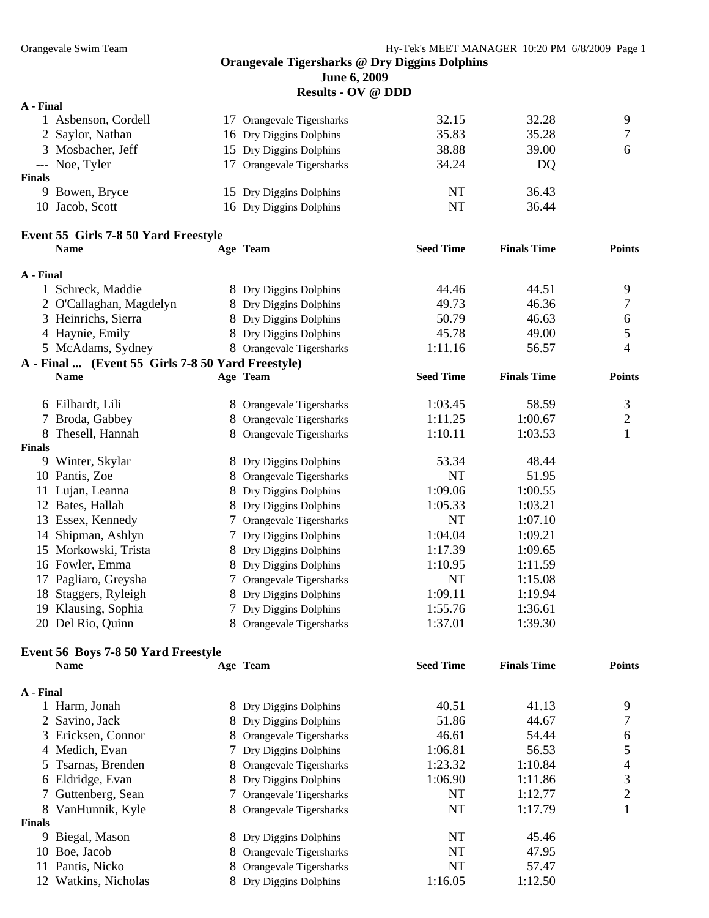## Orangevale Tigersharks @ Dry Diggins Dolphins
### June 6, 2009
### Results - OV @ DDD

**A - Final**

| | Name | Age | Team | Seed Time | Finals Time | Points |
|---|---|---|---|---|---|---|
| 1 | Asbenson, Cordell | 17 | Orangevale Tigersharks | 32.15 | 32.28 | 9 |
| 2 | Saylor, Nathan | 16 | Dry Diggins Dolphins | 35.83 | 35.28 | 7 |
| 3 | Mosbacher, Jeff | 15 | Dry Diggins Dolphins | 38.88 | 39.00 | 6 |
| --- | Noe, Tyler | 17 | Orangevale Tigersharks | 34.24 | DQ | |

**Finals**

| | Name | Age | Team | Seed Time | Finals Time | Points |
|---|---|---|---|---|---|---|
| 9 | Bowen, Bryce | 15 | Dry Diggins Dolphins | NT | 36.43 | |
| 10 | Jacob, Scott | 16 | Dry Diggins Dolphins | NT | 36.44 | |

### Event 55 Girls 7-8 50 Yard Freestyle

**A - Final**

| | Name | Age | Team | Seed Time | Finals Time | Points |
|---|---|---|---|---|---|---|
| 1 | Schreck, Maddie | 8 | Dry Diggins Dolphins | 44.46 | 44.51 | 9 |
| 2 | O'Callaghan, Magdelyn | 8 | Dry Diggins Dolphins | 49.73 | 46.36 | 7 |
| 3 | Heinrichs, Sierra | 8 | Dry Diggins Dolphins | 50.79 | 46.63 | 6 |
| 4 | Haynie, Emily | 8 | Dry Diggins Dolphins | 45.78 | 49.00 | 5 |
| 5 | McAdams, Sydney | 8 | Orangevale Tigersharks | 1:11.16 | 56.57 | 4 |
| 6 | Eilhardt, Lili | 8 | Orangevale Tigersharks | 1:03.45 | 58.59 | 3 |
| 7 | Broda, Gabbey | 8 | Orangevale Tigersharks | 1:11.25 | 1:00.67 | 2 |
| 8 | Thesell, Hannah | 8 | Orangevale Tigersharks | 1:10.11 | 1:03.53 | 1 |

**Finals**

| | Name | Age | Team | Seed Time | Finals Time | Points |
|---|---|---|---|---|---|---|
| 9 | Winter, Skylar | 8 | Dry Diggins Dolphins | 53.34 | 48.44 | |
| 10 | Pantis, Zoe | 8 | Orangevale Tigersharks | NT | 51.95 | |
| 11 | Lujan, Leanna | 8 | Dry Diggins Dolphins | 1:09.06 | 1:00.55 | |
| 12 | Bates, Hallah | 8 | Dry Diggins Dolphins | 1:05.33 | 1:03.21 | |
| 13 | Essex, Kennedy | 7 | Orangevale Tigersharks | NT | 1:07.10 | |
| 14 | Shipman, Ashlyn | 7 | Dry Diggins Dolphins | 1:04.04 | 1:09.21 | |
| 15 | Morkowski, Trista | 8 | Dry Diggins Dolphins | 1:17.39 | 1:09.65 | |
| 16 | Fowler, Emma | 8 | Dry Diggins Dolphins | 1:10.95 | 1:11.59 | |
| 17 | Pagliaro, Greysha | 7 | Orangevale Tigersharks | NT | 1:15.08 | |
| 18 | Staggers, Ryleigh | 8 | Dry Diggins Dolphins | 1:09.11 | 1:19.94 | |
| 19 | Klausing, Sophia | 7 | Dry Diggins Dolphins | 1:55.76 | 1:36.61 | |
| 20 | Del Rio, Quinn | 8 | Orangevale Tigersharks | 1:37.01 | 1:39.30 | |

### Event 56 Boys 7-8 50 Yard Freestyle

**A - Final**

| | Name | Age | Team | Seed Time | Finals Time | Points |
|---|---|---|---|---|---|---|
| 1 | Harm, Jonah | 8 | Dry Diggins Dolphins | 40.51 | 41.13 | 9 |
| 2 | Savino, Jack | 8 | Dry Diggins Dolphins | 51.86 | 44.67 | 7 |
| 3 | Ericksen, Connor | 8 | Orangevale Tigersharks | 46.61 | 54.44 | 6 |
| 4 | Medich, Evan | 7 | Dry Diggins Dolphins | 1:06.81 | 56.53 | 5 |
| 5 | Tsarnas, Brenden | 8 | Orangevale Tigersharks | 1:23.32 | 1:10.84 | 4 |
| 6 | Eldridge, Evan | 8 | Dry Diggins Dolphins | 1:06.90 | 1:11.86 | 3 |
| 7 | Guttenberg, Sean | 7 | Orangevale Tigersharks | NT | 1:12.77 | 2 |
| 8 | VanHunnik, Kyle | 8 | Orangevale Tigersharks | NT | 1:17.79 | 1 |

**Finals**

| | Name | Age | Team | Seed Time | Finals Time | Points |
|---|---|---|---|---|---|---|
| 9 | Biegal, Mason | 8 | Dry Diggins Dolphins | NT | 45.46 | |
| 10 | Boe, Jacob | 8 | Orangevale Tigersharks | NT | 47.95 | |
| 11 | Pantis, Nicko | 8 | Orangevale Tigersharks | NT | 57.47 | |
| 12 | Watkins, Nicholas | 8 | Dry Diggins Dolphins | 1:16.05 | 1:12.50 | |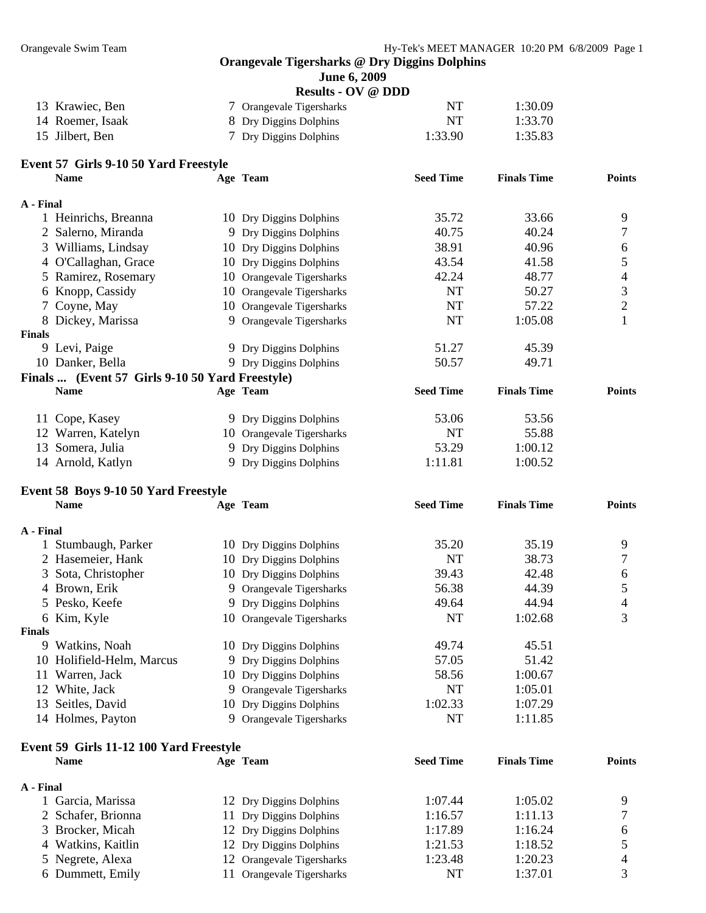## Orangevale Tigersharks @ Dry Diggins Dolphins

### June 6, 2009

### Results - OV @ DDD

| | Name | Age | Team | Seed Time | Finals Time | Points |
|---|---|---|---|---|---|---|
| 13 | Krawiec, Ben | 7 | Orangevale Tigersharks | NT | 1:30.09 | |
| 14 | Roemer, Isaak | 8 | Dry Diggins Dolphins | NT | 1:33.70 | |
| 15 | Jilbert, Ben | 7 | Dry Diggins Dolphins | 1:33.90 | 1:35.83 | |

**Event 57 Girls 9-10 50 Yard Freestyle**

| | Name | Age | Team | Seed Time | Finals Time | Points |
|---|---|---|---|---|---|---|
| **A - Final** | | | | | | |
| 1 | Heinrichs, Breanna | 10 | Dry Diggins Dolphins | 35.72 | 33.66 | 9 |
| 2 | Salerno, Miranda | 9 | Dry Diggins Dolphins | 40.75 | 40.24 | 7 |
| 3 | Williams, Lindsay | 10 | Dry Diggins Dolphins | 38.91 | 40.96 | 6 |
| 4 | O'Callaghan, Grace | 10 | Dry Diggins Dolphins | 43.54 | 41.58 | 5 |
| 5 | Ramirez, Rosemary | 10 | Orangevale Tigersharks | 42.24 | 48.77 | 4 |
| 6 | Knopp, Cassidy | 10 | Orangevale Tigersharks | NT | 50.27 | 3 |
| 7 | Coyne, May | 10 | Orangevale Tigersharks | NT | 57.22 | 2 |
| 8 | Dickey, Marissa | 9 | Orangevale Tigersharks | NT | 1:05.08 | 1 |
| **Finals** | | | | | | |
| 9 | Levi, Paige | 9 | Dry Diggins Dolphins | 51.27 | 45.39 | |
| 10 | Danker, Bella | 9 | Dry Diggins Dolphins | 50.57 | 49.71 | |

**Finals ... (Event 57 Girls 9-10 50 Yard Freestyle)**

| | Name | Age | Team | Seed Time | Finals Time | Points |
|---|---|---|---|---|---|---|
| 11 | Cope, Kasey | 9 | Dry Diggins Dolphins | 53.06 | 53.56 | |
| 12 | Warren, Katelyn | 10 | Orangevale Tigersharks | NT | 55.88 | |
| 13 | Somera, Julia | 9 | Dry Diggins Dolphins | 53.29 | 1:00.12 | |
| 14 | Arnold, Katlyn | 9 | Dry Diggins Dolphins | 1:11.81 | 1:00.52 | |

**Event 58 Boys 9-10 50 Yard Freestyle**

| | Name | Age | Team | Seed Time | Finals Time | Points |
|---|---|---|---|---|---|---|
| **A - Final** | | | | | | |
| 1 | Stumbaugh, Parker | 10 | Dry Diggins Dolphins | 35.20 | 35.19 | 9 |
| 2 | Hasemeier, Hank | 10 | Dry Diggins Dolphins | NT | 38.73 | 7 |
| 3 | Sota, Christopher | 10 | Dry Diggins Dolphins | 39.43 | 42.48 | 6 |
| 4 | Brown, Erik | 9 | Orangevale Tigersharks | 56.38 | 44.39 | 5 |
| 5 | Pesko, Keefe | 9 | Dry Diggins Dolphins | 49.64 | 44.94 | 4 |
| 6 | Kim, Kyle | 10 | Orangevale Tigersharks | NT | 1:02.68 | 3 |
| **Finals** | | | | | | |
| 9 | Watkins, Noah | 10 | Dry Diggins Dolphins | 49.74 | 45.51 | |
| 10 | Holifield-Helm, Marcus | 9 | Dry Diggins Dolphins | 57.05 | 51.42 | |
| 11 | Warren, Jack | 10 | Dry Diggins Dolphins | 58.56 | 1:00.67 | |
| 12 | White, Jack | 9 | Orangevale Tigersharks | NT | 1:05.01 | |
| 13 | Seitles, David | 10 | Dry Diggins Dolphins | 1:02.33 | 1:07.29 | |
| 14 | Holmes, Payton | 9 | Orangevale Tigersharks | NT | 1:11.85 | |

**Event 59 Girls 11-12 100 Yard Freestyle**

| | Name | Age | Team | Seed Time | Finals Time | Points |
|---|---|---|---|---|---|---|
| **A - Final** | | | | | | |
| 1 | Garcia, Marissa | 12 | Dry Diggins Dolphins | 1:07.44 | 1:05.02 | 9 |
| 2 | Schafer, Brionna | 11 | Dry Diggins Dolphins | 1:16.57 | 1:11.13 | 7 |
| 3 | Brocker, Micah | 12 | Dry Diggins Dolphins | 1:17.89 | 1:16.24 | 6 |
| 4 | Watkins, Kaitlin | 12 | Dry Diggins Dolphins | 1:21.53 | 1:18.52 | 5 |
| 5 | Negrete, Alexa | 12 | Orangevale Tigersharks | 1:23.48 | 1:20.23 | 4 |
| 6 | Dummett, Emily | 11 | Orangevale Tigersharks | NT | 1:37.01 | 3 |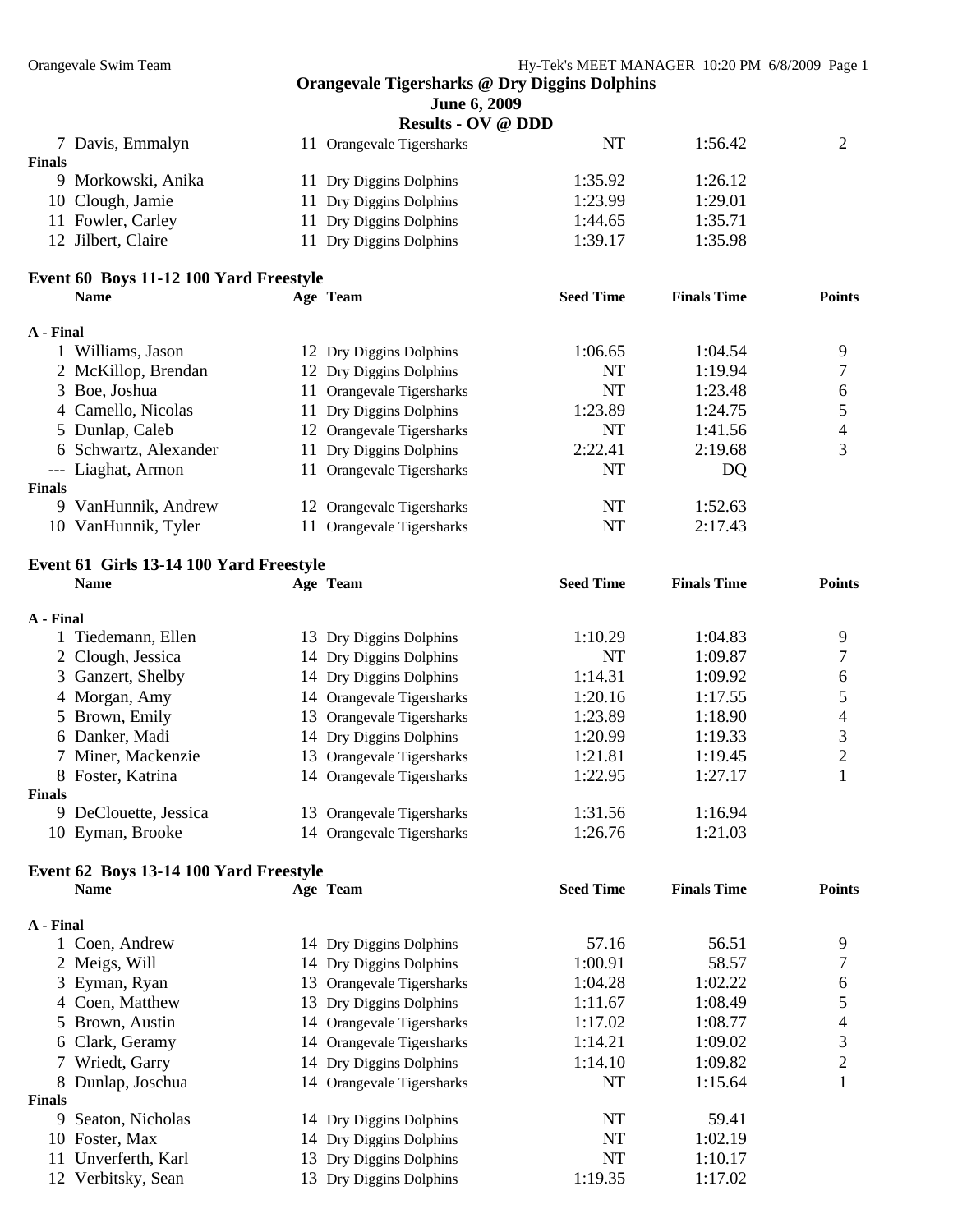**Orangevale Tigersharks @ Dry Diggins Dolphins**
**June 6, 2009**
**Results - OV @ DDD**

| | Name | Age | Team | Seed Time | Finals Time | Points |
|---|---|---|---|---|---|---|
| 7 | Davis, Emmalyn | 11 | Orangevale Tigersharks | NT | 1:56.42 | 2 |
| **Finals** | | | | | | |
| 9 | Morkowski, Anika | 11 | Dry Diggins Dolphins | 1:35.92 | 1:26.12 | |
| 10 | Clough, Jamie | 11 | Dry Diggins Dolphins | 1:23.99 | 1:29.01 | |
| 11 | Fowler, Carley | 11 | Dry Diggins Dolphins | 1:44.65 | 1:35.71 | |
| 12 | Jilbert, Claire | 11 | Dry Diggins Dolphins | 1:39.17 | 1:35.98 | |

## Event 60 Boys 11-12 100 Yard Freestyle

| | Name | Age | Team | Seed Time | Finals Time | Points |
|---|---|---|---|---|---|---|
| **A - Final** | | | | | | |
| 1 | Williams, Jason | 12 | Dry Diggins Dolphins | 1:06.65 | 1:04.54 | 9 |
| 2 | McKillop, Brendan | 12 | Dry Diggins Dolphins | NT | 1:19.94 | 7 |
| 3 | Boe, Joshua | 11 | Orangevale Tigersharks | NT | 1:23.48 | 6 |
| 4 | Camello, Nicolas | 11 | Dry Diggins Dolphins | 1:23.89 | 1:24.75 | 5 |
| 5 | Dunlap, Caleb | 12 | Orangevale Tigersharks | NT | 1:41.56 | 4 |
| 6 | Schwartz, Alexander | 11 | Dry Diggins Dolphins | 2:22.41 | 2:19.68 | 3 |
| --- | Liaghat, Armon | 11 | Orangevale Tigersharks | NT | DQ | |
| **Finals** | | | | | | |
| 9 | VanHunnik, Andrew | 12 | Orangevale Tigersharks | NT | 1:52.63 | |
| 10 | VanHunnik, Tyler | 11 | Orangevale Tigersharks | NT | 2:17.43 | |

## Event 61 Girls 13-14 100 Yard Freestyle

| | Name | Age | Team | Seed Time | Finals Time | Points |
|---|---|---|---|---|---|---|
| **A - Final** | | | | | | |
| 1 | Tiedemann, Ellen | 13 | Dry Diggins Dolphins | 1:10.29 | 1:04.83 | 9 |
| 2 | Clough, Jessica | 14 | Dry Diggins Dolphins | NT | 1:09.87 | 7 |
| 3 | Ganzert, Shelby | 14 | Dry Diggins Dolphins | 1:14.31 | 1:09.92 | 6 |
| 4 | Morgan, Amy | 14 | Orangevale Tigersharks | 1:20.16 | 1:17.55 | 5 |
| 5 | Brown, Emily | 13 | Orangevale Tigersharks | 1:23.89 | 1:18.90 | 4 |
| 6 | Danker, Madi | 14 | Dry Diggins Dolphins | 1:20.99 | 1:19.33 | 3 |
| 7 | Miner, Mackenzie | 13 | Orangevale Tigersharks | 1:21.81 | 1:19.45 | 2 |
| 8 | Foster, Katrina | 14 | Orangevale Tigersharks | 1:22.95 | 1:27.17 | 1 |
| **Finals** | | | | | | |
| 9 | DeClouette, Jessica | 13 | Orangevale Tigersharks | 1:31.56 | 1:16.94 | |
| 10 | Eyman, Brooke | 14 | Orangevale Tigersharks | 1:26.76 | 1:21.03 | |

## Event 62 Boys 13-14 100 Yard Freestyle

| | Name | Age | Team | Seed Time | Finals Time | Points |
|---|---|---|---|---|---|---|
| **A - Final** | | | | | | |
| 1 | Coen, Andrew | 14 | Dry Diggins Dolphins | 57.16 | 56.51 | 9 |
| 2 | Meigs, Will | 14 | Dry Diggins Dolphins | 1:00.91 | 58.57 | 7 |
| 3 | Eyman, Ryan | 13 | Orangevale Tigersharks | 1:04.28 | 1:02.22 | 6 |
| 4 | Coen, Matthew | 13 | Dry Diggins Dolphins | 1:11.67 | 1:08.49 | 5 |
| 5 | Brown, Austin | 14 | Orangevale Tigersharks | 1:17.02 | 1:08.77 | 4 |
| 6 | Clark, Geramy | 14 | Orangevale Tigersharks | 1:14.21 | 1:09.02 | 3 |
| 7 | Wriedt, Garry | 14 | Dry Diggins Dolphins | 1:14.10 | 1:09.82 | 2 |
| 8 | Dunlap, Joschua | 14 | Orangevale Tigersharks | NT | 1:15.64 | 1 |
| **Finals** | | | | | | |
| 9 | Seaton, Nicholas | 14 | Dry Diggins Dolphins | NT | 59.41 | |
| 10 | Foster, Max | 14 | Dry Diggins Dolphins | NT | 1:02.19 | |
| 11 | Unverferth, Karl | 13 | Dry Diggins Dolphins | NT | 1:10.17 | |
| 12 | Verbitsky, Sean | 13 | Dry Diggins Dolphins | 1:19.35 | 1:17.02 | |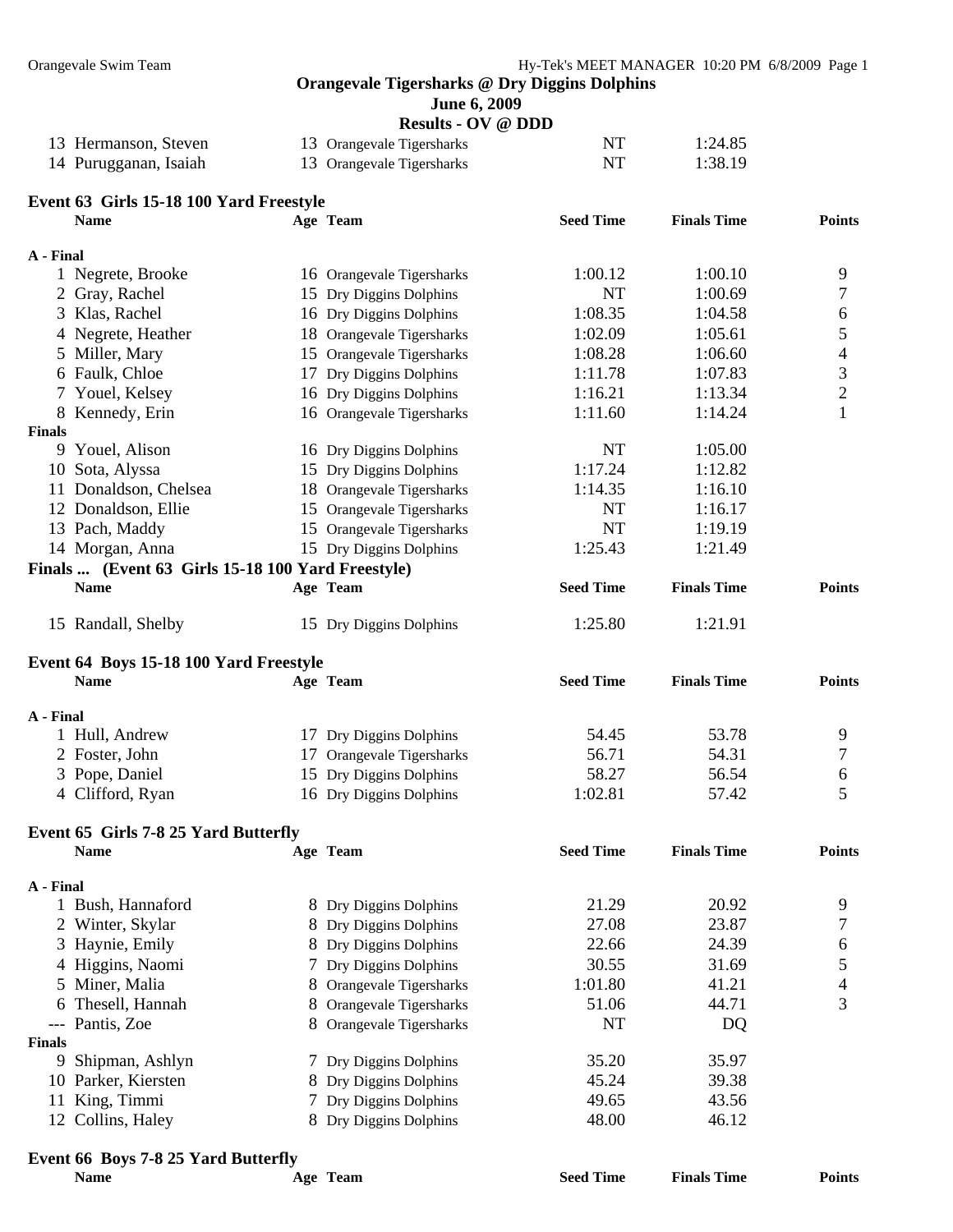| | Name | Age | Team | Seed Time | Finals Time | Points |
|---|---|---|---|---|---|---|
| 13 | Hermanson, Steven | 13 | Orangevale Tigersharks | NT | 1:24.85 | |
| 14 | Purugganan, Isaiah | 13 | Orangevale Tigersharks | NT | 1:38.19 | |

### Event 63 Girls 15-18 100 Yard Freestyle

| | Name | Age | Team | Seed Time | Finals Time | Points |
|---|---|---|---|---|---|---|
| **A - Final** | | | | | | |
| 1 | Negrete, Brooke | 16 | Orangevale Tigersharks | 1:00.12 | 1:00.10 | 9 |
| 2 | Gray, Rachel | 15 | Dry Diggins Dolphins | NT | 1:00.69 | 7 |
| 3 | Klas, Rachel | 16 | Dry Diggins Dolphins | 1:08.35 | 1:04.58 | 6 |
| 4 | Negrete, Heather | 18 | Orangevale Tigersharks | 1:02.09 | 1:05.61 | 5 |
| 5 | Miller, Mary | 15 | Orangevale Tigersharks | 1:08.28 | 1:06.60 | 4 |
| 6 | Faulk, Chloe | 17 | Dry Diggins Dolphins | 1:11.78 | 1:07.83 | 3 |
| 7 | Youel, Kelsey | 16 | Dry Diggins Dolphins | 1:16.21 | 1:13.34 | 2 |
| 8 | Kennedy, Erin | 16 | Orangevale Tigersharks | 1:11.60 | 1:14.24 | 1 |
| **Finals** | | | | | | |
| 9 | Youel, Alison | 16 | Dry Diggins Dolphins | NT | 1:05.00 | |
| 10 | Sota, Alyssa | 15 | Dry Diggins Dolphins | 1:17.24 | 1:12.82 | |
| 11 | Donaldson, Chelsea | 18 | Orangevale Tigersharks | 1:14.35 | 1:16.10 | |
| 12 | Donaldson, Ellie | 15 | Orangevale Tigersharks | NT | 1:16.17 | |
| 13 | Pach, Maddy | 15 | Orangevale Tigersharks | NT | 1:19.19 | |
| 14 | Morgan, Anna | 15 | Dry Diggins Dolphins | 1:25.43 | 1:21.49 | |
| 15 | Randall, Shelby | 15 | Dry Diggins Dolphins | 1:25.80 | 1:21.91 | |

### Event 64 Boys 15-18 100 Yard Freestyle

| | Name | Age | Team | Seed Time | Finals Time | Points |
|---|---|---|---|---|---|---|
| **A - Final** | | | | | | |
| 1 | Hull, Andrew | 17 | Dry Diggins Dolphins | 54.45 | 53.78 | 9 |
| 2 | Foster, John | 17 | Orangevale Tigersharks | 56.71 | 54.31 | 7 |
| 3 | Pope, Daniel | 15 | Dry Diggins Dolphins | 58.27 | 56.54 | 6 |
| 4 | Clifford, Ryan | 16 | Dry Diggins Dolphins | 1:02.81 | 57.42 | 5 |

### Event 65 Girls 7-8 25 Yard Butterfly

| | Name | Age | Team | Seed Time | Finals Time | Points |
|---|---|---|---|---|---|---|
| **A - Final** | | | | | | |
| 1 | Bush, Hannaford | 8 | Dry Diggins Dolphins | 21.29 | 20.92 | 9 |
| 2 | Winter, Skylar | 8 | Dry Diggins Dolphins | 27.08 | 23.87 | 7 |
| 3 | Haynie, Emily | 8 | Dry Diggins Dolphins | 22.66 | 24.39 | 6 |
| 4 | Higgins, Naomi | 7 | Dry Diggins Dolphins | 30.55 | 31.69 | 5 |
| 5 | Miner, Malia | 8 | Orangevale Tigersharks | 1:01.80 | 41.21 | 4 |
| 6 | Thesell, Hannah | 8 | Orangevale Tigersharks | 51.06 | 44.71 | 3 |
| --- | Pantis, Zoe | 8 | Orangevale Tigersharks | NT | DQ | |
| **Finals** | | | | | | |
| 9 | Shipman, Ashlyn | 7 | Dry Diggins Dolphins | 35.20 | 35.97 | |
| 10 | Parker, Kiersten | 8 | Dry Diggins Dolphins | 45.24 | 39.38 | |
| 11 | King, Timmi | 7 | Dry Diggins Dolphins | 49.65 | 43.56 | |
| 12 | Collins, Haley | 8 | Dry Diggins Dolphins | 48.00 | 46.12 | |

### Event 66 Boys 7-8 25 Yard Butterfly

| Name | Age | Team | Seed Time | Finals Time | Points |
|---|---|---|---|---|---|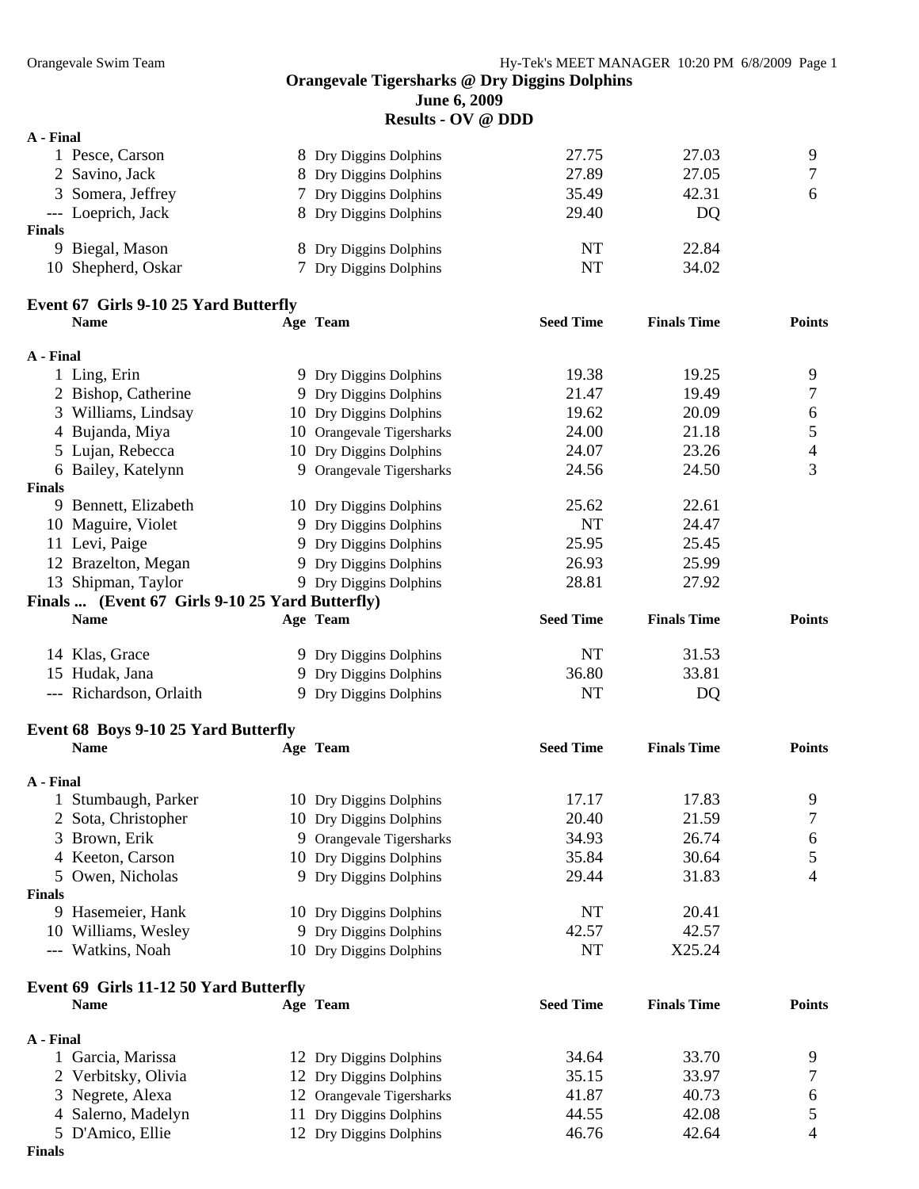# Orangevale Tigersharks @ Dry Diggins Dolphins

**June 6, 2009**

**Results - OV @ DDD**

**A - Final**

| | Name | Age | Team | Seed Time | Finals Time | Points |
|---|---|---|---|---|---|---|
| 1 | Pesce, Carson | 8 | Dry Diggins Dolphins | 27.75 | 27.03 | 9 |
| 2 | Savino, Jack | 8 | Dry Diggins Dolphins | 27.89 | 27.05 | 7 |
| 3 | Somera, Jeffrey | 7 | Dry Diggins Dolphins | 35.49 | 42.31 | 6 |
| --- | Loeprich, Jack | 8 | Dry Diggins Dolphins | 29.40 | DQ | |

**Finals**

| | Name | Age | Team | Seed Time | Finals Time | Points |
|---|---|---|---|---|---|---|
| 9 | Biegal, Mason | 8 | Dry Diggins Dolphins | NT | 22.84 | |
| 10 | Shepherd, Oskar | 7 | Dry Diggins Dolphins | NT | 34.02 | |

## Event 67 Girls 9-10 25 Yard Butterfly

**A - Final**

| | Name | Age | Team | Seed Time | Finals Time | Points |
|---|---|---|---|---|---|---|
| 1 | Ling, Erin | 9 | Dry Diggins Dolphins | 19.38 | 19.25 | 9 |
| 2 | Bishop, Catherine | 9 | Dry Diggins Dolphins | 21.47 | 19.49 | 7 |
| 3 | Williams, Lindsay | 10 | Dry Diggins Dolphins | 19.62 | 20.09 | 6 |
| 4 | Bujanda, Miya | 10 | Orangevale Tigersharks | 24.00 | 21.18 | 5 |
| 5 | Lujan, Rebecca | 10 | Dry Diggins Dolphins | 24.07 | 23.26 | 4 |
| 6 | Bailey, Katelynn | 9 | Orangevale Tigersharks | 24.56 | 24.50 | 3 |

**Finals**

| | Name | Age | Team | Seed Time | Finals Time | Points |
|---|---|---|---|---|---|---|
| 9 | Bennett, Elizabeth | 10 | Dry Diggins Dolphins | 25.62 | 22.61 | |
| 10 | Maguire, Violet | 9 | Dry Diggins Dolphins | NT | 24.47 | |
| 11 | Levi, Paige | 9 | Dry Diggins Dolphins | 25.95 | 25.45 | |
| 12 | Brazelton, Megan | 9 | Dry Diggins Dolphins | 26.93 | 25.99 | |
| 13 | Shipman, Taylor | 9 | Dry Diggins Dolphins | 28.81 | 27.92 | |
| 14 | Klas, Grace | 9 | Dry Diggins Dolphins | NT | 31.53 | |
| 15 | Hudak, Jana | 9 | Dry Diggins Dolphins | 36.80 | 33.81 | |
| --- | Richardson, Orlaith | 9 | Dry Diggins Dolphins | NT | DQ | |

## Event 68 Boys 9-10 25 Yard Butterfly

**A - Final**

| | Name | Age | Team | Seed Time | Finals Time | Points |
|---|---|---|---|---|---|---|
| 1 | Stumbaugh, Parker | 10 | Dry Diggins Dolphins | 17.17 | 17.83 | 9 |
| 2 | Sota, Christopher | 10 | Dry Diggins Dolphins | 20.40 | 21.59 | 7 |
| 3 | Brown, Erik | 9 | Orangevale Tigersharks | 34.93 | 26.74 | 6 |
| 4 | Keeton, Carson | 10 | Dry Diggins Dolphins | 35.84 | 30.64 | 5 |
| 5 | Owen, Nicholas | 9 | Dry Diggins Dolphins | 29.44 | 31.83 | 4 |

**Finals**

| | Name | Age | Team | Seed Time | Finals Time | Points |
|---|---|---|---|---|---|---|
| 9 | Hasemeier, Hank | 10 | Dry Diggins Dolphins | NT | 20.41 | |
| 10 | Williams, Wesley | 9 | Dry Diggins Dolphins | 42.57 | 42.57 | |
| --- | Watkins, Noah | 10 | Dry Diggins Dolphins | NT | X25.24 | |

## Event 69 Girls 11-12 50 Yard Butterfly

**A - Final**

| | Name | Age | Team | Seed Time | Finals Time | Points |
|---|---|---|---|---|---|---|
| 1 | Garcia, Marissa | 12 | Dry Diggins Dolphins | 34.64 | 33.70 | 9 |
| 2 | Verbitsky, Olivia | 12 | Dry Diggins Dolphins | 35.15 | 33.97 | 7 |
| 3 | Negrete, Alexa | 12 | Orangevale Tigersharks | 41.87 | 40.73 | 6 |
| 4 | Salerno, Madelyn | 11 | Dry Diggins Dolphins | 44.55 | 42.08 | 5 |
| 5 | D'Amico, Ellie | 12 | Dry Diggins Dolphins | 46.76 | 42.64 | 4 |

**Finals**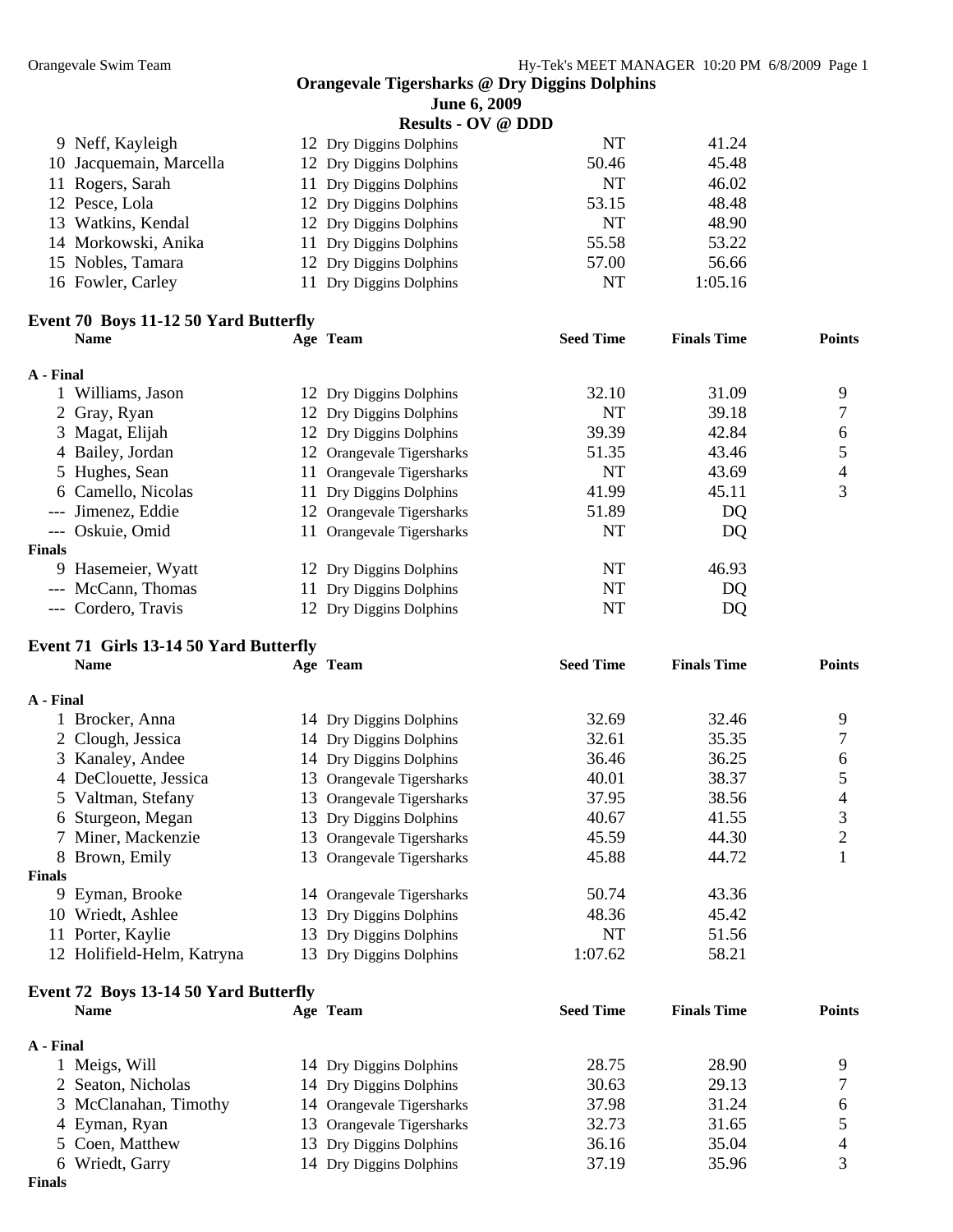# Orangevale Tigersharks @ Dry Diggins Dolphins

**June 6, 2009**

**Results - OV @ DDD**

| | Name | Age | Team | Seed Time | Finals Time | Points |
|---|---|---|---|---|---|---|
| 9 | Neff, Kayleigh | 12 | Dry Diggins Dolphins | NT | 41.24 | |
| 10 | Jacquemain, Marcella | 12 | Dry Diggins Dolphins | 50.46 | 45.48 | |
| 11 | Rogers, Sarah | 11 | Dry Diggins Dolphins | NT | 46.02 | |
| 12 | Pesce, Lola | 12 | Dry Diggins Dolphins | 53.15 | 48.48 | |
| 13 | Watkins, Kendal | 12 | Dry Diggins Dolphins | NT | 48.90 | |
| 14 | Morkowski, Anika | 11 | Dry Diggins Dolphins | 55.58 | 53.22 | |
| 15 | Nobles, Tamara | 12 | Dry Diggins Dolphins | 57.00 | 56.66 | |
| 16 | Fowler, Carley | 11 | Dry Diggins Dolphins | NT | 1:05.16 | |

## Event 70 Boys 11-12 50 Yard Butterfly

| | Name | Age | Team | Seed Time | Finals Time | Points |
|---|---|---|---|---|---|---|
| **A - Final** | | | | | | |
| 1 | Williams, Jason | 12 | Dry Diggins Dolphins | 32.10 | 31.09 | 9 |
| 2 | Gray, Ryan | 12 | Dry Diggins Dolphins | NT | 39.18 | 7 |
| 3 | Magat, Elijah | 12 | Dry Diggins Dolphins | 39.39 | 42.84 | 6 |
| 4 | Bailey, Jordan | 12 | Orangevale Tigersharks | 51.35 | 43.46 | 5 |
| 5 | Hughes, Sean | 11 | Orangevale Tigersharks | NT | 43.69 | 4 |
| 6 | Camello, Nicolas | 11 | Dry Diggins Dolphins | 41.99 | 45.11 | 3 |
| --- | Jimenez, Eddie | 12 | Orangevale Tigersharks | 51.89 | DQ | |
| --- | Oskuie, Omid | 11 | Orangevale Tigersharks | NT | DQ | |
| **Finals** | | | | | | |
| 9 | Hasemeier, Wyatt | 12 | Dry Diggins Dolphins | NT | 46.93 | |
| --- | McCann, Thomas | 11 | Dry Diggins Dolphins | NT | DQ | |
| --- | Cordero, Travis | 12 | Dry Diggins Dolphins | NT | DQ | |

## Event 71 Girls 13-14 50 Yard Butterfly

| | Name | Age | Team | Seed Time | Finals Time | Points |
|---|---|---|---|---|---|---|
| **A - Final** | | | | | | |
| 1 | Brocker, Anna | 14 | Dry Diggins Dolphins | 32.69 | 32.46 | 9 |
| 2 | Clough, Jessica | 14 | Dry Diggins Dolphins | 32.61 | 35.35 | 7 |
| 3 | Kanaley, Andee | 14 | Dry Diggins Dolphins | 36.46 | 36.25 | 6 |
| 4 | DeClouette, Jessica | 13 | Orangevale Tigersharks | 40.01 | 38.37 | 5 |
| 5 | Valtman, Stefany | 13 | Orangevale Tigersharks | 37.95 | 38.56 | 4 |
| 6 | Sturgeon, Megan | 13 | Dry Diggins Dolphins | 40.67 | 41.55 | 3 |
| 7 | Miner, Mackenzie | 13 | Orangevale Tigersharks | 45.59 | 44.30 | 2 |
| 8 | Brown, Emily | 13 | Orangevale Tigersharks | 45.88 | 44.72 | 1 |
| **Finals** | | | | | | |
| 9 | Eyman, Brooke | 14 | Orangevale Tigersharks | 50.74 | 43.36 | |
| 10 | Wriedt, Ashlee | 13 | Dry Diggins Dolphins | 48.36 | 45.42 | |
| 11 | Porter, Kaylie | 13 | Dry Diggins Dolphins | NT | 51.56 | |
| 12 | Holifield-Helm, Katryna | 13 | Dry Diggins Dolphins | 1:07.62 | 58.21 | |

## Event 72 Boys 13-14 50 Yard Butterfly

| | Name | Age | Team | Seed Time | Finals Time | Points |
|---|---|---|---|---|---|---|
| **A - Final** | | | | | | |
| 1 | Meigs, Will | 14 | Dry Diggins Dolphins | 28.75 | 28.90 | 9 |
| 2 | Seaton, Nicholas | 14 | Dry Diggins Dolphins | 30.63 | 29.13 | 7 |
| 3 | McClanahan, Timothy | 14 | Orangevale Tigersharks | 37.98 | 31.24 | 6 |
| 4 | Eyman, Ryan | 13 | Orangevale Tigersharks | 32.73 | 31.65 | 5 |
| 5 | Coen, Matthew | 13 | Dry Diggins Dolphins | 36.16 | 35.04 | 4 |
| 6 | Wriedt, Garry | 14 | Dry Diggins Dolphins | 37.19 | 35.96 | 3 |
| **Finals** | | | | | | |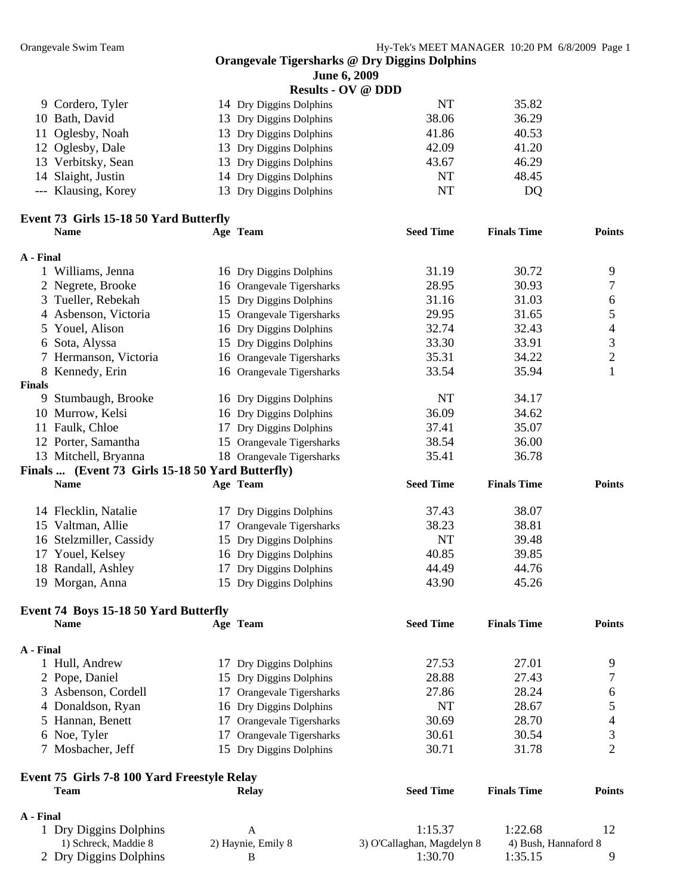## Orangevale Tigersharks @ Dry Diggins Dolphins
### June 6, 2009
### Results - OV @ DDD

| | Name | Age | Team | Seed Time | Finals Time | Points |
|---|---|---|---|---|---|---|
| 9 | Cordero, Tyler | 14 | Dry Diggins Dolphins | NT | 35.82 | |
| 10 | Bath, David | 13 | Dry Diggins Dolphins | 38.06 | 36.29 | |
| 11 | Oglesby, Noah | 13 | Dry Diggins Dolphins | 41.86 | 40.53 | |
| 12 | Oglesby, Dale | 13 | Dry Diggins Dolphins | 42.09 | 41.20 | |
| 13 | Verbitsky, Sean | 13 | Dry Diggins Dolphins | 43.67 | 46.29 | |
| 14 | Slaight, Justin | 14 | Dry Diggins Dolphins | NT | 48.45 | |
| --- | Klausing, Korey | 13 | Dry Diggins Dolphins | NT | DQ | |

**Event 73 Girls 15-18 50 Yard Butterfly**

| | Name | Age | Team | Seed Time | Finals Time | Points |
|---|---|---|---|---|---|---|
| **A - Final** | | | | | | |
| 1 | Williams, Jenna | 16 | Dry Diggins Dolphins | 31.19 | 30.72 | 9 |
| 2 | Negrete, Brooke | 16 | Orangevale Tigersharks | 28.95 | 30.93 | 7 |
| 3 | Tueller, Rebekah | 15 | Dry Diggins Dolphins | 31.16 | 31.03 | 6 |
| 4 | Asbenson, Victoria | 15 | Orangevale Tigersharks | 29.95 | 31.65 | 5 |
| 5 | Youel, Alison | 16 | Dry Diggins Dolphins | 32.74 | 32.43 | 4 |
| 6 | Sota, Alyssa | 15 | Dry Diggins Dolphins | 33.30 | 33.91 | 3 |
| 7 | Hermanson, Victoria | 16 | Orangevale Tigersharks | 35.31 | 34.22 | 2 |
| 8 | Kennedy, Erin | 16 | Orangevale Tigersharks | 33.54 | 35.94 | 1 |
| **Finals** | | | | | | |
| 9 | Stumbaugh, Brooke | 16 | Dry Diggins Dolphins | NT | 34.17 | |
| 10 | Murrow, Kelsi | 16 | Dry Diggins Dolphins | 36.09 | 34.62 | |
| 11 | Faulk, Chloe | 17 | Dry Diggins Dolphins | 37.41 | 35.07 | |
| 12 | Porter, Samantha | 15 | Orangevale Tigersharks | 38.54 | 36.00 | |
| 13 | Mitchell, Bryanna | 18 | Orangevale Tigersharks | 35.41 | 36.78 | |
| 14 | Flecklin, Natalie | 17 | Dry Diggins Dolphins | 37.43 | 38.07 | |
| 15 | Valtman, Allie | 17 | Orangevale Tigersharks | 38.23 | 38.81 | |
| 16 | Stelzmiller, Cassidy | 15 | Dry Diggins Dolphins | NT | 39.48 | |
| 17 | Youel, Kelsey | 16 | Dry Diggins Dolphins | 40.85 | 39.85 | |
| 18 | Randall, Ashley | 17 | Dry Diggins Dolphins | 44.49 | 44.76 | |
| 19 | Morgan, Anna | 15 | Dry Diggins Dolphins | 43.90 | 45.26 | |

**Event 74 Boys 15-18 50 Yard Butterfly**

| | Name | Age | Team | Seed Time | Finals Time | Points |
|---|---|---|---|---|---|---|
| **A - Final** | | | | | | |
| 1 | Hull, Andrew | 17 | Dry Diggins Dolphins | 27.53 | 27.01 | 9 |
| 2 | Pope, Daniel | 15 | Dry Diggins Dolphins | 28.88 | 27.43 | 7 |
| 3 | Asbenson, Cordell | 17 | Orangevale Tigersharks | 27.86 | 28.24 | 6 |
| 4 | Donaldson, Ryan | 16 | Dry Diggins Dolphins | NT | 28.67 | 5 |
| 5 | Hannan, Benett | 17 | Orangevale Tigersharks | 30.69 | 28.70 | 4 |
| 6 | Noe, Tyler | 17 | Orangevale Tigersharks | 30.61 | 30.54 | 3 |
| 7 | Mosbacher, Jeff | 15 | Dry Diggins Dolphins | 30.71 | 31.78 | 2 |

**Event 75 Girls 7-8 100 Yard Freestyle Relay**

| | Team | Relay | Seed Time | Finals Time | Points |
|---|---|---|---|---|---|
| **A - Final** | | | | | |
| 1 | Dry Diggins Dolphins | A | 1:15.37 | 1:22.68 | 12 |
| | 1) Schreck, Maddie 8 | 2) Haynie, Emily 8 | 3) O'Callaghan, Magdelyn 8 | 4) Bush, Hannaford 8 | |
| 2 | Dry Diggins Dolphins | B | 1:30.70 | 1:35.15 | 9 |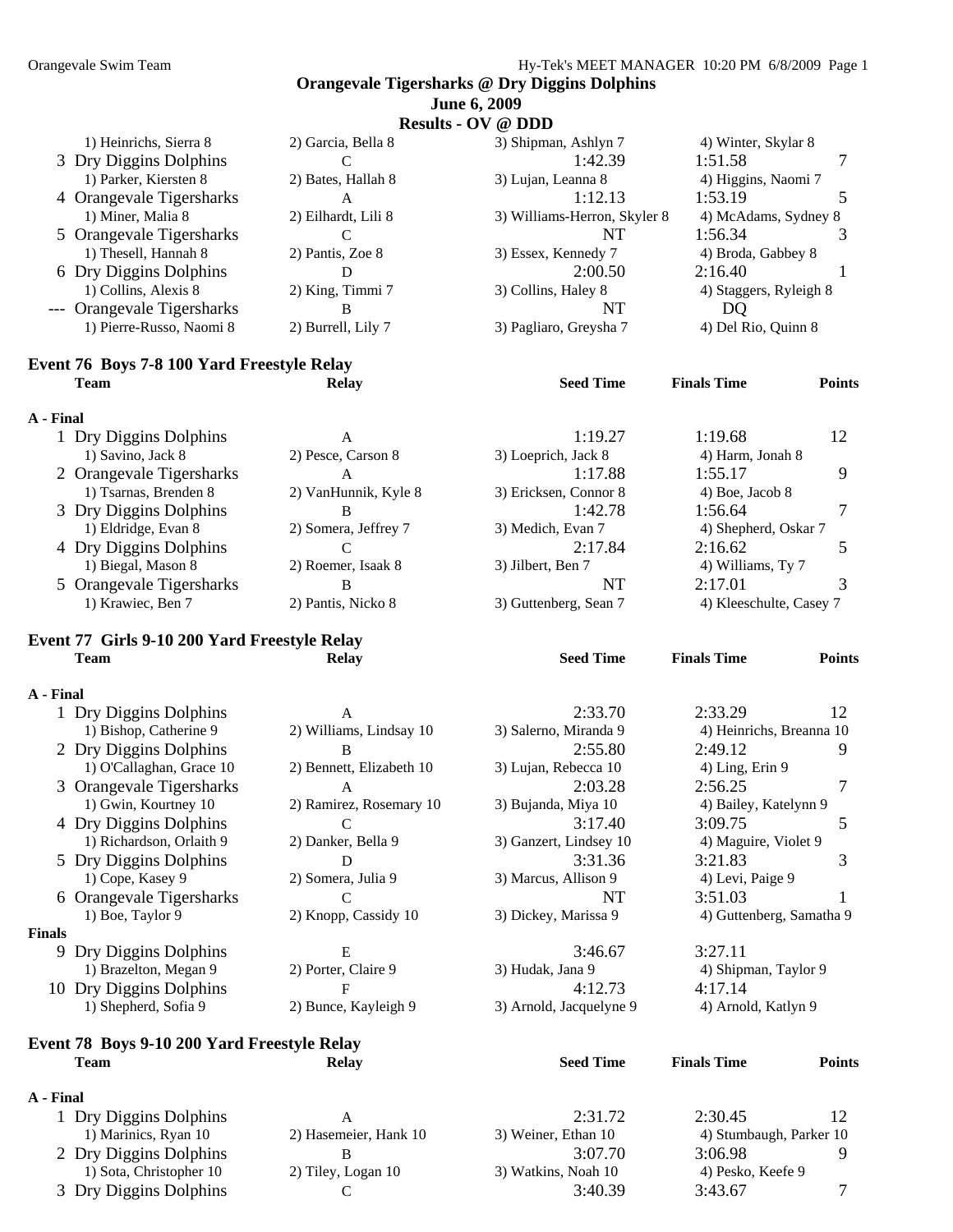**Orangevale Tigersharks @ Dry Diggins Dolphins**
**June 6, 2009**
**Results - OV @ DDD**

| | Team | Relay | Seed Time | Finals Time | Points |
|---|---|---|---|---|---|
| | 1) Heinrichs, Sierra 8 | 2) Garcia, Bella 8 | 3) Shipman, Ashlyn 7 | 4) Winter, Skylar 8 | |
| 3 | Dry Diggins Dolphins | C | 1:42.39 | 1:51.58 | 7 |
| | 1) Parker, Kiersten 8 | 2) Bates, Hallah 8 | 3) Lujan, Leanna 8 | 4) Higgins, Naomi 7 | |
| 4 | Orangevale Tigersharks | A | 1:12.13 | 1:53.19 | 5 |
| | 1) Miner, Malia 8 | 2) Eilhardt, Lili 8 | 3) Williams-Herron, Skyler 8 | 4) McAdams, Sydney 8 | |
| 5 | Orangevale Tigersharks | C | NT | 1:56.34 | 3 |
| | 1) Thesell, Hannah 8 | 2) Pantis, Zoe 8 | 3) Essex, Kennedy 7 | 4) Broda, Gabbey 8 | |
| 6 | Dry Diggins Dolphins | D | 2:00.50 | 2:16.40 | 1 |
| | 1) Collins, Alexis 8 | 2) King, Timmi 7 | 3) Collins, Haley 8 | 4) Staggers, Ryleigh 8 | |
| --- | Orangevale Tigersharks | B | NT | DQ | |
| | 1) Pierre-Russo, Naomi 8 | 2) Burrell, Lily 7 | 3) Pagliaro, Greysha 7 | 4) Del Rio, Quinn 8 | |

## Event 76 Boys 7-8 100 Yard Freestyle Relay

| | Team | Relay | Seed Time | Finals Time | Points |
|---|---|---|---|---|---|
| **A - Final** | | | | | |
| 1 | Dry Diggins Dolphins | A | 1:19.27 | 1:19.68 | 12 |
| | 1) Savino, Jack 8 | 2) Pesce, Carson 8 | 3) Loeprich, Jack 8 | 4) Harm, Jonah 8 | |
| 2 | Orangevale Tigersharks | A | 1:17.88 | 1:55.17 | 9 |
| | 1) Tsarnas, Brenden 8 | 2) VanHunnik, Kyle 8 | 3) Ericksen, Connor 8 | 4) Boe, Jacob 8 | |
| 3 | Dry Diggins Dolphins | B | 1:42.78 | 1:56.64 | 7 |
| | 1) Eldridge, Evan 8 | 2) Somera, Jeffrey 7 | 3) Medich, Evan 7 | 4) Shepherd, Oskar 7 | |
| 4 | Dry Diggins Dolphins | C | 2:17.84 | 2:16.62 | 5 |
| | 1) Biegal, Mason 8 | 2) Roemer, Isaak 8 | 3) Jilbert, Ben 7 | 4) Williams, Ty 7 | |
| 5 | Orangevale Tigersharks | B | NT | 2:17.01 | 3 |
| | 1) Krawiec, Ben 7 | 2) Pantis, Nicko 8 | 3) Guttenberg, Sean 7 | 4) Kleeschulte, Casey 7 | |

## Event 77 Girls 9-10 200 Yard Freestyle Relay

| | Team | Relay | Seed Time | Finals Time | Points |
|---|---|---|---|---|---|
| **A - Final** | | | | | |
| 1 | Dry Diggins Dolphins | A | 2:33.70 | 2:33.29 | 12 |
| | 1) Bishop, Catherine 9 | 2) Williams, Lindsay 10 | 3) Salerno, Miranda 9 | 4) Heinrichs, Breanna 10 | |
| 2 | Dry Diggins Dolphins | B | 2:55.80 | 2:49.12 | 9 |
| | 1) O'Callaghan, Grace 10 | 2) Bennett, Elizabeth 10 | 3) Lujan, Rebecca 10 | 4) Ling, Erin 9 | |
| 3 | Orangevale Tigersharks | A | 2:03.28 | 2:56.25 | 7 |
| | 1) Gwin, Kourtney 10 | 2) Ramirez, Rosemary 10 | 3) Bujanda, Miya 10 | 4) Bailey, Katelynn 9 | |
| 4 | Dry Diggins Dolphins | C | 3:17.40 | 3:09.75 | 5 |
| | 1) Richardson, Orlaith 9 | 2) Danker, Bella 9 | 3) Ganzert, Lindsey 10 | 4) Maguire, Violet 9 | |
| 5 | Dry Diggins Dolphins | D | 3:31.36 | 3:21.83 | 3 |
| | 1) Cope, Kasey 9 | 2) Somera, Julia 9 | 3) Marcus, Allison 9 | 4) Levi, Paige 9 | |
| 6 | Orangevale Tigersharks | C | NT | 3:51.03 | 1 |
| | 1) Boe, Taylor 9 | 2) Knopp, Cassidy 10 | 3) Dickey, Marissa 9 | 4) Guttenberg, Samatha 9 | |
| **Finals** | | | | | |
| 9 | Dry Diggins Dolphins | E | 3:46.67 | 3:27.11 | |
| | 1) Brazelton, Megan 9 | 2) Porter, Claire 9 | 3) Hudak, Jana 9 | 4) Shipman, Taylor 9 | |
| 10 | Dry Diggins Dolphins | F | 4:12.73 | 4:17.14 | |
| | 1) Shepherd, Sofia 9 | 2) Bunce, Kayleigh 9 | 3) Arnold, Jacquelyne 9 | 4) Arnold, Katlyn 9 | |

## Event 78 Boys 9-10 200 Yard Freestyle Relay

| | Team | Relay | Seed Time | Finals Time | Points |
|---|---|---|---|---|---|
| **A - Final** | | | | | |
| 1 | Dry Diggins Dolphins | A | 2:31.72 | 2:30.45 | 12 |
| | 1) Marinics, Ryan 10 | 2) Hasemeier, Hank 10 | 3) Weiner, Ethan 10 | 4) Stumbaugh, Parker 10 | |
| 2 | Dry Diggins Dolphins | B | 3:07.70 | 3:06.98 | 9 |
| | 1) Sota, Christopher 10 | 2) Tiley, Logan 10 | 3) Watkins, Noah 10 | 4) Pesko, Keefe 9 | |
| 3 | Dry Diggins Dolphins | C | 3:40.39 | 3:43.67 | 7 |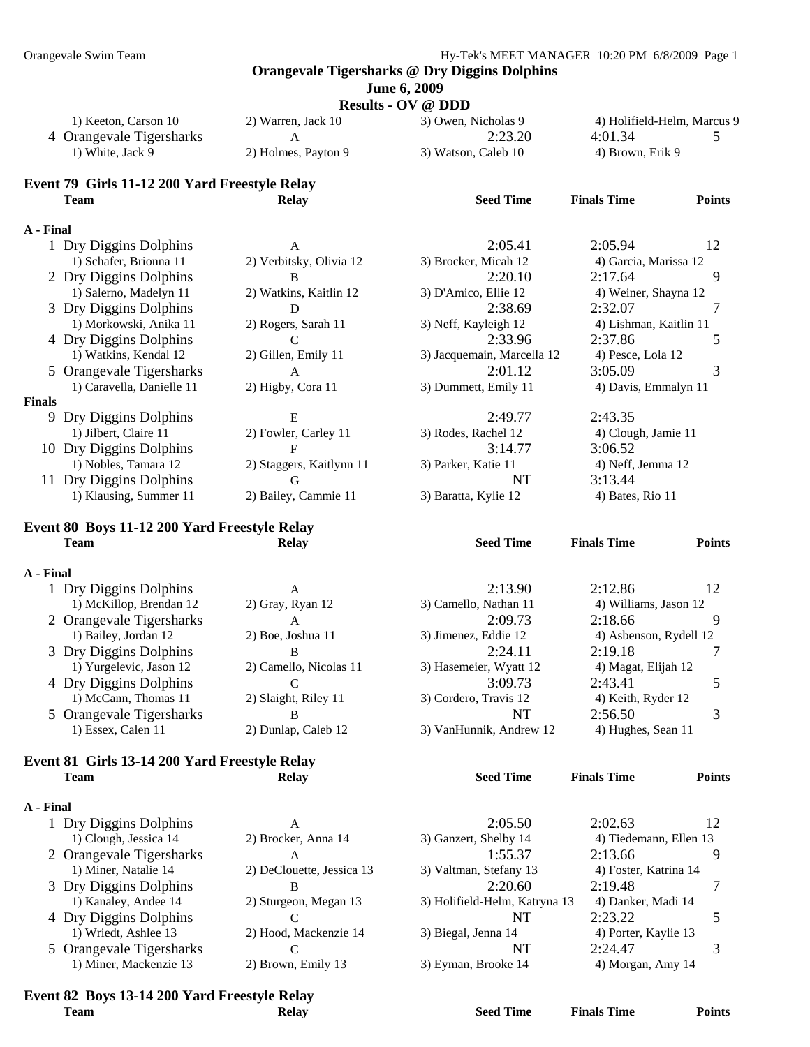## Orangevale Tigersharks @ Dry Diggins Dolphins

**June 6, 2009**

**Results - OV @ DDD**

| | | | | |
|---|---|---|---|---|
| 1) Keeton, Carson 10 | 2) Warren, Jack 10 | 3) Owen, Nicholas 9 | 4) Holifield-Helm, Marcus 9 | |
| 4 Orangevale Tigersharks | A | 2:23.20 | 4:01.34 | 5 |
| 1) White, Jack 9 | 2) Holmes, Payton 9 | 3) Watson, Caleb 10 | 4) Brown, Erik 9 | |

### Event 79 Girls 11-12 200 Yard Freestyle Relay

| Team | Relay | Seed Time | Finals Time | Points |
|---|---|---|---|---|
| **A - Final** | | | | |
| 1 Dry Diggins Dolphins | A | 2:05.41 | 2:05.94 | 12 |
| 1) Schafer, Brionna 11 | 2) Verbitsky, Olivia 12 | 3) Brocker, Micah 12 | 4) Garcia, Marissa 12 | |
| 2 Dry Diggins Dolphins | B | 2:20.10 | 2:17.64 | 9 |
| 1) Salerno, Madelyn 11 | 2) Watkins, Kaitlin 12 | 3) D'Amico, Ellie 12 | 4) Weiner, Shayna 12 | |
| 3 Dry Diggins Dolphins | D | 2:38.69 | 2:32.07 | 7 |
| 1) Morkowski, Anika 11 | 2) Rogers, Sarah 11 | 3) Neff, Kayleigh 12 | 4) Lishman, Kaitlin 11 | |
| 4 Dry Diggins Dolphins | C | 2:33.96 | 2:37.86 | 5 |
| 1) Watkins, Kendal 12 | 2) Gillen, Emily 11 | 3) Jacquemain, Marcella 12 | 4) Pesce, Lola 12 | |
| 5 Orangevale Tigersharks | A | 2:01.12 | 3:05.09 | 3 |
| 1) Caravella, Danielle 11 | 2) Higby, Cora 11 | 3) Dummett, Emily 11 | 4) Davis, Emmalyn 11 | |
| **Finals** | | | | |
| 9 Dry Diggins Dolphins | E | 2:49.77 | 2:43.35 | |
| 1) Jilbert, Claire 11 | 2) Fowler, Carley 11 | 3) Rodes, Rachel 12 | 4) Clough, Jamie 11 | |
| 10 Dry Diggins Dolphins | F | 3:14.77 | 3:06.52 | |
| 1) Nobles, Tamara 12 | 2) Staggers, Kaitlynn 11 | 3) Parker, Katie 11 | 4) Neff, Jemma 12 | |
| 11 Dry Diggins Dolphins | G | NT | 3:13.44 | |
| 1) Klausing, Summer 11 | 2) Bailey, Cammie 11 | 3) Baratta, Kylie 12 | 4) Bates, Rio 11 | |

### Event 80 Boys 11-12 200 Yard Freestyle Relay

| Team | Relay | Seed Time | Finals Time | Points |
|---|---|---|---|---|
| **A - Final** | | | | |
| 1 Dry Diggins Dolphins | A | 2:13.90 | 2:12.86 | 12 |
| 1) McKillop, Brendan 12 | 2) Gray, Ryan 12 | 3) Camello, Nathan 11 | 4) Williams, Jason 12 | |
| 2 Orangevale Tigersharks | A | 2:09.73 | 2:18.66 | 9 |
| 1) Bailey, Jordan 12 | 2) Boe, Joshua 11 | 3) Jimenez, Eddie 12 | 4) Asbenson, Rydell 12 | |
| 3 Dry Diggins Dolphins | B | 2:24.11 | 2:19.18 | 7 |
| 1) Yurgelevic, Jason 12 | 2) Camello, Nicolas 11 | 3) Hasemeier, Wyatt 12 | 4) Magat, Elijah 12 | |
| 4 Dry Diggins Dolphins | C | 3:09.73 | 2:43.41 | 5 |
| 1) McCann, Thomas 11 | 2) Slaight, Riley 11 | 3) Cordero, Travis 12 | 4) Keith, Ryder 12 | |
| 5 Orangevale Tigersharks | B | NT | 2:56.50 | 3 |
| 1) Essex, Calen 11 | 2) Dunlap, Caleb 12 | 3) VanHunnik, Andrew 12 | 4) Hughes, Sean 11 | |

### Event 81 Girls 13-14 200 Yard Freestyle Relay

| Team | Relay | Seed Time | Finals Time | Points |
|---|---|---|---|---|
| **A - Final** | | | | |
| 1 Dry Diggins Dolphins | A | 2:05.50 | 2:02.63 | 12 |
| 1) Clough, Jessica 14 | 2) Brocker, Anna 14 | 3) Ganzert, Shelby 14 | 4) Tiedemann, Ellen 13 | |
| 2 Orangevale Tigersharks | A | 1:55.37 | 2:13.66 | 9 |
| 1) Miner, Natalie 14 | 2) DeClouette, Jessica 13 | 3) Valtman, Stefany 13 | 4) Foster, Katrina 14 | |
| 3 Dry Diggins Dolphins | B | 2:20.60 | 2:19.48 | 7 |
| 1) Kanaley, Andee 14 | 2) Sturgeon, Megan 13 | 3) Holifield-Helm, Katryna 13 | 4) Danker, Madi 14 | |
| 4 Dry Diggins Dolphins | C | NT | 2:23.22 | 5 |
| 1) Wriedt, Ashlee 13 | 2) Hood, Mackenzie 14 | 3) Biegal, Jenna 14 | 4) Porter, Kaylie 13 | |
| 5 Orangevale Tigersharks | C | NT | 2:24.47 | 3 |
| 1) Miner, Mackenzie 13 | 2) Brown, Emily 13 | 3) Eyman, Brooke 14 | 4) Morgan, Amy 14 | |

### Event 82 Boys 13-14 200 Yard Freestyle Relay

| Team | Relay | Seed Time | Finals Time | Points |
|---|---|---|---|---|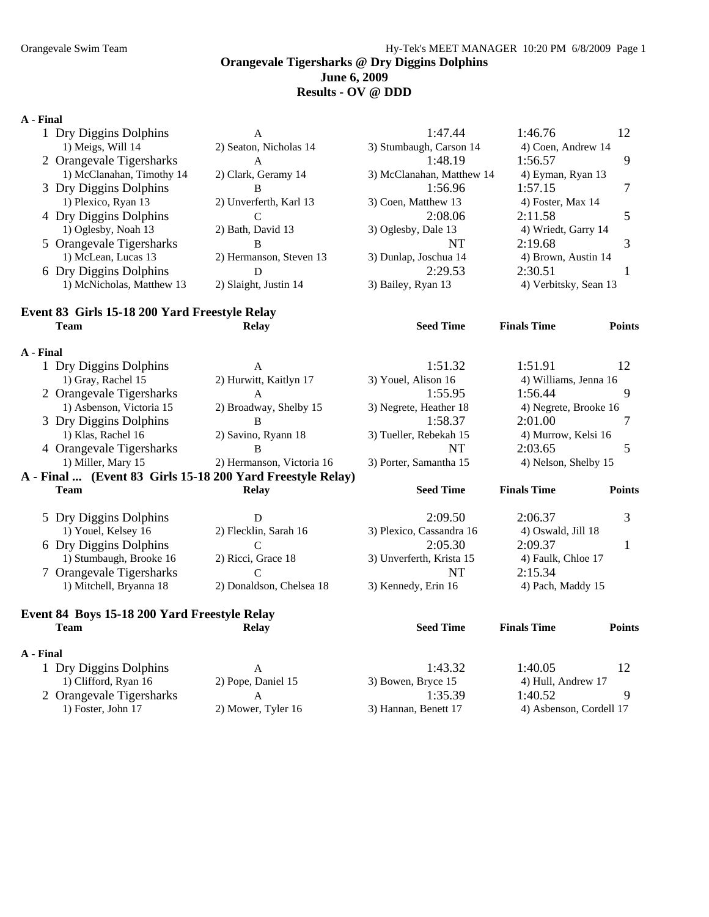# Orangevale Tigersharks @ Dry Diggins Dolphins

**June 6, 2009**

**Results - OV @ DDD**

**A - Final**

| | Team | Relay | Seed Time | Finals Time | Points |
|---|---|---|---|---|---|
| 1 | Dry Diggins Dolphins | A | 1:47.44 | 1:46.76 | 12 |
| | 1) Meigs, Will 14 | 2) Seaton, Nicholas 14 | 3) Stumbaugh, Carson 14 | 4) Coen, Andrew 14 | |
| 2 | Orangevale Tigersharks | A | 1:48.19 | 1:56.57 | 9 |
| | 1) McClanahan, Timothy 14 | 2) Clark, Geramy 14 | 3) McClanahan, Matthew 14 | 4) Eyman, Ryan 13 | |
| 3 | Dry Diggins Dolphins | B | 1:56.96 | 1:57.15 | 7 |
| | 1) Plexico, Ryan 13 | 2) Unverferth, Karl 13 | 3) Coen, Matthew 13 | 4) Foster, Max 14 | |
| 4 | Dry Diggins Dolphins | C | 2:08.06 | 2:11.58 | 5 |
| | 1) Oglesby, Noah 13 | 2) Bath, David 13 | 3) Oglesby, Dale 13 | 4) Wriedt, Garry 14 | |
| 5 | Orangevale Tigersharks | B | NT | 2:19.68 | 3 |
| | 1) McLean, Lucas 13 | 2) Hermanson, Steven 13 | 3) Dunlap, Joschua 14 | 4) Brown, Austin 14 | |
| 6 | Dry Diggins Dolphins | D | 2:29.53 | 2:30.51 | 1 |
| | 1) McNicholas, Matthew 13 | 2) Slaight, Justin 14 | 3) Bailey, Ryan 13 | 4) Verbitsky, Sean 13 | |

## Event 83 Girls 15-18 200 Yard Freestyle Relay

**A - Final**

| | Team | Relay | Seed Time | Finals Time | Points |
|---|---|---|---|---|---|
| 1 | Dry Diggins Dolphins | A | 1:51.32 | 1:51.91 | 12 |
| | 1) Gray, Rachel 15 | 2) Hurwitt, Kaitlyn 17 | 3) Youel, Alison 16 | 4) Williams, Jenna 16 | |
| 2 | Orangevale Tigersharks | A | 1:55.95 | 1:56.44 | 9 |
| | 1) Asbenson, Victoria 15 | 2) Broadway, Shelby 15 | 3) Negrete, Heather 18 | 4) Negrete, Brooke 16 | |
| 3 | Dry Diggins Dolphins | B | 1:58.37 | 2:01.00 | 7 |
| | 1) Klas, Rachel 16 | 2) Savino, Ryann 18 | 3) Tueller, Rebekah 15 | 4) Murrow, Kelsi 16 | |
| 4 | Orangevale Tigersharks | B | NT | 2:03.65 | 5 |
| | 1) Miller, Mary 15 | 2) Hermanson, Victoria 16 | 3) Porter, Samantha 15 | 4) Nelson, Shelby 15 | |
| 5 | Dry Diggins Dolphins | D | 2:09.50 | 2:06.37 | 3 |
| | 1) Youel, Kelsey 16 | 2) Flecklin, Sarah 16 | 3) Plexico, Cassandra 16 | 4) Oswald, Jill 18 | |
| 6 | Dry Diggins Dolphins | C | 2:05.30 | 2:09.37 | 1 |
| | 1) Stumbaugh, Brooke 16 | 2) Ricci, Grace 18 | 3) Unverferth, Krista 15 | 4) Faulk, Chloe 17 | |
| 7 | Orangevale Tigersharks | C | NT | 2:15.34 | |
| | 1) Mitchell, Bryanna 18 | 2) Donaldson, Chelsea 18 | 3) Kennedy, Erin 16 | 4) Pach, Maddy 15 | |

## Event 84 Boys 15-18 200 Yard Freestyle Relay

**A - Final**

| | Team | Relay | Seed Time | Finals Time | Points |
|---|---|---|---|---|---|
| 1 | Dry Diggins Dolphins | A | 1:43.32 | 1:40.05 | 12 |
| | 1) Clifford, Ryan 16 | 2) Pope, Daniel 15 | 3) Bowen, Bryce 15 | 4) Hull, Andrew 17 | |
| 2 | Orangevale Tigersharks | A | 1:35.39 | 1:40.52 | 9 |
| | 1) Foster, John 17 | 2) Mower, Tyler 16 | 3) Hannan, Benett 17 | 4) Asbenson, Cordell 17 | |